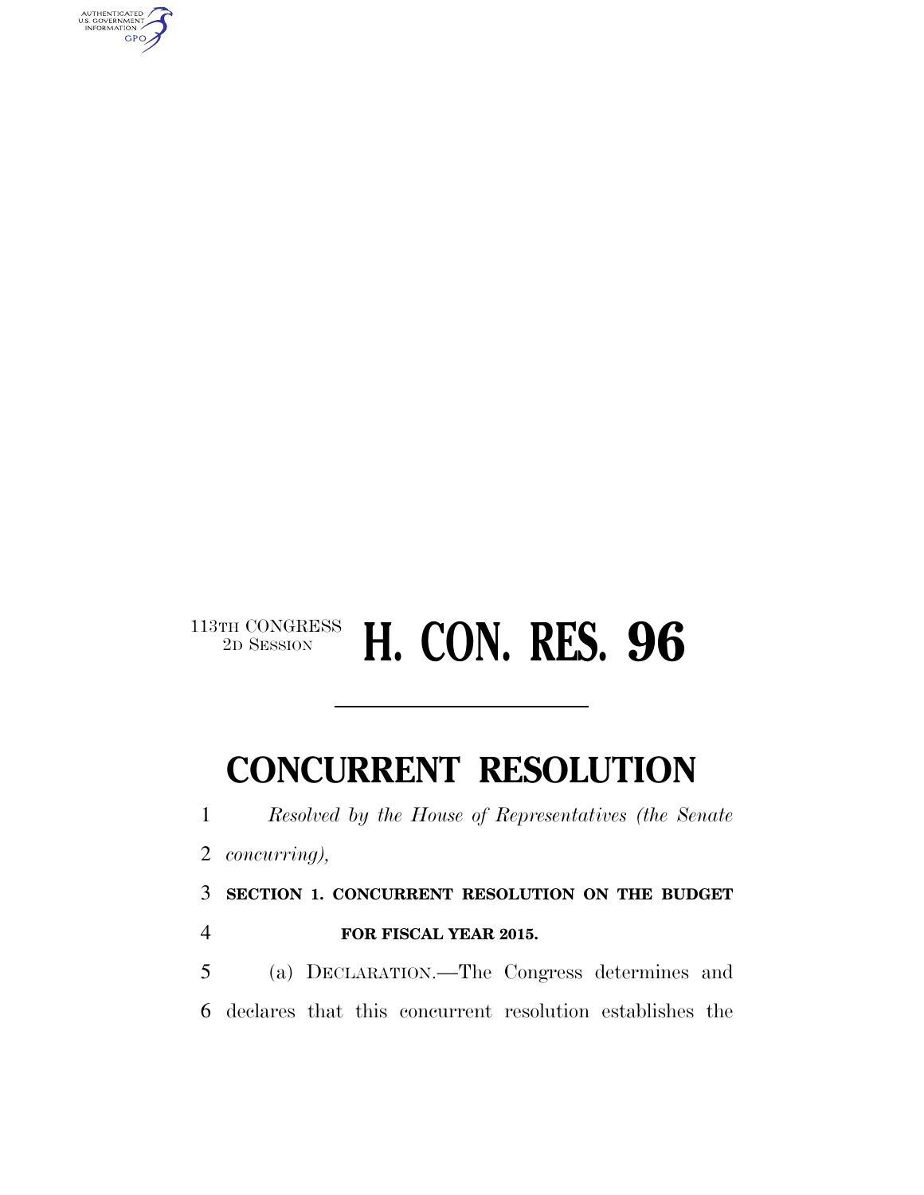113TH CONGRESS
2D SESSION

# H. CON. RES. 96

## CONCURRENT RESOLUTION

1 *Resolved by the House of Representatives (the Senate*
2 *concurring),*

3 **SECTION 1. CONCURRENT RESOLUTION ON THE BUDGET**
4 **FOR FISCAL YEAR 2015.**

5 (a) DECLARATION.—The Congress determines and
6 declares that this concurrent resolution establishes the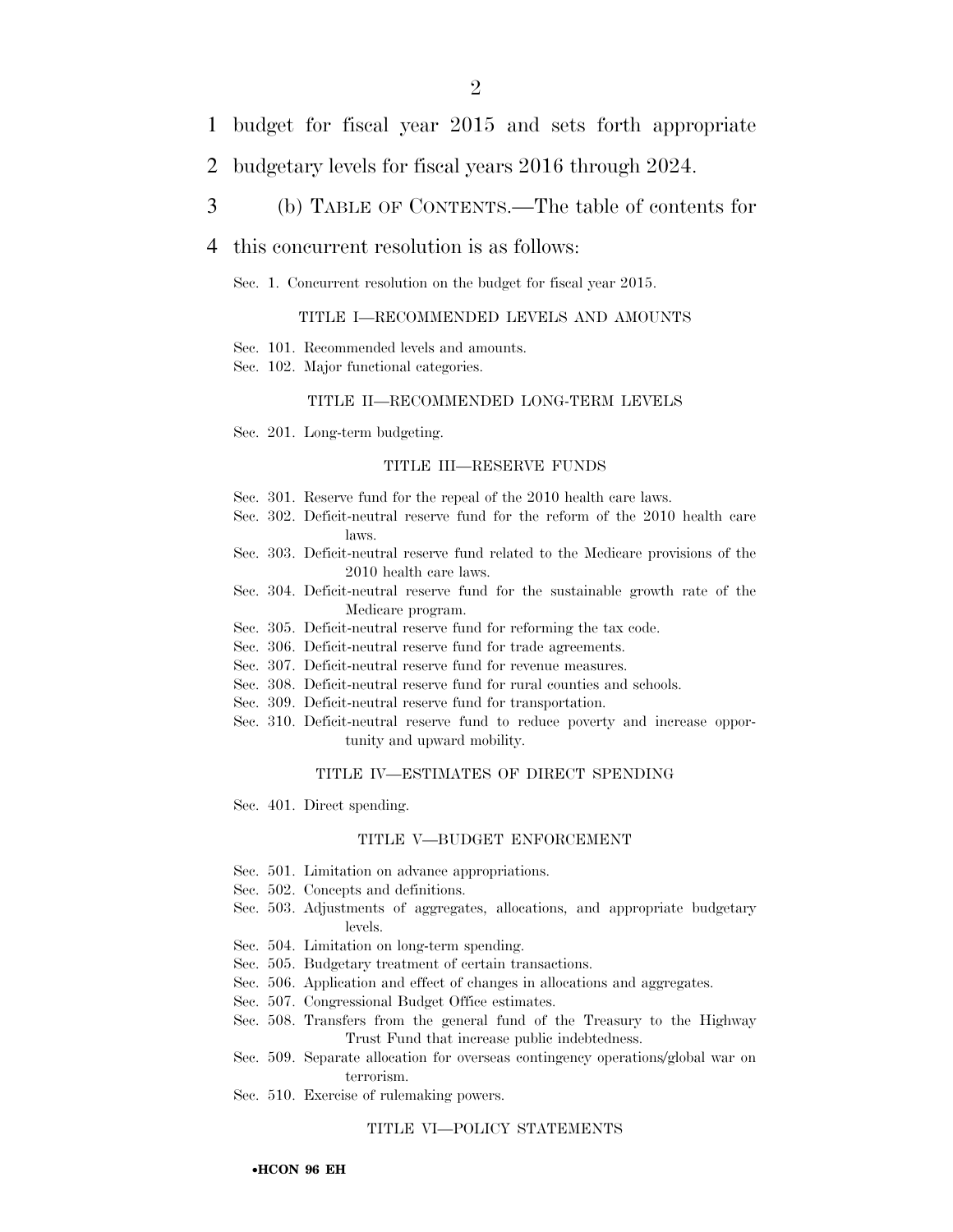budget for fiscal year 2015 and sets forth appropriate budgetary levels for fiscal years 2016 through 2024.

(b) TABLE OF CONTENTS.—The table of contents for this concurrent resolution is as follows:

Sec. 1. Concurrent resolution on the budget for fiscal year 2015.

TITLE I—RECOMMENDED LEVELS AND AMOUNTS

Sec. 101. Recommended levels and amounts.
Sec. 102. Major functional categories.

TITLE II—RECOMMENDED LONG-TERM LEVELS

Sec. 201. Long-term budgeting.

TITLE III—RESERVE FUNDS

Sec. 301. Reserve fund for the repeal of the 2010 health care laws.
Sec. 302. Deficit-neutral reserve fund for the reform of the 2010 health care laws.
Sec. 303. Deficit-neutral reserve fund related to the Medicare provisions of the 2010 health care laws.
Sec. 304. Deficit-neutral reserve fund for the sustainable growth rate of the Medicare program.
Sec. 305. Deficit-neutral reserve fund for reforming the tax code.
Sec. 306. Deficit-neutral reserve fund for trade agreements.
Sec. 307. Deficit-neutral reserve fund for revenue measures.
Sec. 308. Deficit-neutral reserve fund for rural counties and schools.
Sec. 309. Deficit-neutral reserve fund for transportation.
Sec. 310. Deficit-neutral reserve fund to reduce poverty and increase opportunity and upward mobility.

TITLE IV—ESTIMATES OF DIRECT SPENDING

Sec. 401. Direct spending.

TITLE V—BUDGET ENFORCEMENT

Sec. 501. Limitation on advance appropriations.
Sec. 502. Concepts and definitions.
Sec. 503. Adjustments of aggregates, allocations, and appropriate budgetary levels.
Sec. 504. Limitation on long-term spending.
Sec. 505. Budgetary treatment of certain transactions.
Sec. 506. Application and effect of changes in allocations and aggregates.
Sec. 507. Congressional Budget Office estimates.
Sec. 508. Transfers from the general fund of the Treasury to the Highway Trust Fund that increase public indebtedness.
Sec. 509. Separate allocation for overseas contingency operations/global war on terrorism.
Sec. 510. Exercise of rulemaking powers.

TITLE VI—POLICY STATEMENTS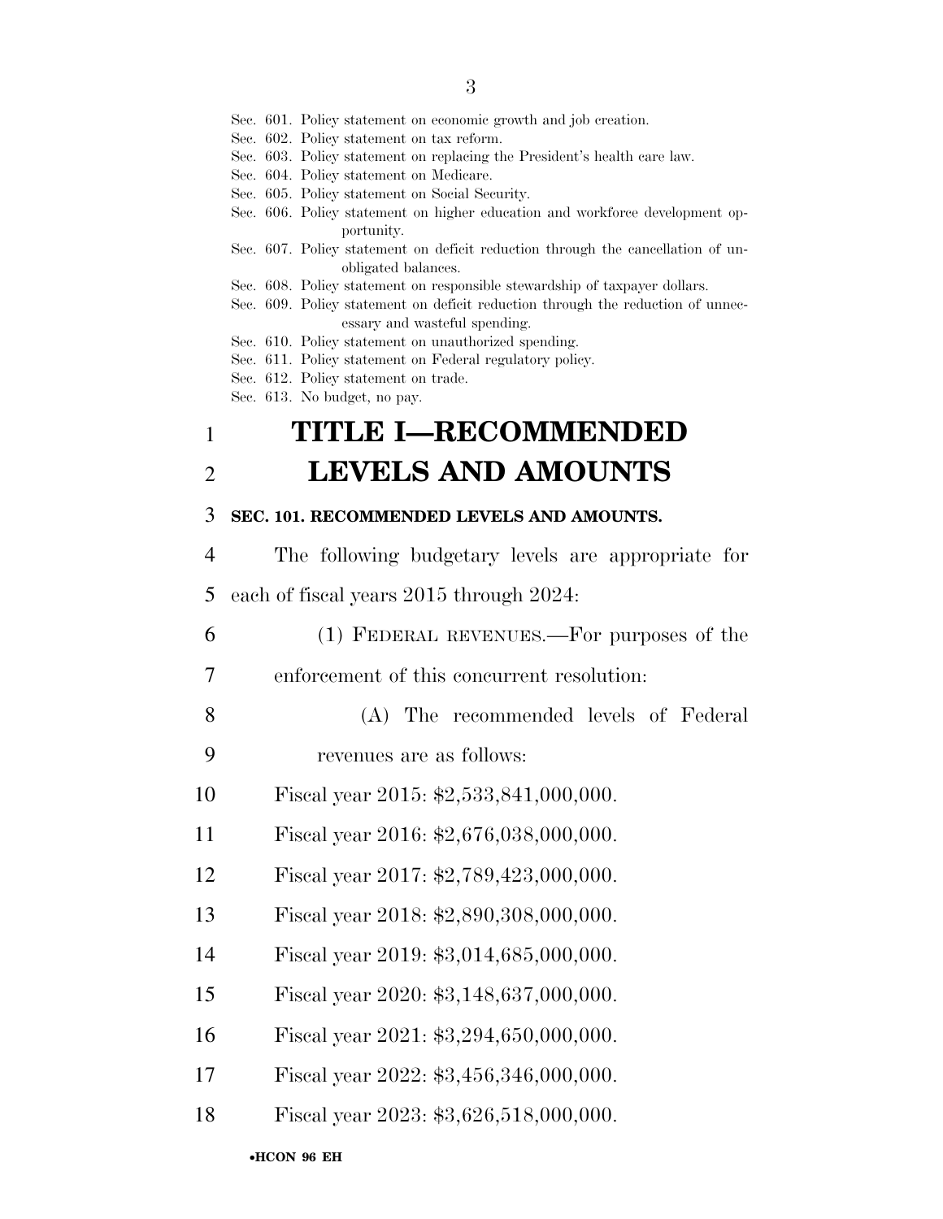Sec. 601. Policy statement on economic growth and job creation.
Sec. 602. Policy statement on tax reform.
Sec. 603. Policy statement on replacing the President's health care law.
Sec. 604. Policy statement on Medicare.
Sec. 605. Policy statement on Social Security.
Sec. 606. Policy statement on higher education and workforce development opportunity.
Sec. 607. Policy statement on deficit reduction through the cancellation of unobligated balances.
Sec. 608. Policy statement on responsible stewardship of taxpayer dollars.
Sec. 609. Policy statement on deficit reduction through the reduction of unnecessary and wasteful spending.
Sec. 610. Policy statement on unauthorized spending.
Sec. 611. Policy statement on Federal regulatory policy.
Sec. 612. Policy statement on trade.
Sec. 613. No budget, no pay.

# TITLE I—RECOMMENDED LEVELS AND AMOUNTS

**SEC. 101. RECOMMENDED LEVELS AND AMOUNTS.**

The following budgetary levels are appropriate for each of fiscal years 2015 through 2024:

(1) FEDERAL REVENUES.—For purposes of the enforcement of this concurrent resolution:

(A) The recommended levels of Federal revenues are as follows:

Fiscal year 2015: $2,533,841,000,000.
Fiscal year 2016: $2,676,038,000,000.
Fiscal year 2017: $2,789,423,000,000.
Fiscal year 2018: $2,890,308,000,000.
Fiscal year 2019: $3,014,685,000,000.
Fiscal year 2020: $3,148,637,000,000.
Fiscal year 2021: $3,294,650,000,000.
Fiscal year 2022: $3,456,346,000,000.
Fiscal year 2023: $3,626,518,000,000.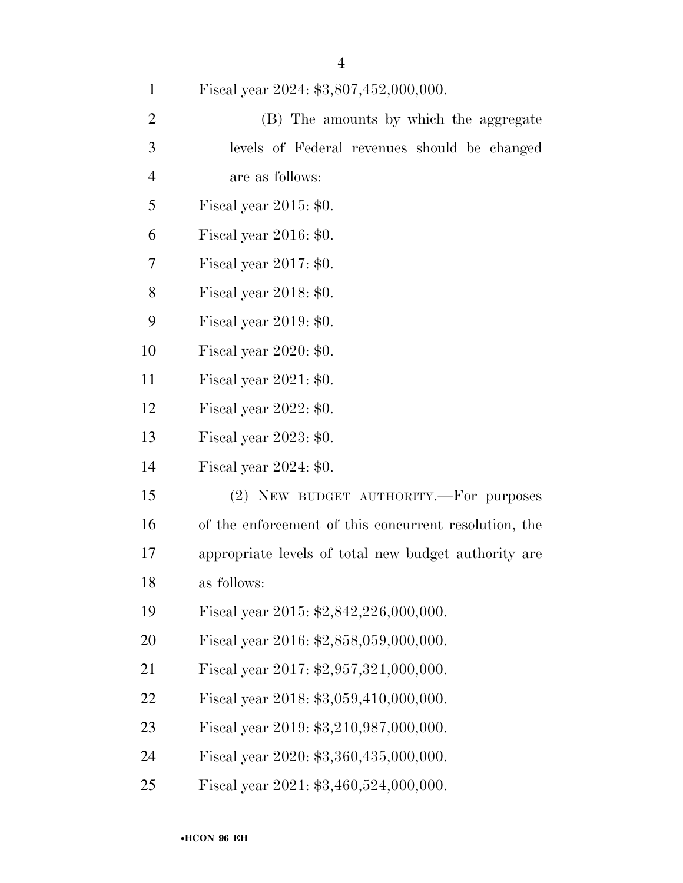Fiscal year 2024: $3,807,452,000,000.

(B) The amounts by which the aggregate levels of Federal revenues should be changed are as follows:

Fiscal year 2015: $0.

Fiscal year 2016: $0.

Fiscal year 2017: $0.

Fiscal year 2018: $0.

Fiscal year 2019: $0.

Fiscal year 2020: $0.

Fiscal year 2021: $0.

Fiscal year 2022: $0.

Fiscal year 2023: $0.

Fiscal year 2024: $0.

(2) NEW BUDGET AUTHORITY.—For purposes of the enforcement of this concurrent resolution, the appropriate levels of total new budget authority are as follows:

Fiscal year 2015: $2,842,226,000,000.

Fiscal year 2016: $2,858,059,000,000.

Fiscal year 2017: $2,957,321,000,000.

Fiscal year 2018: $3,059,410,000,000.

Fiscal year 2019: $3,210,987,000,000.

Fiscal year 2020: $3,360,435,000,000.

Fiscal year 2021: $3,460,524,000,000.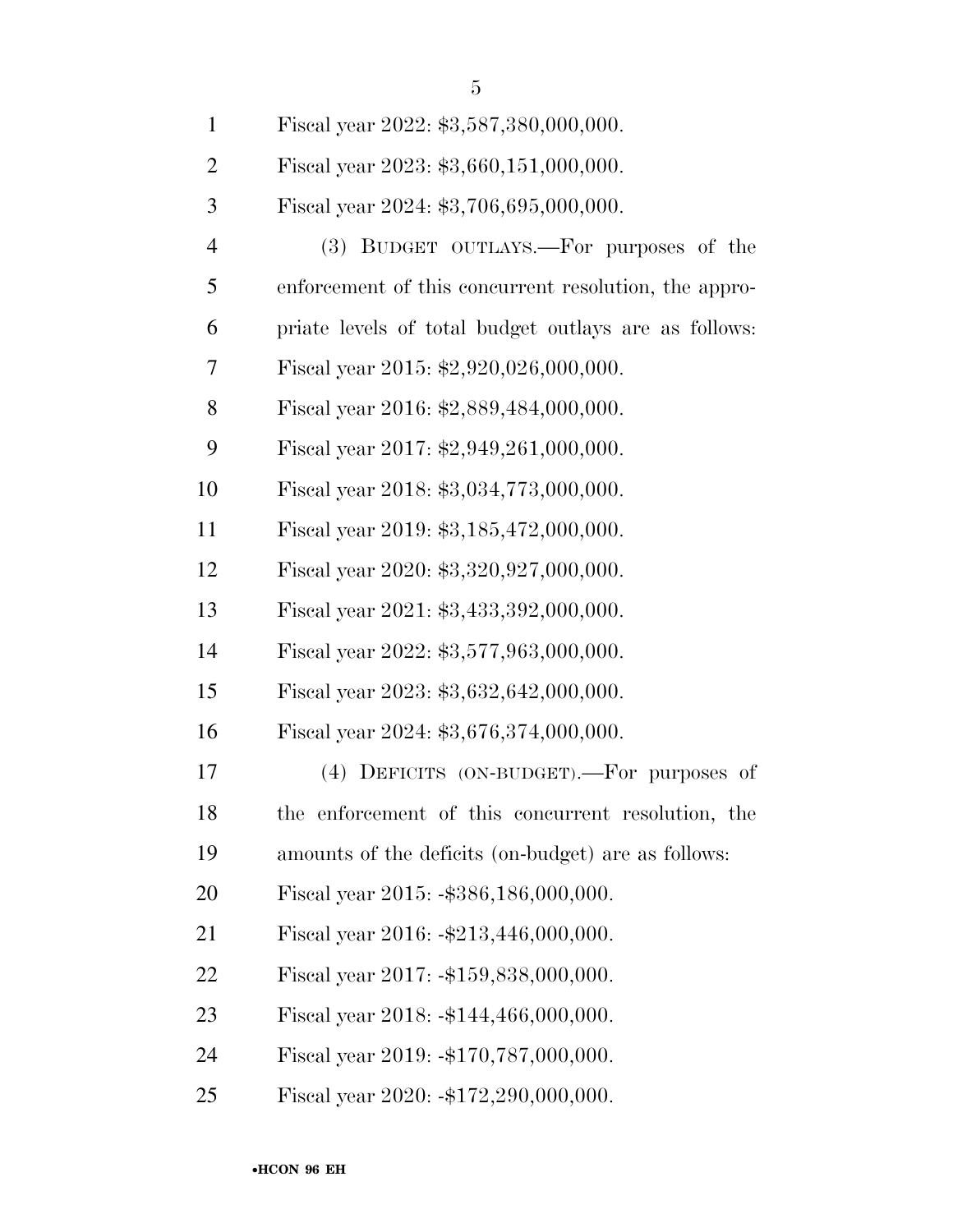Fiscal year 2022: $3,587,380,000,000.

Fiscal year 2023: $3,660,151,000,000.

Fiscal year 2024: $3,706,695,000,000.

(3) BUDGET OUTLAYS.—For purposes of the enforcement of this concurrent resolution, the appropriate levels of total budget outlays are as follows:

Fiscal year 2015: $2,920,026,000,000.

Fiscal year 2016: $2,889,484,000,000.

Fiscal year 2017: $2,949,261,000,000.

Fiscal year 2018: $3,034,773,000,000.

Fiscal year 2019: $3,185,472,000,000.

Fiscal year 2020: $3,320,927,000,000.

Fiscal year 2021: $3,433,392,000,000.

Fiscal year 2022: $3,577,963,000,000.

Fiscal year 2023: $3,632,642,000,000.

Fiscal year 2024: $3,676,374,000,000.

(4) DEFICITS (ON-BUDGET).—For purposes of the enforcement of this concurrent resolution, the amounts of the deficits (on-budget) are as follows:

Fiscal year 2015: -$386,186,000,000.

Fiscal year 2016: -$213,446,000,000.

Fiscal year 2017: -$159,838,000,000.

Fiscal year 2018: -$144,466,000,000.

Fiscal year 2019: -$170,787,000,000.

Fiscal year 2020: -$172,290,000,000.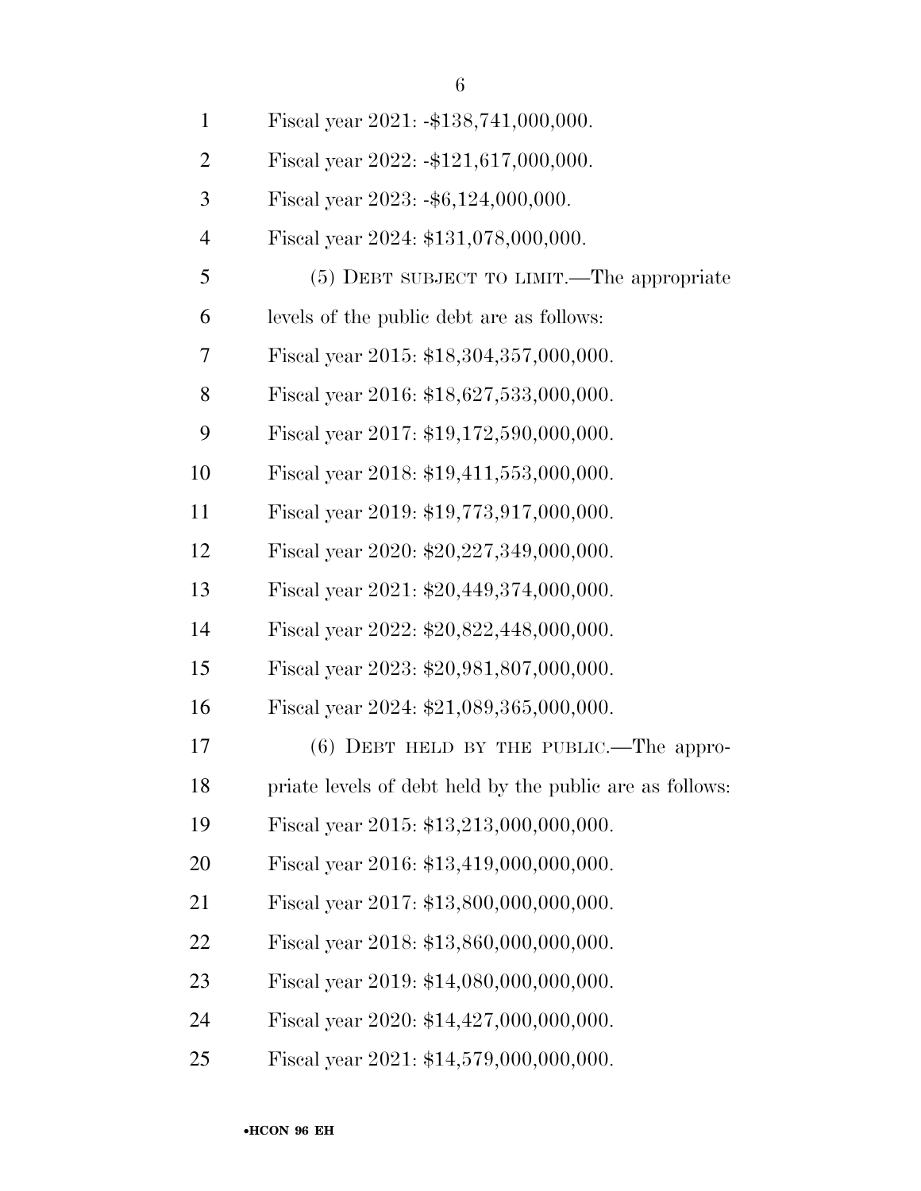Fiscal year 2021: -$138,741,000,000.

Fiscal year 2022: -$121,617,000,000.

Fiscal year 2023: -$6,124,000,000.

Fiscal year 2024: $131,078,000,000.

(5) DEBT SUBJECT TO LIMIT.—The appropriate levels of the public debt are as follows:

Fiscal year 2015: $18,304,357,000,000.

Fiscal year 2016: $18,627,533,000,000.

Fiscal year 2017: $19,172,590,000,000.

Fiscal year 2018: $19,411,553,000,000.

Fiscal year 2019: $19,773,917,000,000.

Fiscal year 2020: $20,227,349,000,000.

Fiscal year 2021: $20,449,374,000,000.

Fiscal year 2022: $20,822,448,000,000.

Fiscal year 2023: $20,981,807,000,000.

Fiscal year 2024: $21,089,365,000,000.

(6) DEBT HELD BY THE PUBLIC.—The appropriate levels of debt held by the public are as follows:

Fiscal year 2015: $13,213,000,000,000.

Fiscal year 2016: $13,419,000,000,000.

Fiscal year 2017: $13,800,000,000,000.

Fiscal year 2018: $13,860,000,000,000.

Fiscal year 2019: $14,080,000,000,000.

Fiscal year 2020: $14,427,000,000,000.

Fiscal year 2021: $14,579,000,000,000.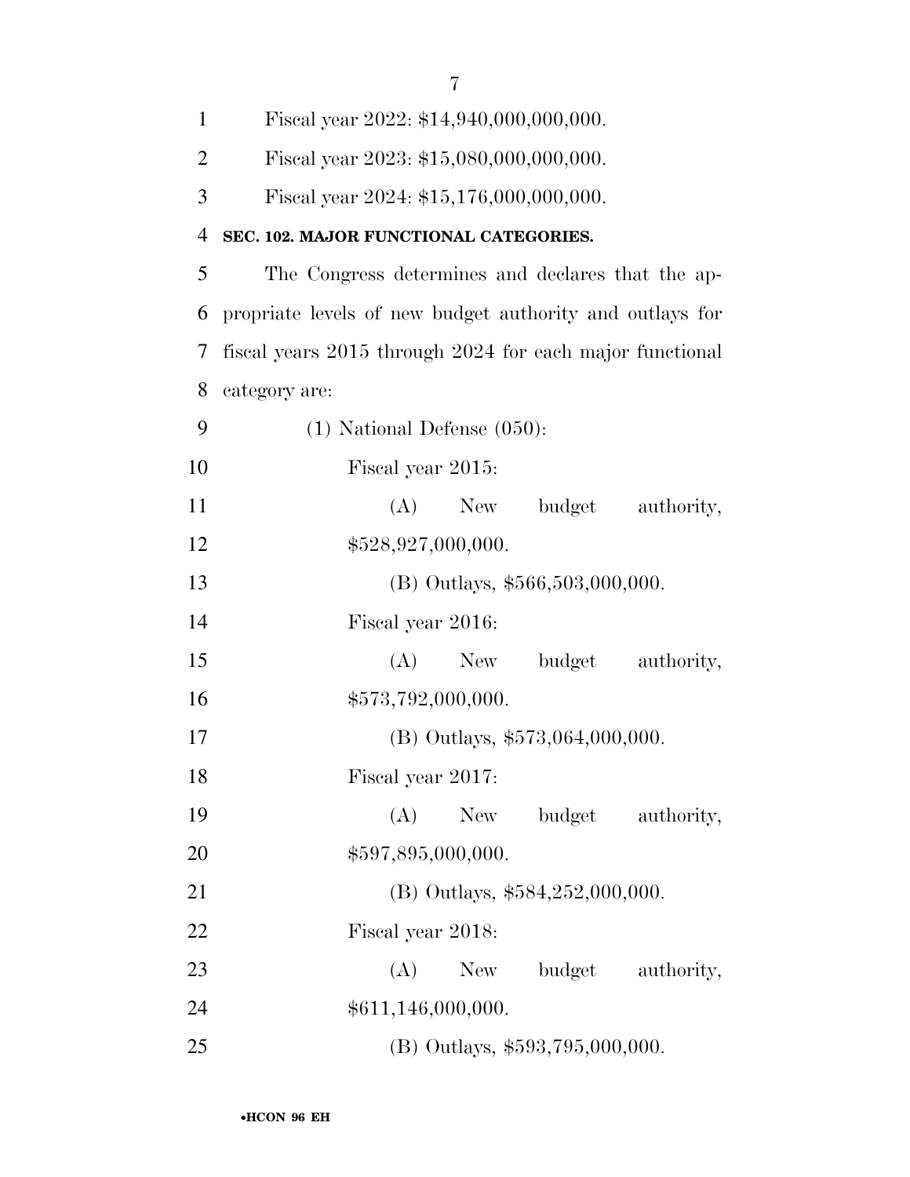Fiscal year 2022: $14,940,000,000,000.

Fiscal year 2023: $15,080,000,000,000.

Fiscal year 2024: $15,176,000,000,000.

**SEC. 102. MAJOR FUNCTIONAL CATEGORIES.**

The Congress determines and declares that the appropriate levels of new budget authority and outlays for fiscal years 2015 through 2024 for each major functional category are:

(1) National Defense (050):

Fiscal year 2015:

(A) New budget authority, $528,927,000,000.

(B) Outlays, $566,503,000,000.

Fiscal year 2016:

(A) New budget authority, $573,792,000,000.

(B) Outlays, $573,064,000,000.

Fiscal year 2017:

(A) New budget authority, $597,895,000,000.

(B) Outlays, $584,252,000,000.

Fiscal year 2018:

(A) New budget authority, $611,146,000,000.

(B) Outlays, $593,795,000,000.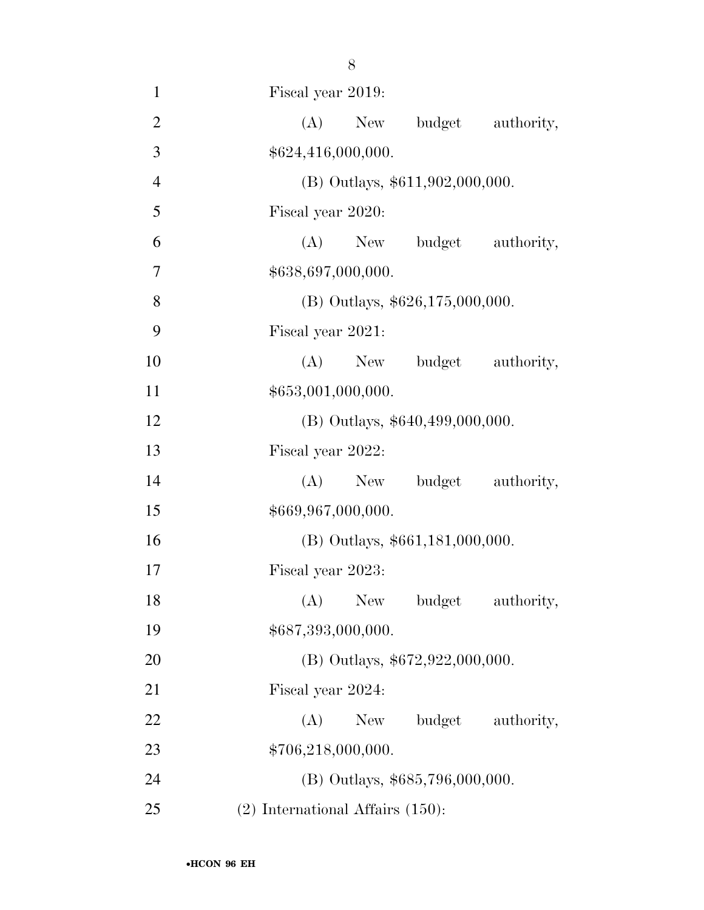Fiscal year 2019:

(A) New budget authority, $624,416,000,000.

(B) Outlays, $611,902,000,000.

Fiscal year 2020:

(A) New budget authority, $638,697,000,000.

(B) Outlays, $626,175,000,000.

Fiscal year 2021:

(A) New budget authority, $653,001,000,000.

(B) Outlays, $640,499,000,000.

Fiscal year 2022:

(A) New budget authority, $669,967,000,000.

(B) Outlays, $661,181,000,000.

Fiscal year 2023:

(A) New budget authority, $687,393,000,000.

(B) Outlays, $672,922,000,000.

Fiscal year 2024:

(A) New budget authority, $706,218,000,000.

(B) Outlays, $685,796,000,000.

(2) International Affairs (150):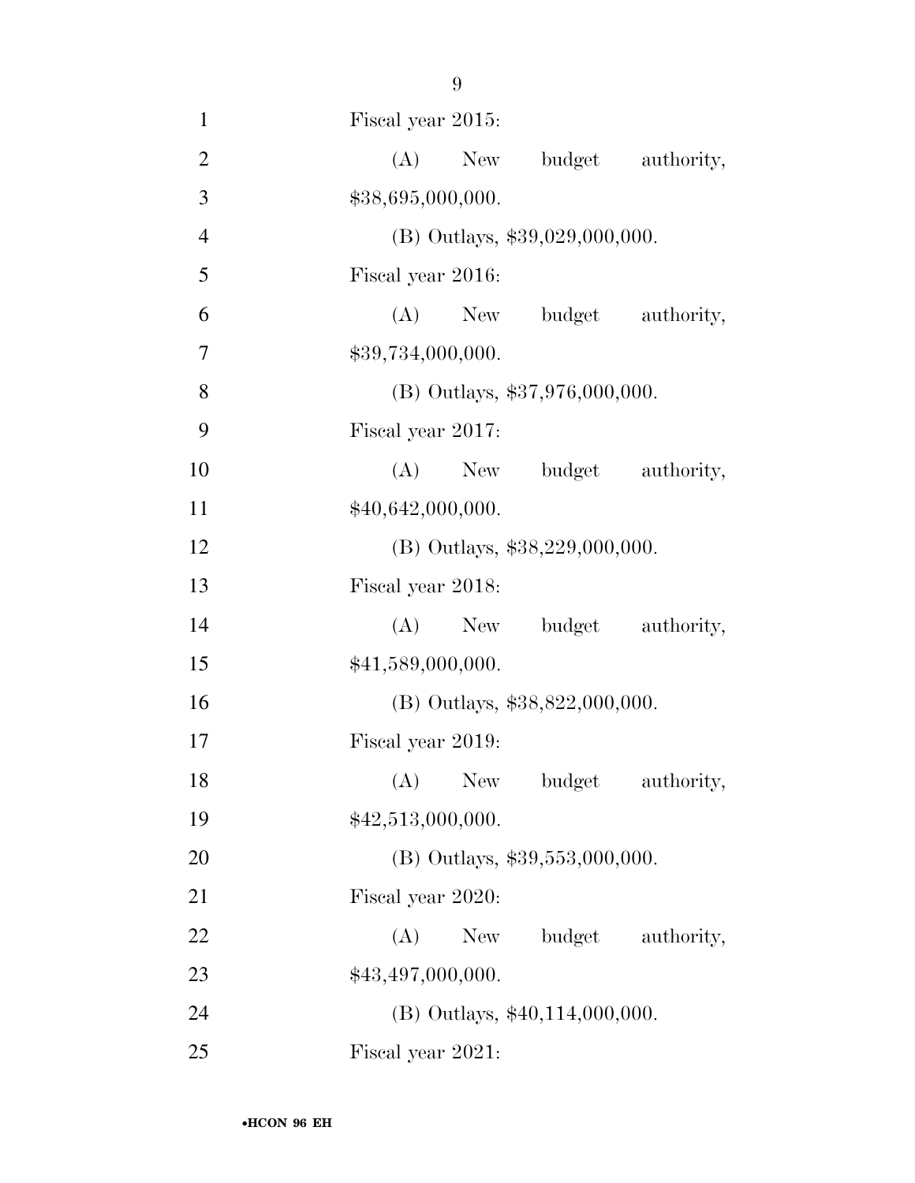Fiscal year 2015:

(A) New budget authority, $38,695,000,000.

(B) Outlays, $39,029,000,000.

Fiscal year 2016:

(A) New budget authority, $39,734,000,000.

(B) Outlays, $37,976,000,000.

Fiscal year 2017:

(A) New budget authority, $40,642,000,000.

(B) Outlays, $38,229,000,000.

Fiscal year 2018:

(A) New budget authority, $41,589,000,000.

(B) Outlays, $38,822,000,000.

Fiscal year 2019:

(A) New budget authority, $42,513,000,000.

(B) Outlays, $39,553,000,000.

Fiscal year 2020:

(A) New budget authority, $43,497,000,000.

(B) Outlays, $40,114,000,000.

Fiscal year 2021: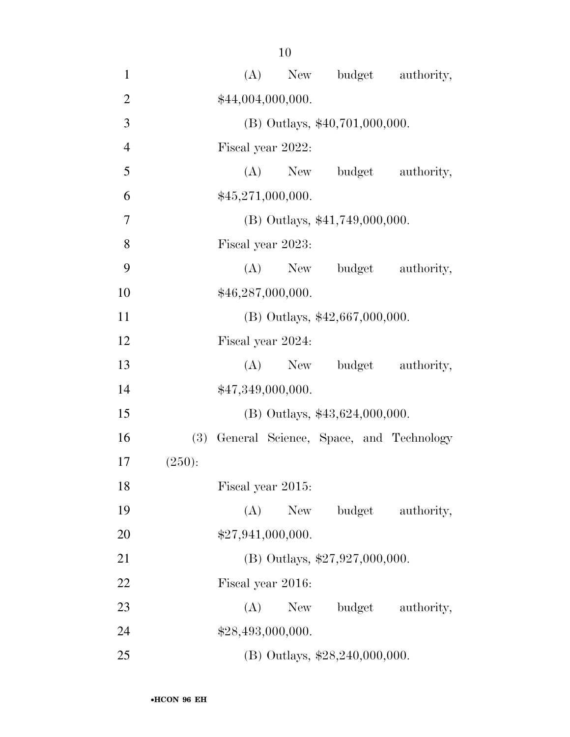(A) New budget authority, $44,004,000,000.

(B) Outlays, $40,701,000,000.

Fiscal year 2022:

(A) New budget authority, $45,271,000,000.

(B) Outlays, $41,749,000,000.

Fiscal year 2023:

(A) New budget authority, $46,287,000,000.

(B) Outlays, $42,667,000,000.

Fiscal year 2024:

(A) New budget authority, $47,349,000,000.

(B) Outlays, $43,624,000,000.

(3) General Science, Space, and Technology (250):

Fiscal year 2015:

(A) New budget authority, $27,941,000,000.

(B) Outlays, $27,927,000,000.

Fiscal year 2016:

(A) New budget authority, $28,493,000,000.

(B) Outlays, $28,240,000,000.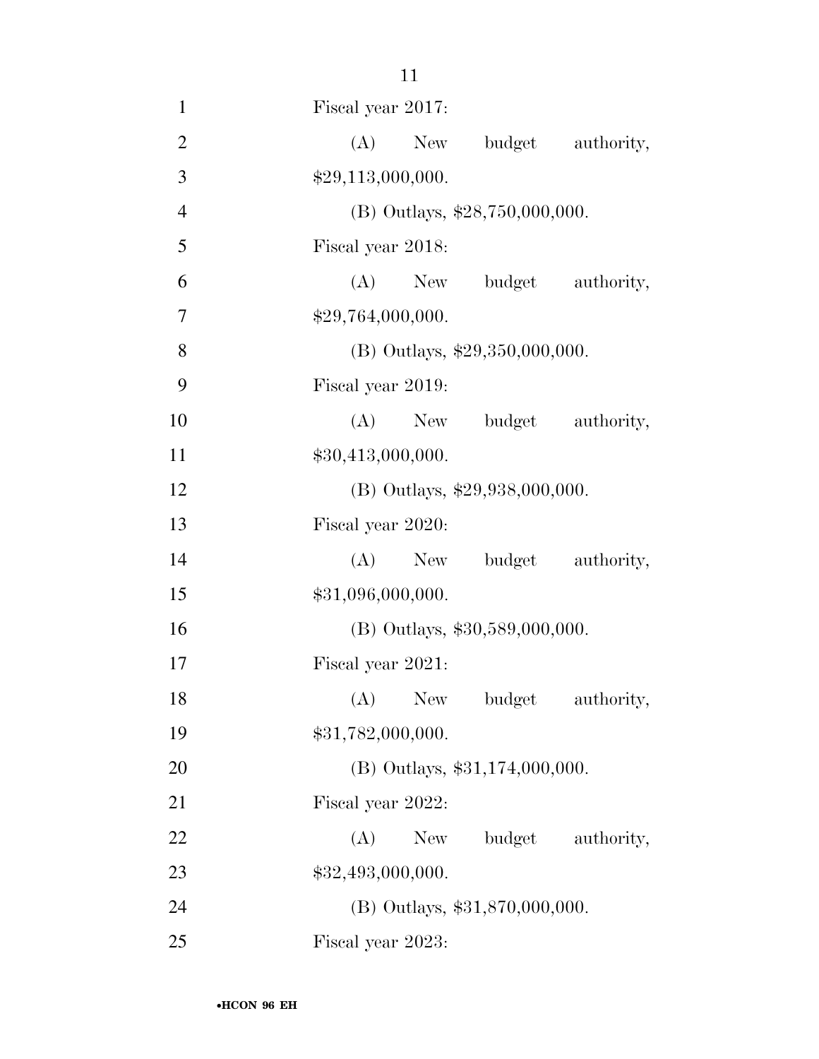Fiscal year 2017:

(A) New budget authority, $29,113,000,000.

(B) Outlays, $28,750,000,000.

Fiscal year 2018:

(A) New budget authority, $29,764,000,000.

(B) Outlays, $29,350,000,000.

Fiscal year 2019:

(A) New budget authority, $30,413,000,000.

(B) Outlays, $29,938,000,000.

Fiscal year 2020:

(A) New budget authority, $31,096,000,000.

(B) Outlays, $30,589,000,000.

Fiscal year 2021:

(A) New budget authority, $31,782,000,000.

(B) Outlays, $31,174,000,000.

Fiscal year 2022:

(A) New budget authority, $32,493,000,000.

(B) Outlays, $31,870,000,000.

Fiscal year 2023: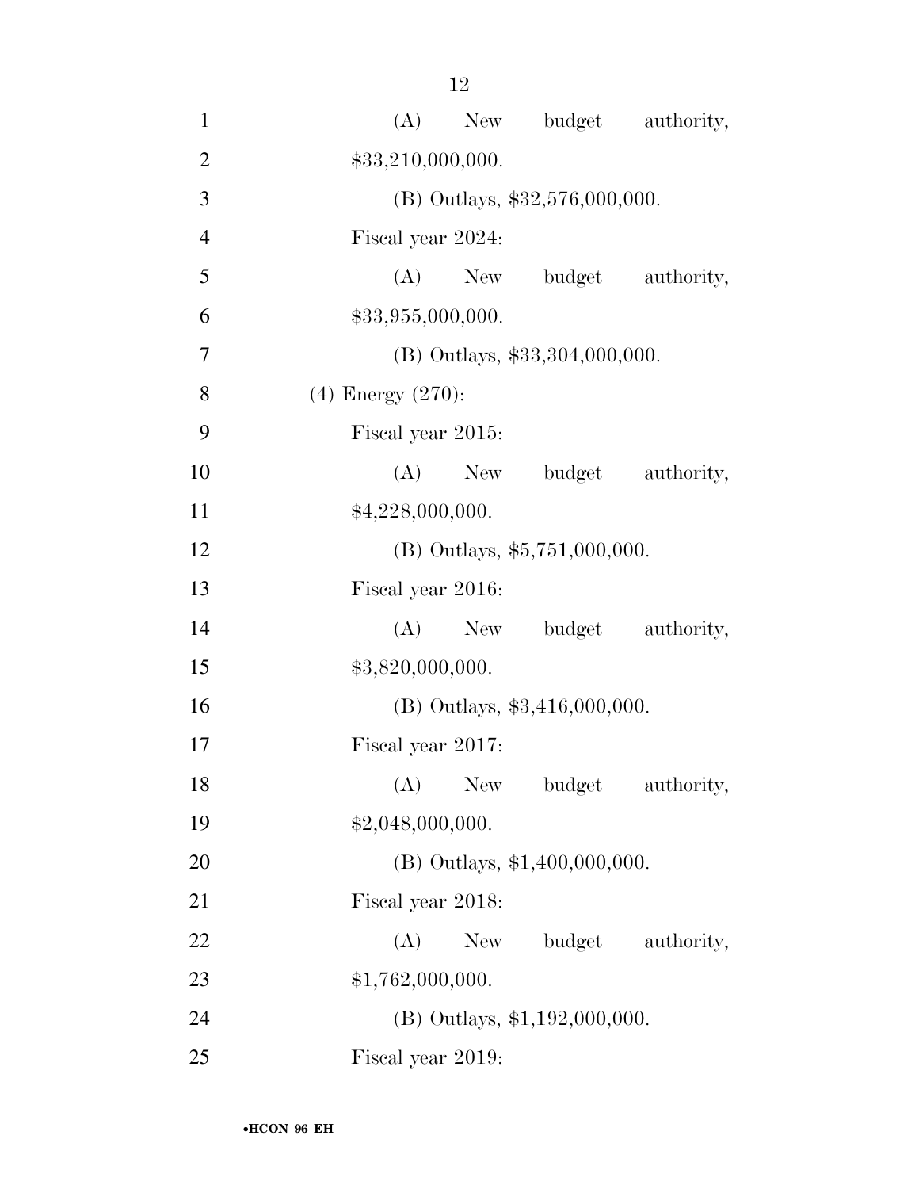(A) New budget authority, $33,210,000,000.

(B) Outlays, $32,576,000,000.

Fiscal year 2024:

(A) New budget authority, $33,955,000,000.

(B) Outlays, $33,304,000,000.

(4) Energy (270):

Fiscal year 2015:

(A) New budget authority, $4,228,000,000.

(B) Outlays, $5,751,000,000.

Fiscal year 2016:

(A) New budget authority, $3,820,000,000.

(B) Outlays, $3,416,000,000.

Fiscal year 2017:

(A) New budget authority, $2,048,000,000.

(B) Outlays, $1,400,000,000.

Fiscal year 2018:

(A) New budget authority, $1,762,000,000.

(B) Outlays, $1,192,000,000.

Fiscal year 2019: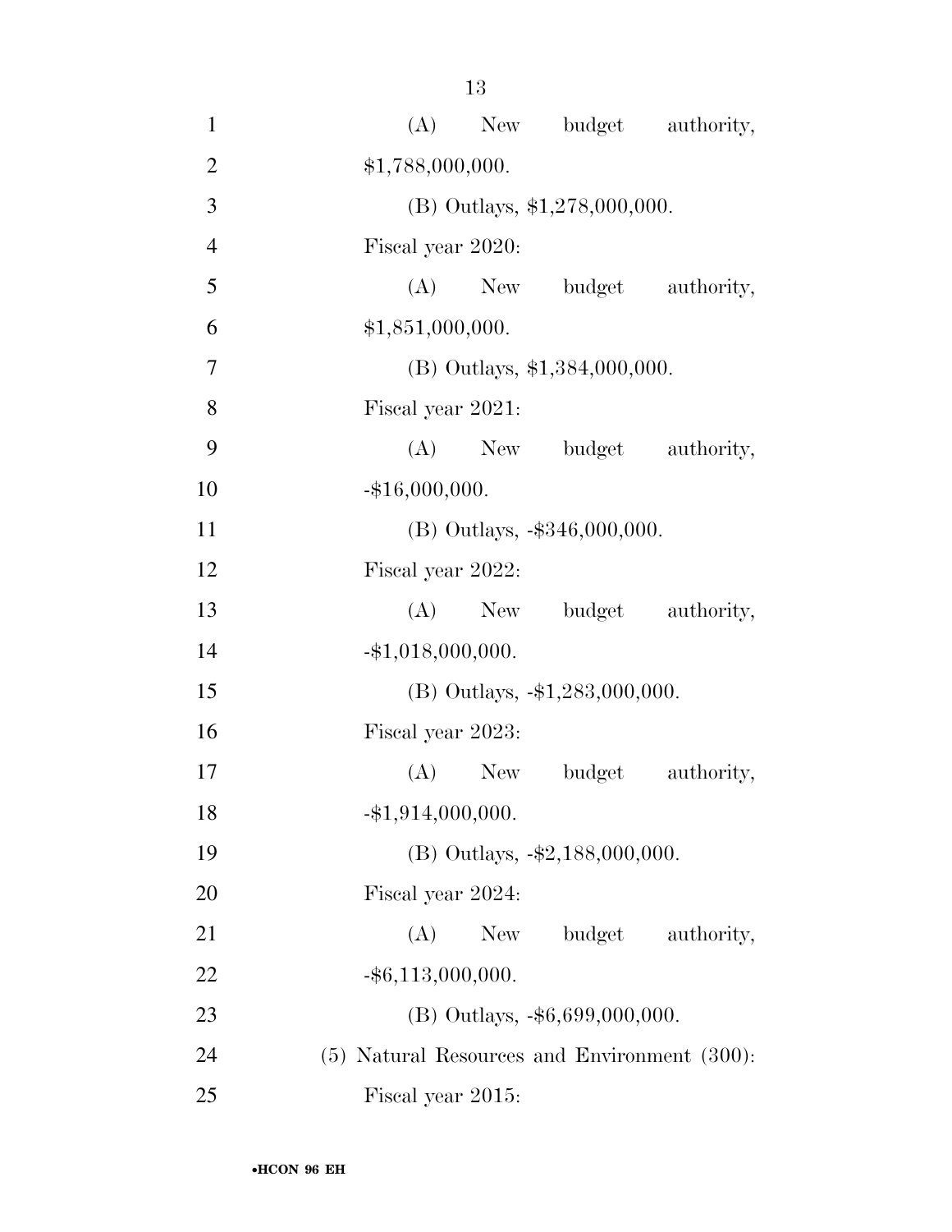(A) New budget authority, $1,788,000,000.

(B) Outlays, $1,278,000,000.

Fiscal year 2020:

(A) New budget authority, $1,851,000,000.

(B) Outlays, $1,384,000,000.

Fiscal year 2021:

(A) New budget authority, -$16,000,000.

(B) Outlays, -$346,000,000.

Fiscal year 2022:

(A) New budget authority, -$1,018,000,000.

(B) Outlays, -$1,283,000,000.

Fiscal year 2023:

(A) New budget authority, -$1,914,000,000.

(B) Outlays, -$2,188,000,000.

Fiscal year 2024:

(A) New budget authority, -$6,113,000,000.

(B) Outlays, -$6,699,000,000.

(5) Natural Resources and Environment (300):

Fiscal year 2015: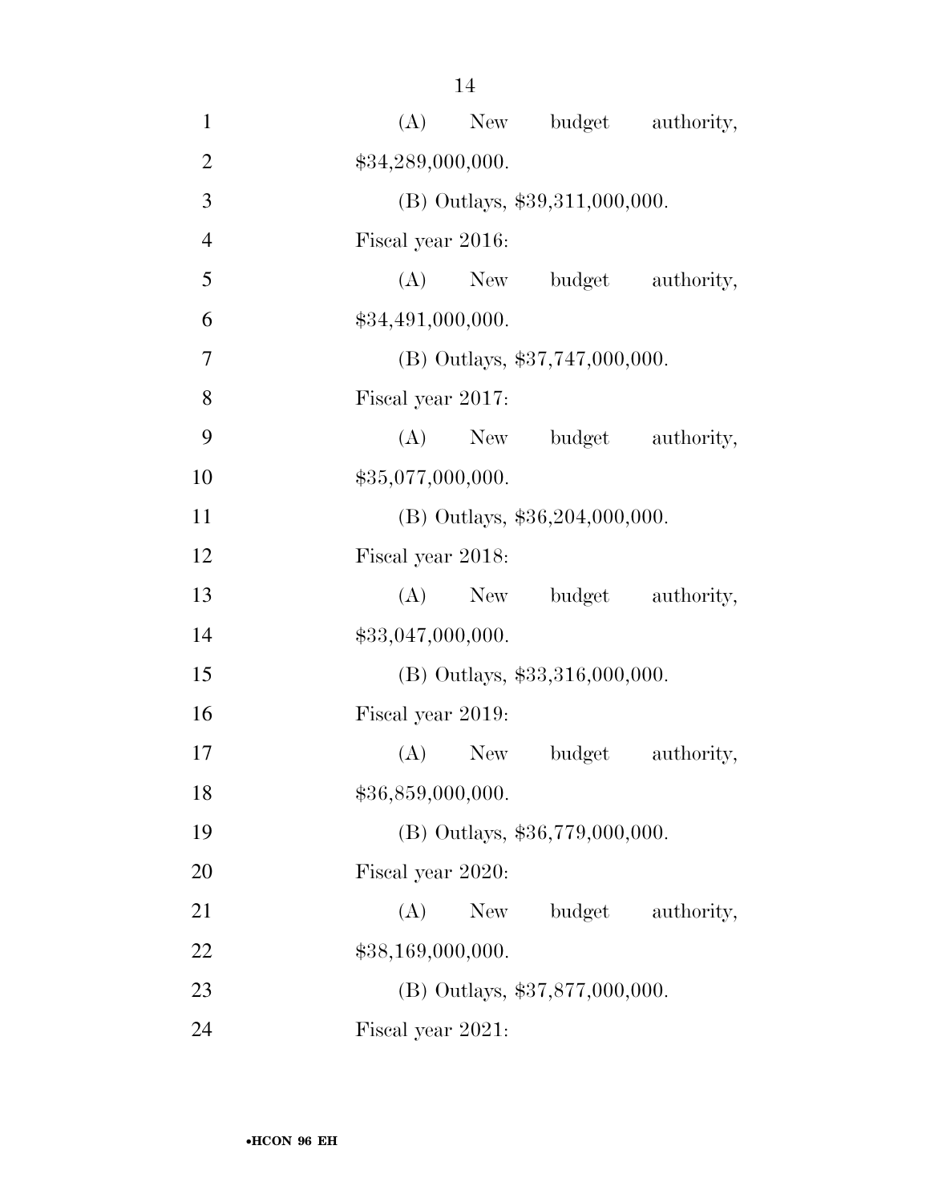(A) New budget authority, $34,289,000,000.

(B) Outlays, $39,311,000,000.

Fiscal year 2016:

(A) New budget authority, $34,491,000,000.

(B) Outlays, $37,747,000,000.

Fiscal year 2017:

(A) New budget authority, $35,077,000,000.

(B) Outlays, $36,204,000,000.

Fiscal year 2018:

(A) New budget authority, $33,047,000,000.

(B) Outlays, $33,316,000,000.

Fiscal year 2019:

(A) New budget authority, $36,859,000,000.

(B) Outlays, $36,779,000,000.

Fiscal year 2020:

(A) New budget authority, $38,169,000,000.

(B) Outlays, $37,877,000,000.

Fiscal year 2021: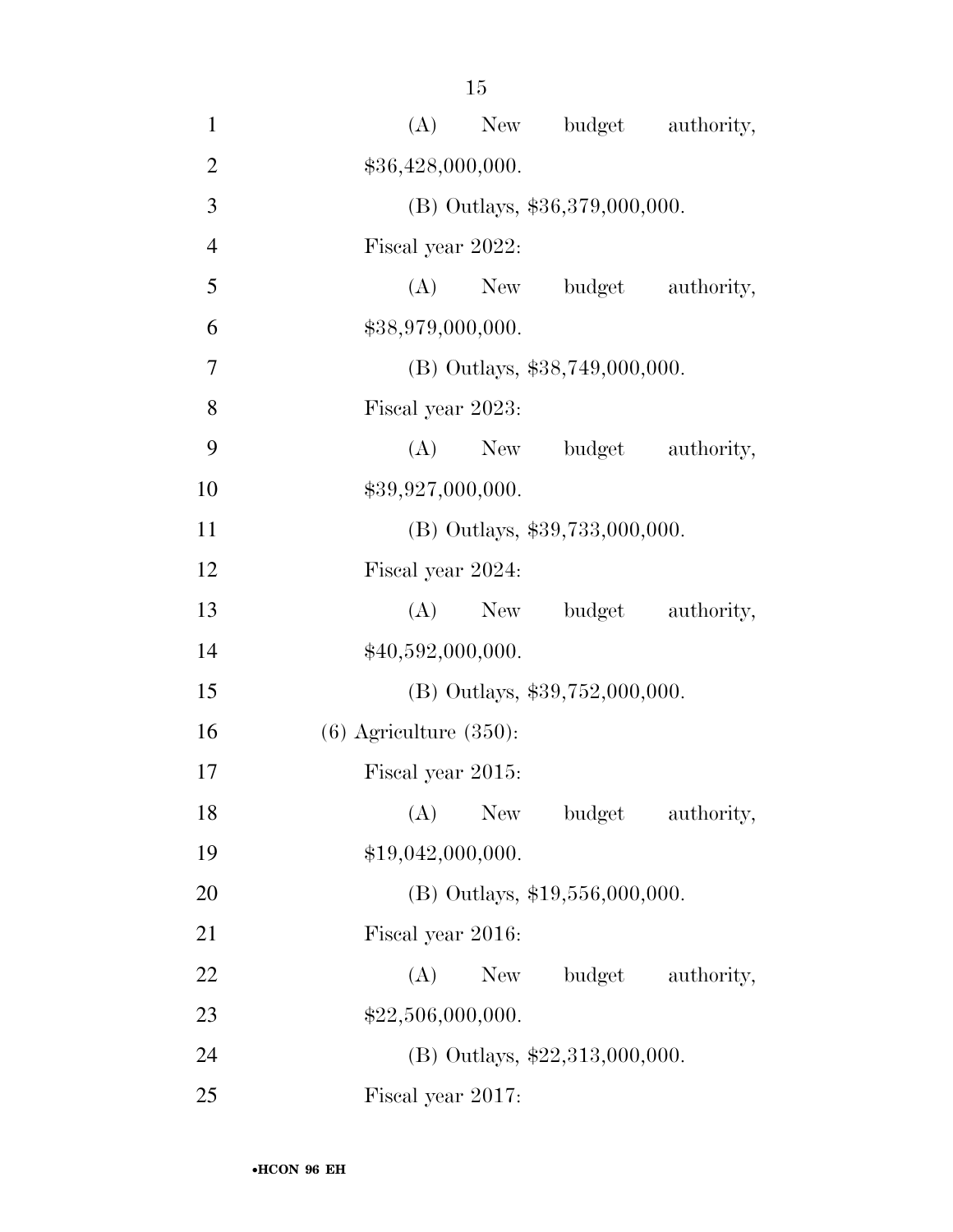(A) New budget authority, $36,428,000,000.

(B) Outlays, $36,379,000,000.

Fiscal year 2022:

(A) New budget authority, $38,979,000,000.

(B) Outlays, $38,749,000,000.

Fiscal year 2023:

(A) New budget authority, $39,927,000,000.

(B) Outlays, $39,733,000,000.

Fiscal year 2024:

(A) New budget authority, $40,592,000,000.

(B) Outlays, $39,752,000,000.

(6) Agriculture (350):

Fiscal year 2015:

(A) New budget authority, $19,042,000,000.

(B) Outlays, $19,556,000,000.

Fiscal year 2016:

(A) New budget authority, $22,506,000,000.

(B) Outlays, $22,313,000,000.

Fiscal year 2017: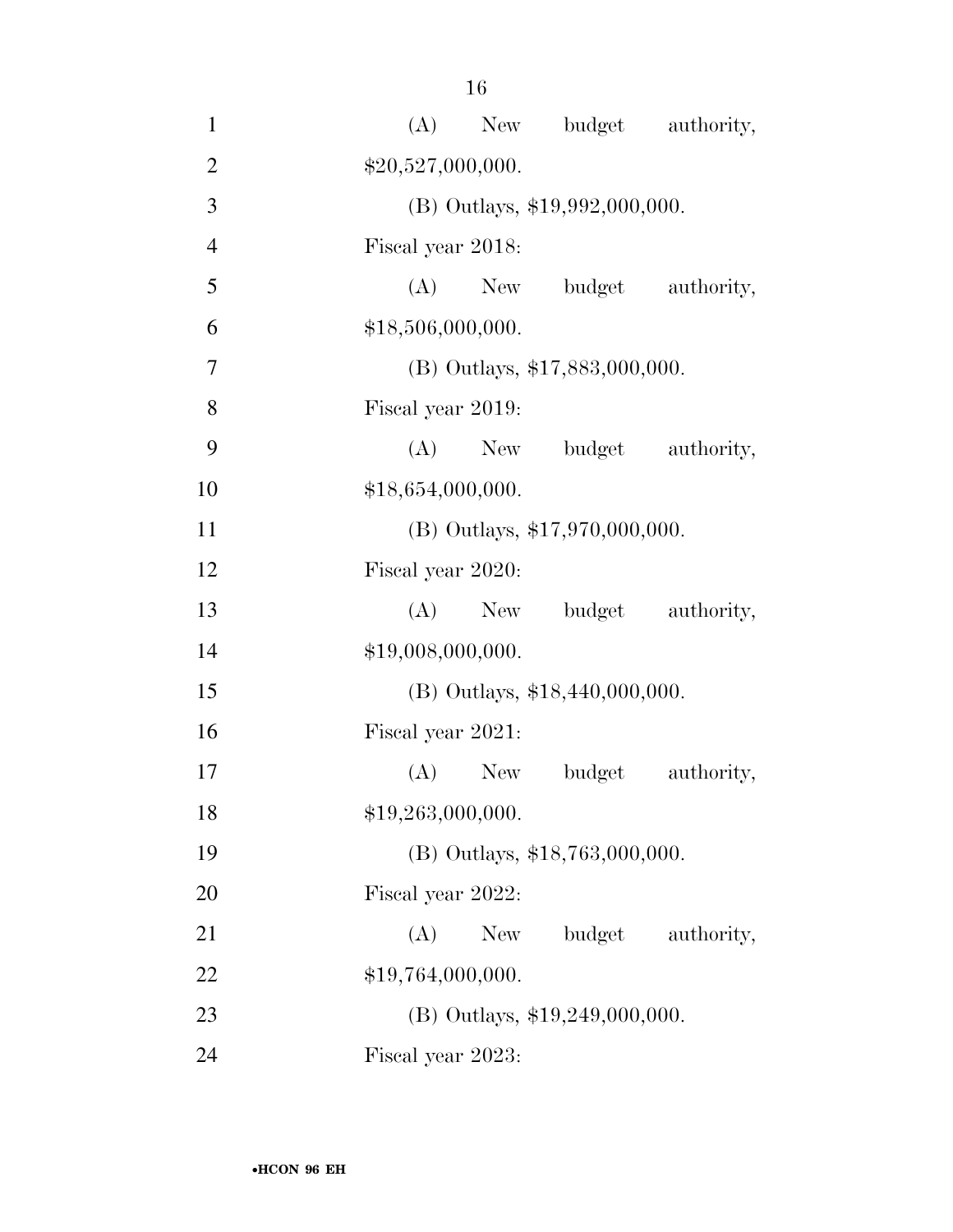(A) New budget authority, $20,527,000,000.

(B) Outlays, $19,992,000,000.

Fiscal year 2018:

(A) New budget authority, $18,506,000,000.

(B) Outlays, $17,883,000,000.

Fiscal year 2019:

(A) New budget authority, $18,654,000,000.

(B) Outlays, $17,970,000,000.

Fiscal year 2020:

(A) New budget authority, $19,008,000,000.

(B) Outlays, $18,440,000,000.

Fiscal year 2021:

(A) New budget authority, $19,263,000,000.

(B) Outlays, $18,763,000,000.

Fiscal year 2022:

(A) New budget authority, $19,764,000,000.

(B) Outlays, $19,249,000,000.

Fiscal year 2023: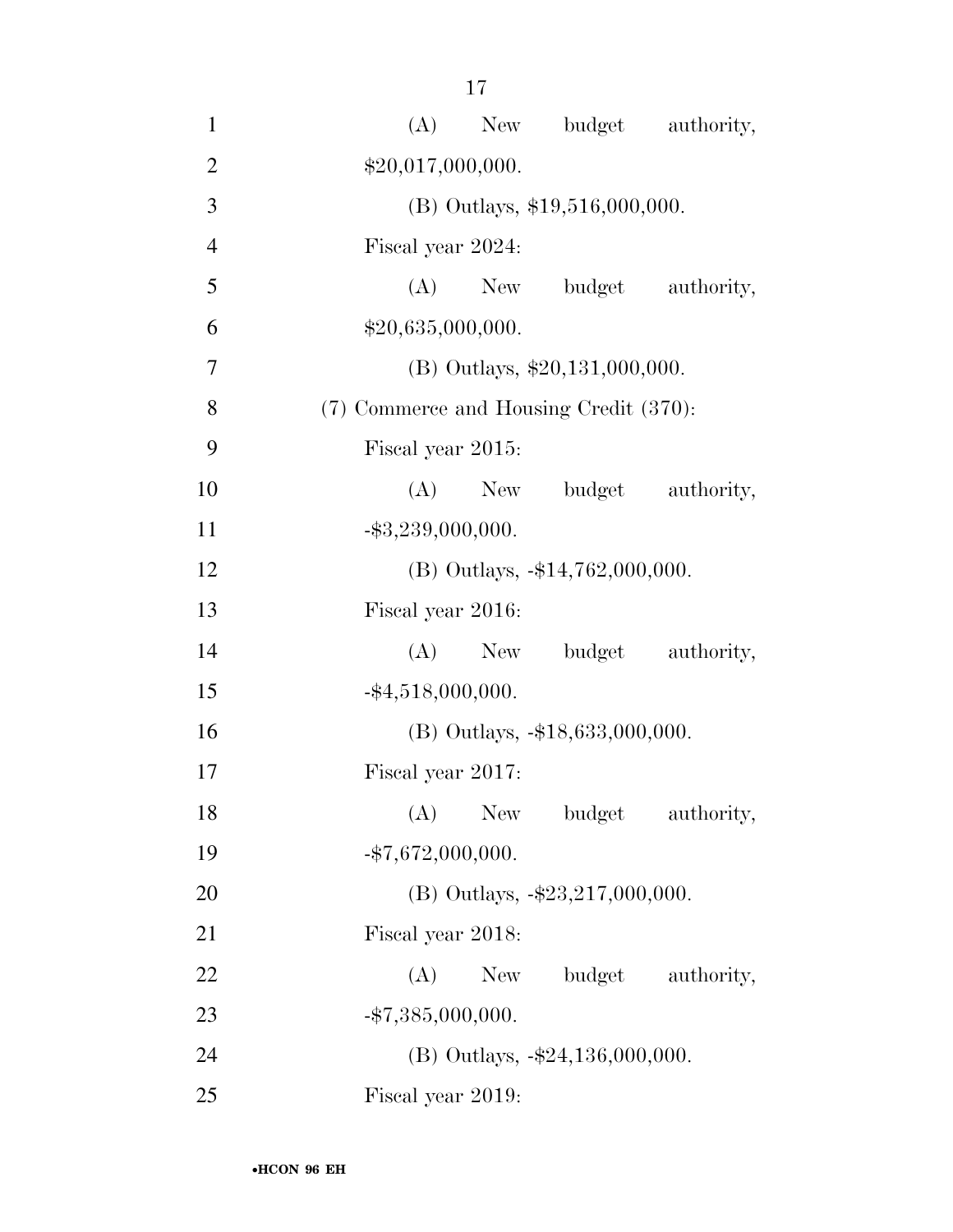(A) New budget authority, $20,017,000,000.

(B) Outlays, $19,516,000,000.

Fiscal year 2024:

(A) New budget authority, $20,635,000,000.

(B) Outlays, $20,131,000,000.

(7) Commerce and Housing Credit (370):

Fiscal year 2015:

(A) New budget authority, -$3,239,000,000.

(B) Outlays, -$14,762,000,000.

Fiscal year 2016:

(A) New budget authority, -$4,518,000,000.

(B) Outlays, -$18,633,000,000.

Fiscal year 2017:

(A) New budget authority, -$7,672,000,000.

(B) Outlays, -$23,217,000,000.

Fiscal year 2018:

(A) New budget authority, -$7,385,000,000.

(B) Outlays, -$24,136,000,000.

Fiscal year 2019: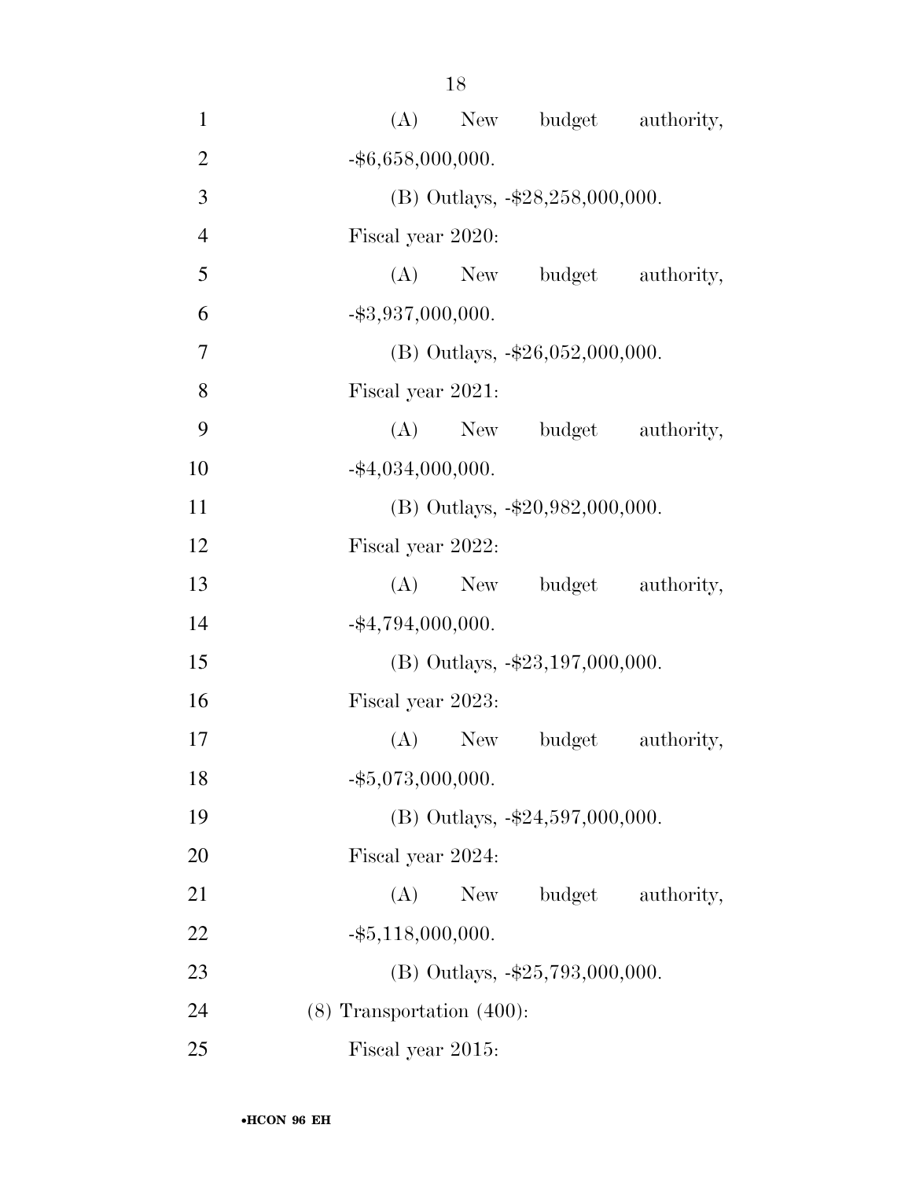(A) New budget authority, -$6,658,000,000.

(B) Outlays, -$28,258,000,000.

Fiscal year 2020:

(A) New budget authority, -$3,937,000,000.

(B) Outlays, -$26,052,000,000.

Fiscal year 2021:

(A) New budget authority, -$4,034,000,000.

(B) Outlays, -$20,982,000,000.

Fiscal year 2022:

(A) New budget authority, -$4,794,000,000.

(B) Outlays, -$23,197,000,000.

Fiscal year 2023:

(A) New budget authority, -$5,073,000,000.

(B) Outlays, -$24,597,000,000.

Fiscal year 2024:

(A) New budget authority, -$5,118,000,000.

(B) Outlays, -$25,793,000,000.

(8) Transportation (400):

Fiscal year 2015: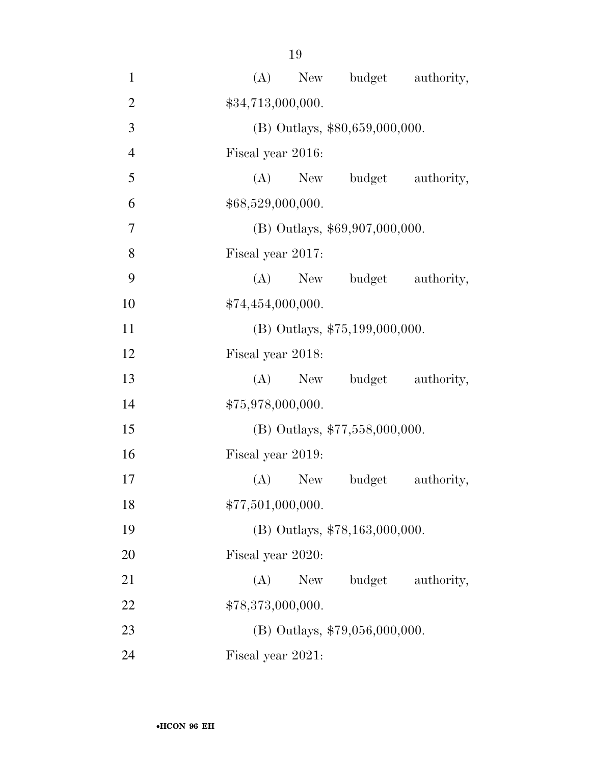(A) New budget authority, $34,713,000,000.

(B) Outlays, $80,659,000,000.

Fiscal year 2016:

(A) New budget authority, $68,529,000,000.

(B) Outlays, $69,907,000,000.

Fiscal year 2017:

(A) New budget authority, $74,454,000,000.

(B) Outlays, $75,199,000,000.

Fiscal year 2018:

(A) New budget authority, $75,978,000,000.

(B) Outlays, $77,558,000,000.

Fiscal year 2019:

(A) New budget authority, $77,501,000,000.

(B) Outlays, $78,163,000,000.

Fiscal year 2020:

(A) New budget authority, $78,373,000,000.

(B) Outlays, $79,056,000,000.

Fiscal year 2021: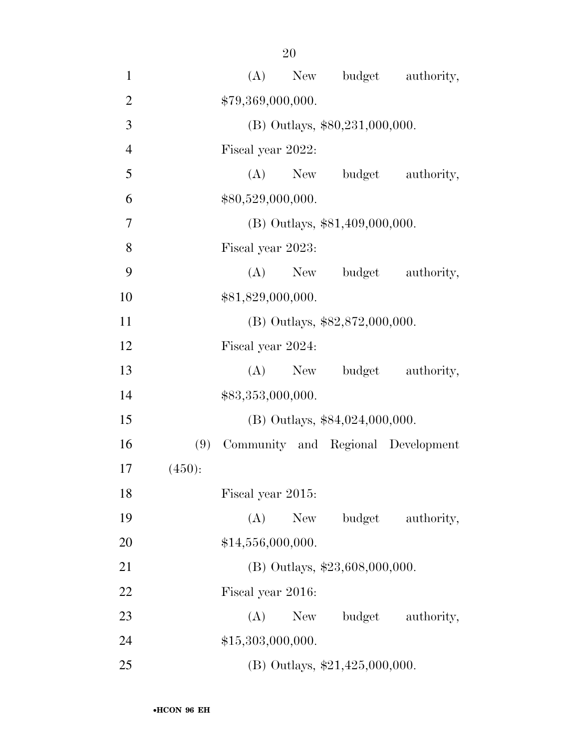(A) New budget authority, $79,369,000,000.

(B) Outlays, $80,231,000,000.

Fiscal year 2022:

(A) New budget authority, $80,529,000,000.

(B) Outlays, $81,409,000,000.

Fiscal year 2023:

(A) New budget authority, $81,829,000,000.

(B) Outlays, $82,872,000,000.

Fiscal year 2024:

(A) New budget authority, $83,353,000,000.

(B) Outlays, $84,024,000,000.

(9) Community and Regional Development (450):

Fiscal year 2015:

(A) New budget authority, $14,556,000,000.

(B) Outlays, $23,608,000,000.

Fiscal year 2016:

(A) New budget authority, $15,303,000,000.

(B) Outlays, $21,425,000,000.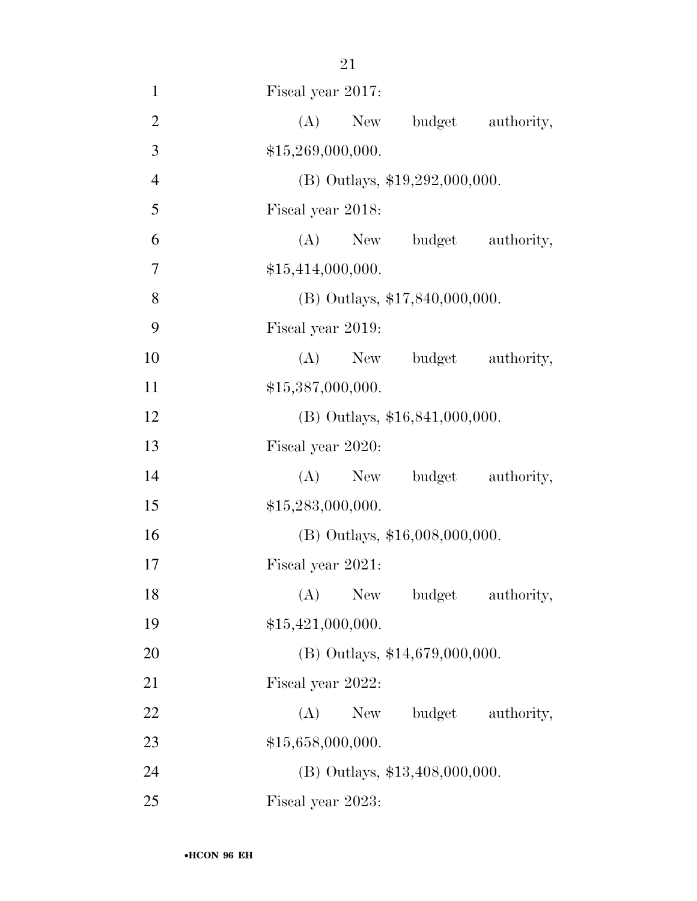Fiscal year 2017:

(A) New budget authority, $15,269,000,000.

(B) Outlays, $19,292,000,000.

Fiscal year 2018:

(A) New budget authority, $15,414,000,000.

(B) Outlays, $17,840,000,000.

Fiscal year 2019:

(A) New budget authority, $15,387,000,000.

(B) Outlays, $16,841,000,000.

Fiscal year 2020:

(A) New budget authority, $15,283,000,000.

(B) Outlays, $16,008,000,000.

Fiscal year 2021:

(A) New budget authority, $15,421,000,000.

(B) Outlays, $14,679,000,000.

Fiscal year 2022:

(A) New budget authority, $15,658,000,000.

(B) Outlays, $13,408,000,000.

Fiscal year 2023: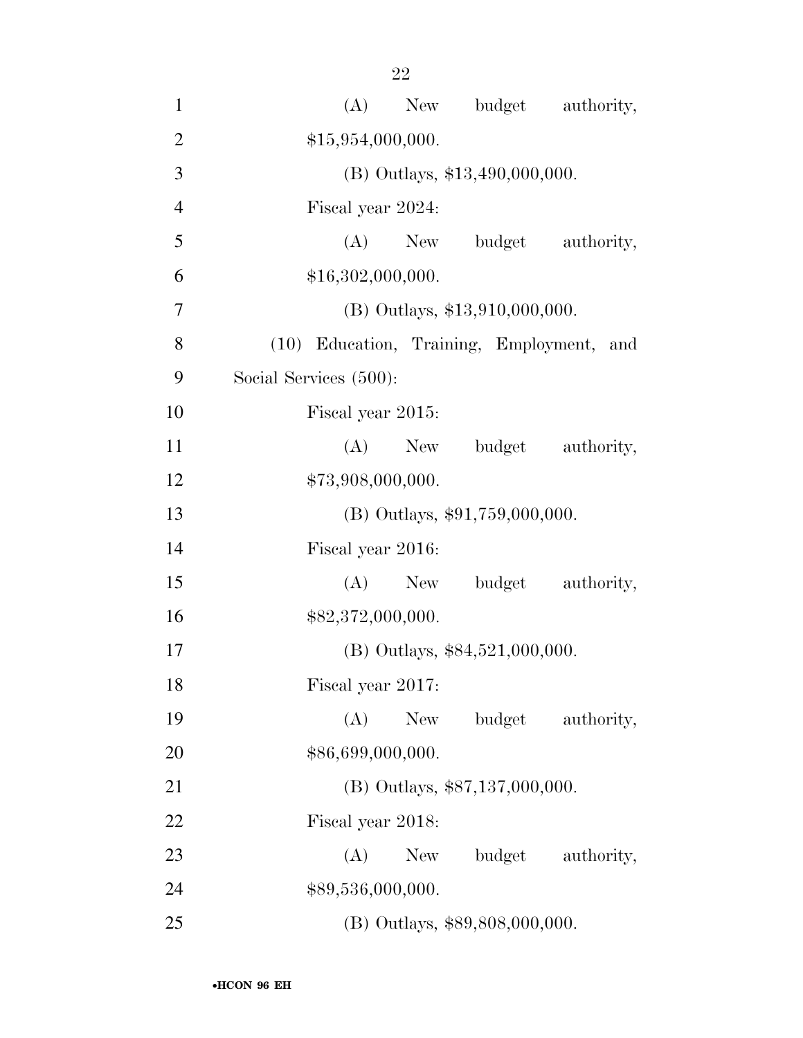(A) New budget authority, $15,954,000,000.

(B) Outlays, $13,490,000,000.

Fiscal year 2024:

(A) New budget authority, $16,302,000,000.

(B) Outlays, $13,910,000,000.

(10) Education, Training, Employment, and Social Services (500):

Fiscal year 2015:

(A) New budget authority, $73,908,000,000.

(B) Outlays, $91,759,000,000.

Fiscal year 2016:

(A) New budget authority, $82,372,000,000.

(B) Outlays, $84,521,000,000.

Fiscal year 2017:

(A) New budget authority, $86,699,000,000.

(B) Outlays, $87,137,000,000.

Fiscal year 2018:

(A) New budget authority, $89,536,000,000.

(B) Outlays, $89,808,000,000.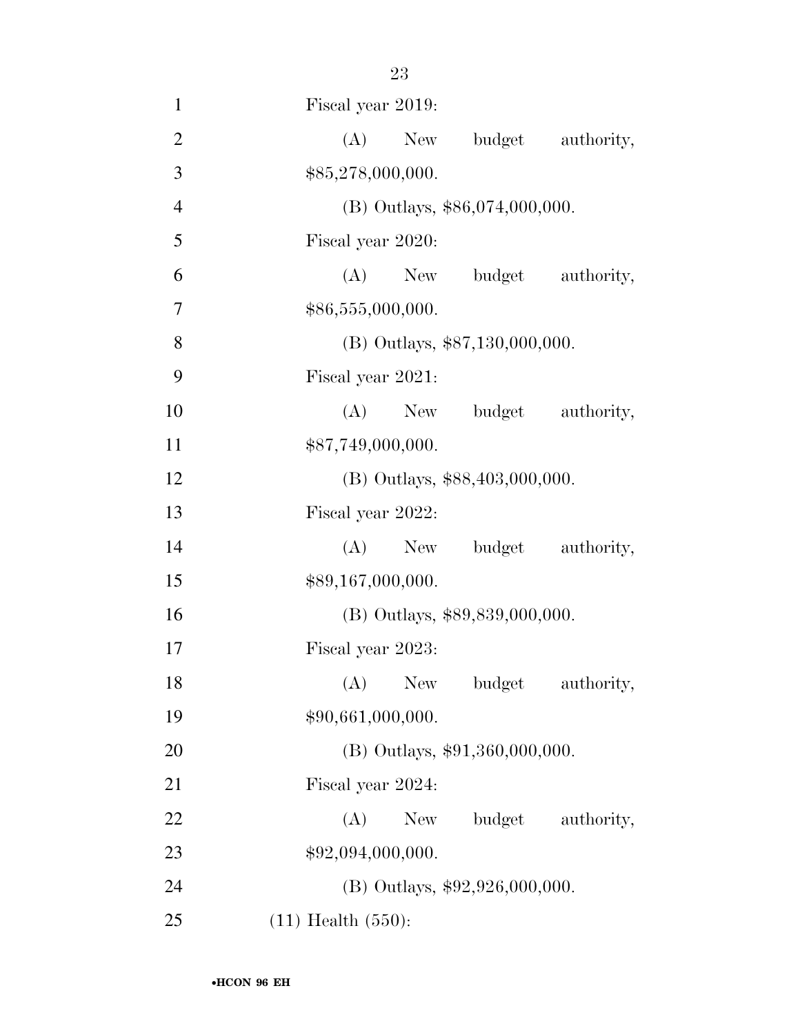Fiscal year 2019:

(A) New budget authority, $85,278,000,000.

(B) Outlays, $86,074,000,000.

Fiscal year 2020:

(A) New budget authority, $86,555,000,000.

(B) Outlays, $87,130,000,000.

Fiscal year 2021:

(A) New budget authority, $87,749,000,000.

(B) Outlays, $88,403,000,000.

Fiscal year 2022:

(A) New budget authority, $89,167,000,000.

(B) Outlays, $89,839,000,000.

Fiscal year 2023:

(A) New budget authority, $90,661,000,000.

(B) Outlays, $91,360,000,000.

Fiscal year 2024:

(A) New budget authority, $92,094,000,000.

(B) Outlays, $92,926,000,000.

(11) Health (550):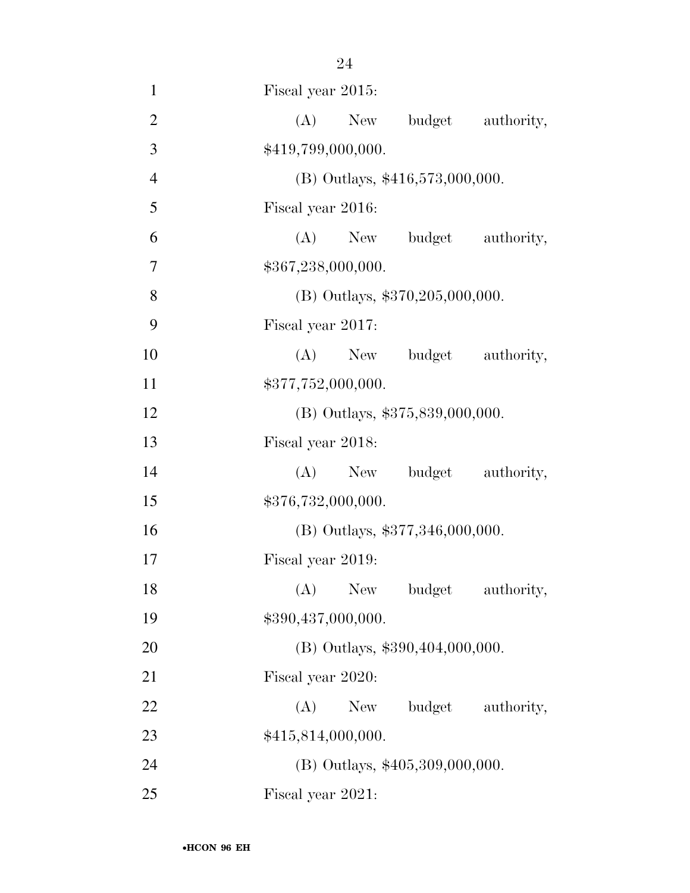Fiscal year 2015:

(A) New budget authority, $419,799,000,000.

(B) Outlays, $416,573,000,000.

Fiscal year 2016:

(A) New budget authority, $367,238,000,000.

(B) Outlays, $370,205,000,000.

Fiscal year 2017:

(A) New budget authority, $377,752,000,000.

(B) Outlays, $375,839,000,000.

Fiscal year 2018:

(A) New budget authority, $376,732,000,000.

(B) Outlays, $377,346,000,000.

Fiscal year 2019:

(A) New budget authority, $390,437,000,000.

(B) Outlays, $390,404,000,000.

Fiscal year 2020:

(A) New budget authority, $415,814,000,000.

(B) Outlays, $405,309,000,000.

Fiscal year 2021: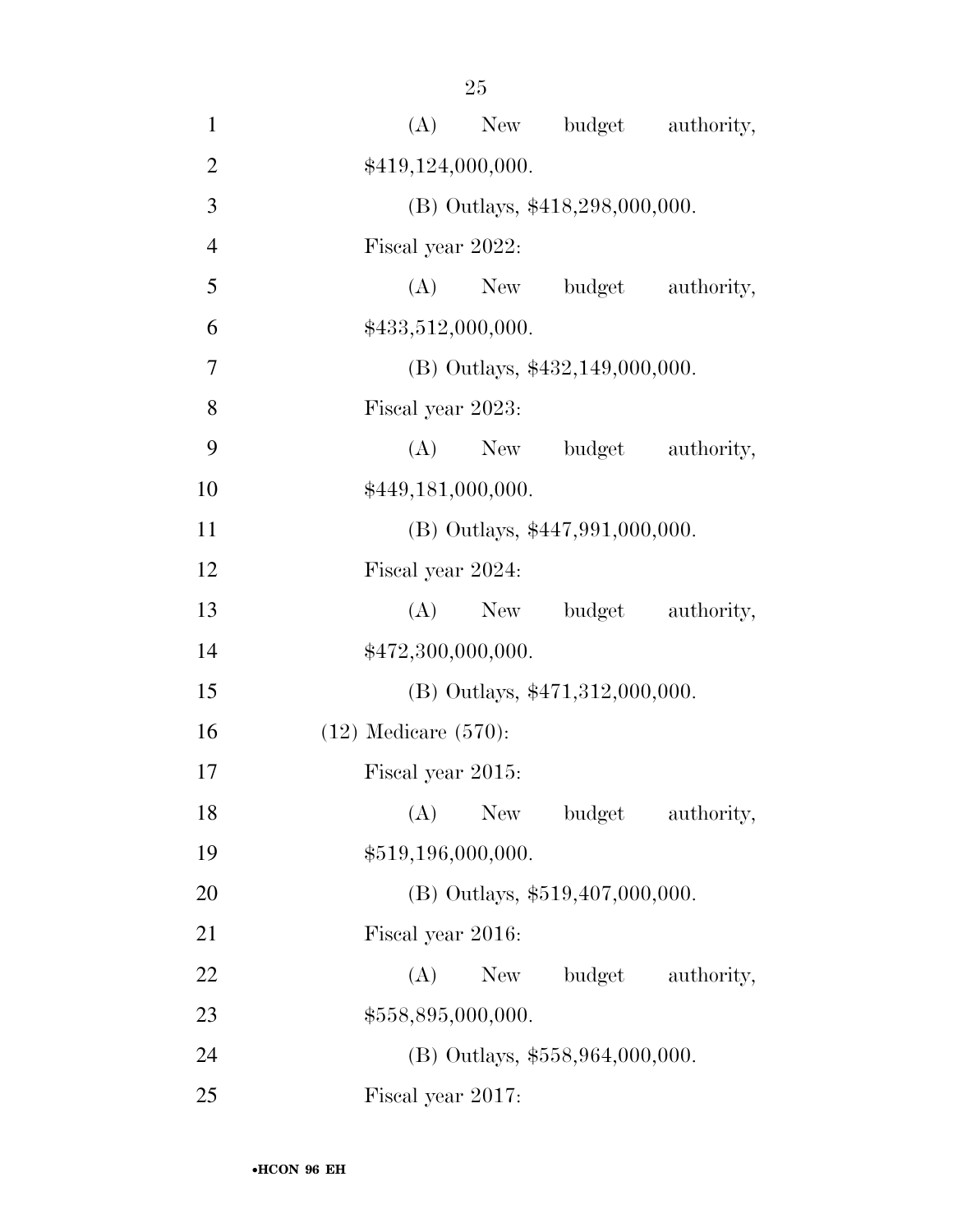(A) New budget authority, $419,124,000,000.

(B) Outlays, $418,298,000,000.

Fiscal year 2022:

(A) New budget authority, $433,512,000,000.

(B) Outlays, $432,149,000,000.

Fiscal year 2023:

(A) New budget authority, $449,181,000,000.

(B) Outlays, $447,991,000,000.

Fiscal year 2024:

(A) New budget authority, $472,300,000,000.

(B) Outlays, $471,312,000,000.

(12) Medicare (570):

Fiscal year 2015:

(A) New budget authority, $519,196,000,000.

(B) Outlays, $519,407,000,000.

Fiscal year 2016:

(A) New budget authority, $558,895,000,000.

(B) Outlays, $558,964,000,000.

Fiscal year 2017: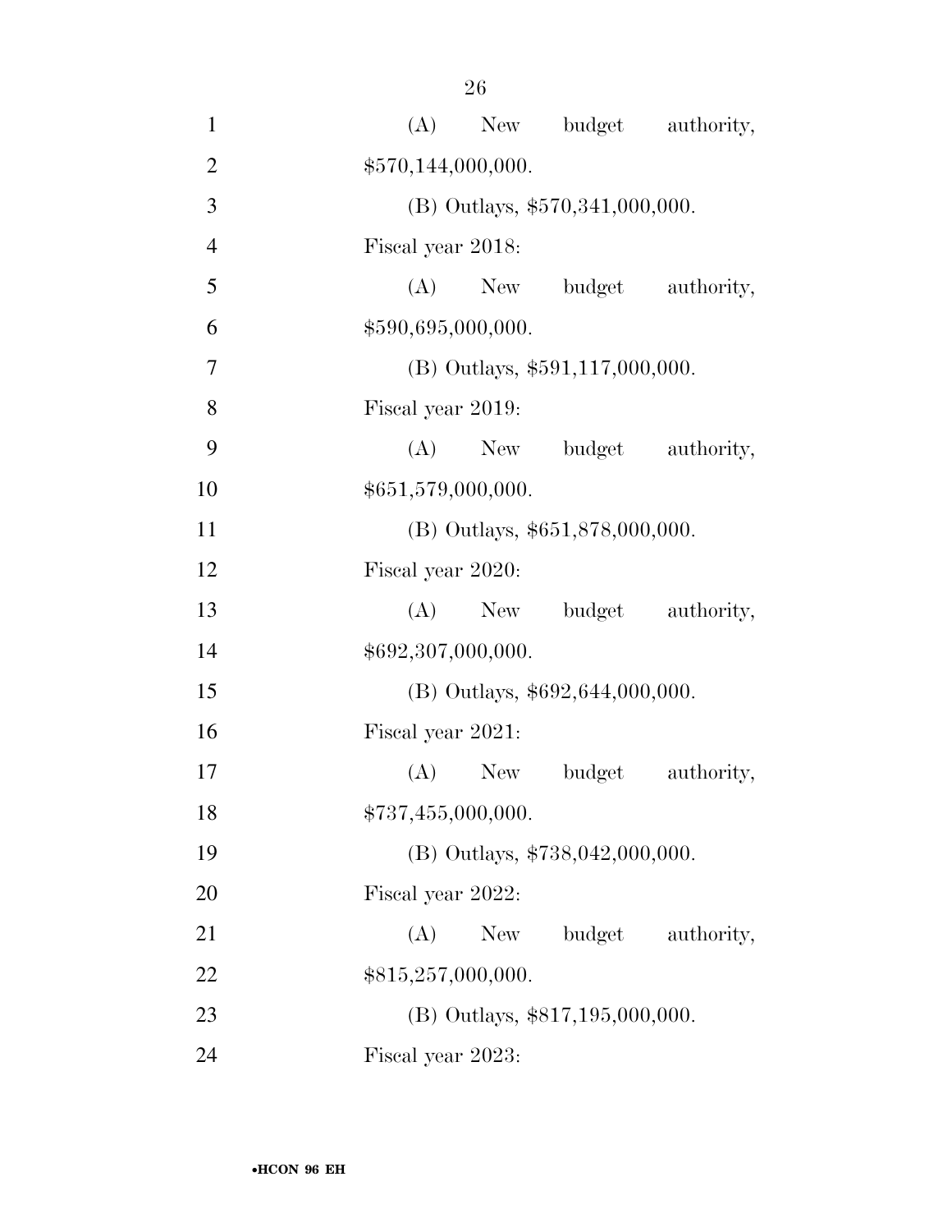(A) New budget authority, $570,144,000,000.

(B) Outlays, $570,341,000,000.

Fiscal year 2018:

(A) New budget authority, $590,695,000,000.

(B) Outlays, $591,117,000,000.

Fiscal year 2019:

(A) New budget authority, $651,579,000,000.

(B) Outlays, $651,878,000,000.

Fiscal year 2020:

(A) New budget authority, $692,307,000,000.

(B) Outlays, $692,644,000,000.

Fiscal year 2021:

(A) New budget authority, $737,455,000,000.

(B) Outlays, $738,042,000,000.

Fiscal year 2022:

(A) New budget authority, $815,257,000,000.

(B) Outlays, $817,195,000,000.

Fiscal year 2023: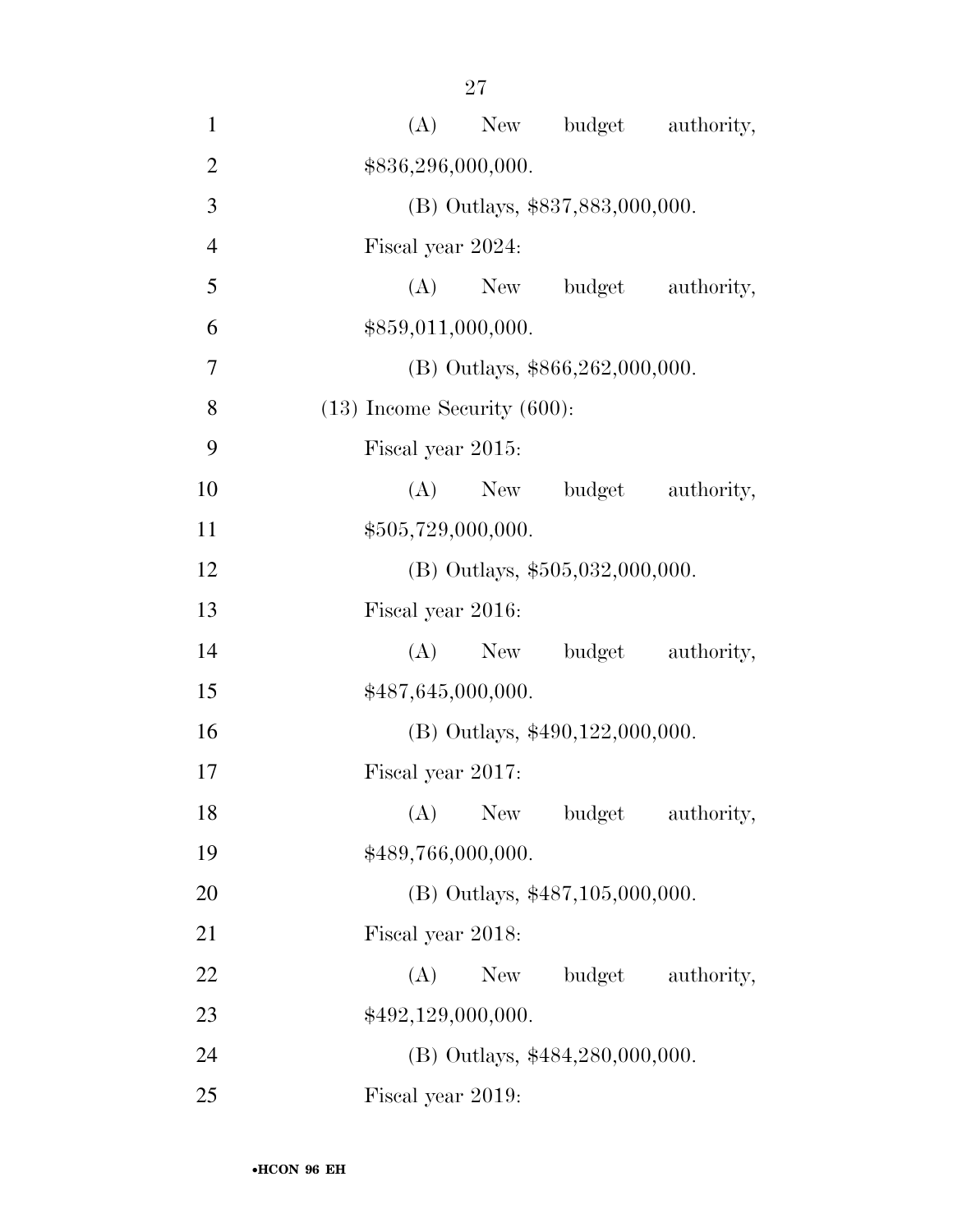(A) New budget authority, $836,296,000,000.

(B) Outlays, $837,883,000,000.

Fiscal year 2024:

(A) New budget authority, $859,011,000,000.

(B) Outlays, $866,262,000,000.

(13) Income Security (600):

Fiscal year 2015:

(A) New budget authority, $505,729,000,000.

(B) Outlays, $505,032,000,000.

Fiscal year 2016:

(A) New budget authority, $487,645,000,000.

(B) Outlays, $490,122,000,000.

Fiscal year 2017:

(A) New budget authority, $489,766,000,000.

(B) Outlays, $487,105,000,000.

Fiscal year 2018:

(A) New budget authority, $492,129,000,000.

(B) Outlays, $484,280,000,000.

Fiscal year 2019: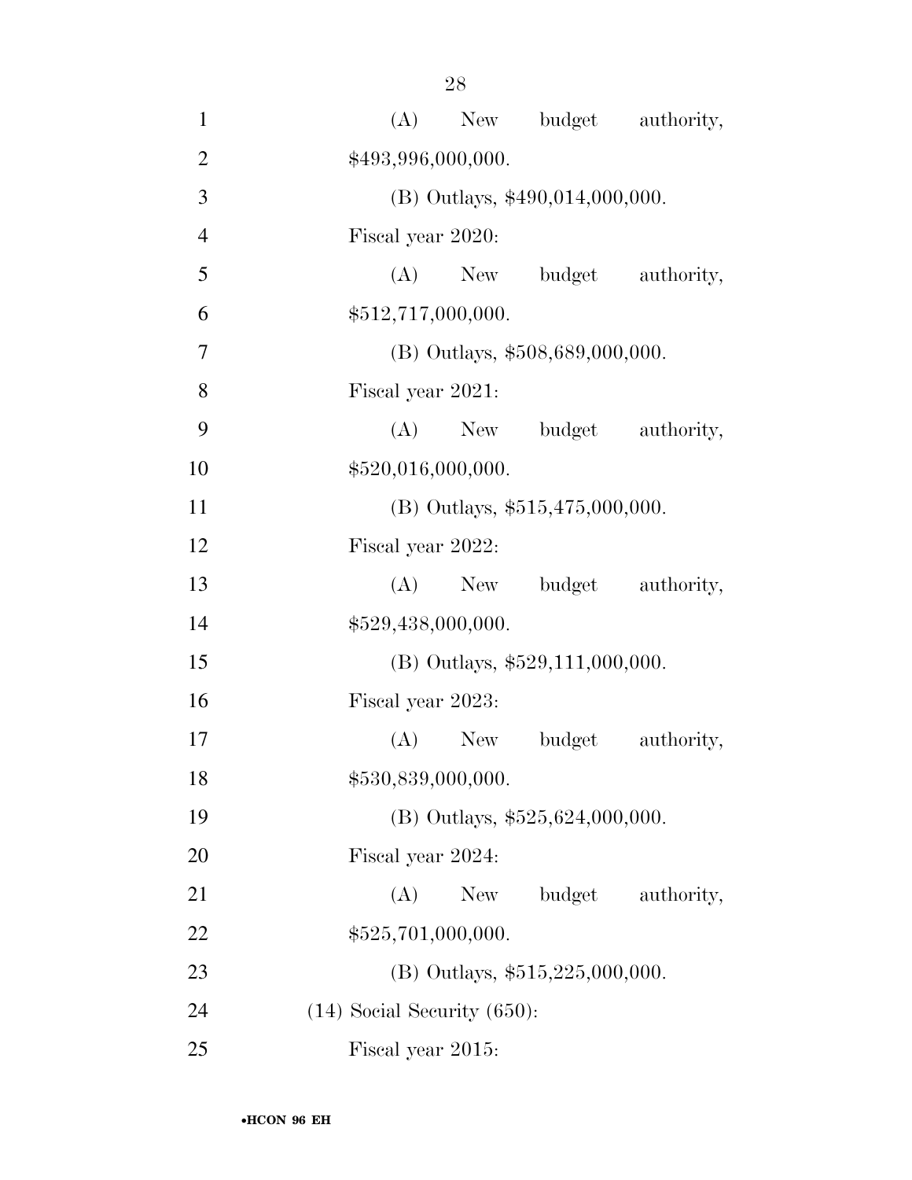(A) New budget authority, $493,996,000,000.

(B) Outlays, $490,014,000,000.

Fiscal year 2020:

(A) New budget authority, $512,717,000,000.

(B) Outlays, $508,689,000,000.

Fiscal year 2021:

(A) New budget authority, $520,016,000,000.

(B) Outlays, $515,475,000,000.

Fiscal year 2022:

(A) New budget authority, $529,438,000,000.

(B) Outlays, $529,111,000,000.

Fiscal year 2023:

(A) New budget authority, $530,839,000,000.

(B) Outlays, $525,624,000,000.

Fiscal year 2024:

(A) New budget authority, $525,701,000,000.

(B) Outlays, $515,225,000,000.

(14) Social Security (650):

Fiscal year 2015: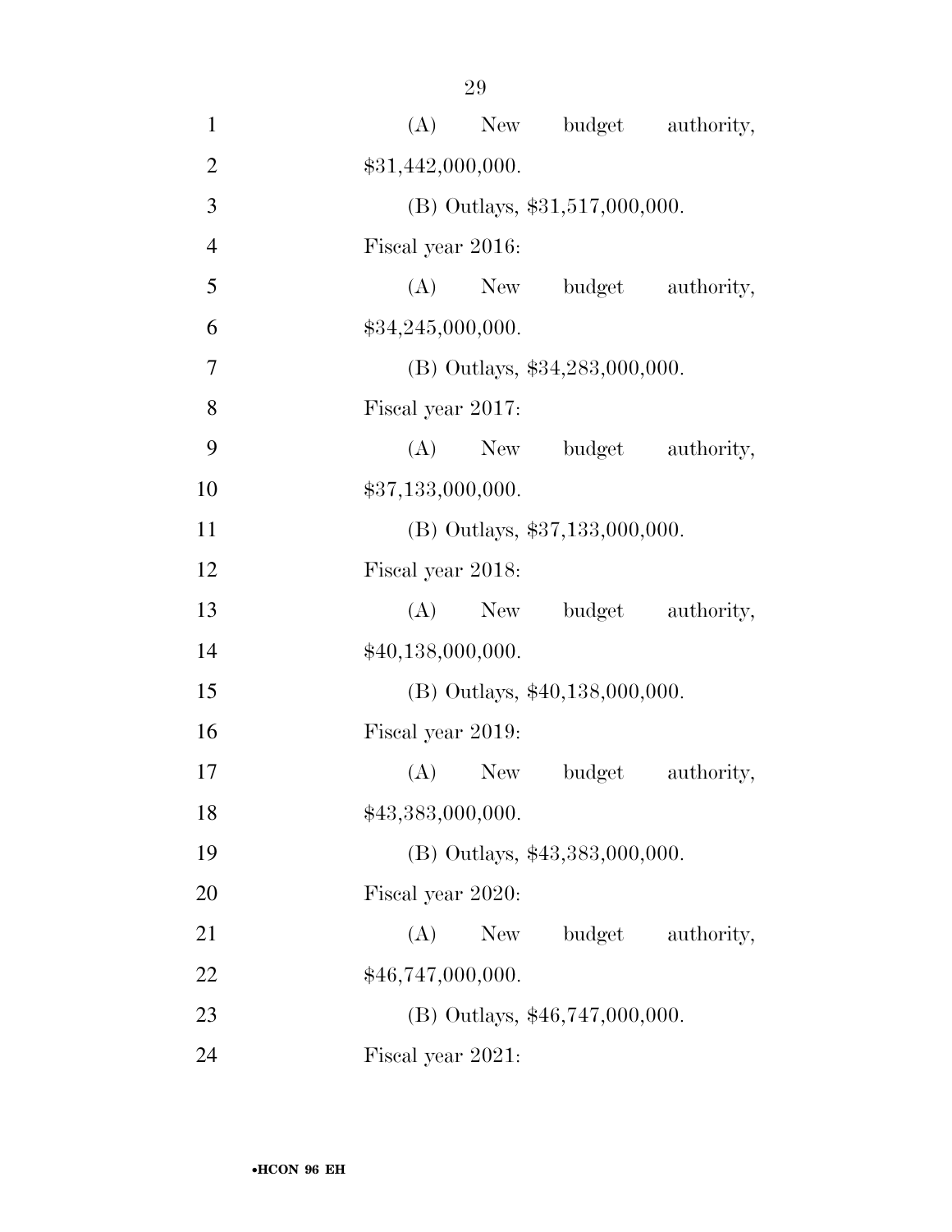(A) New budget authority, $31,442,000,000.

(B) Outlays, $31,517,000,000.

Fiscal year 2016:

(A) New budget authority, $34,245,000,000.

(B) Outlays, $34,283,000,000.

Fiscal year 2017:

(A) New budget authority, $37,133,000,000.

(B) Outlays, $37,133,000,000.

Fiscal year 2018:

(A) New budget authority, $40,138,000,000.

(B) Outlays, $40,138,000,000.

Fiscal year 2019:

(A) New budget authority, $43,383,000,000.

(B) Outlays, $43,383,000,000.

Fiscal year 2020:

(A) New budget authority, $46,747,000,000.

(B) Outlays, $46,747,000,000.

Fiscal year 2021: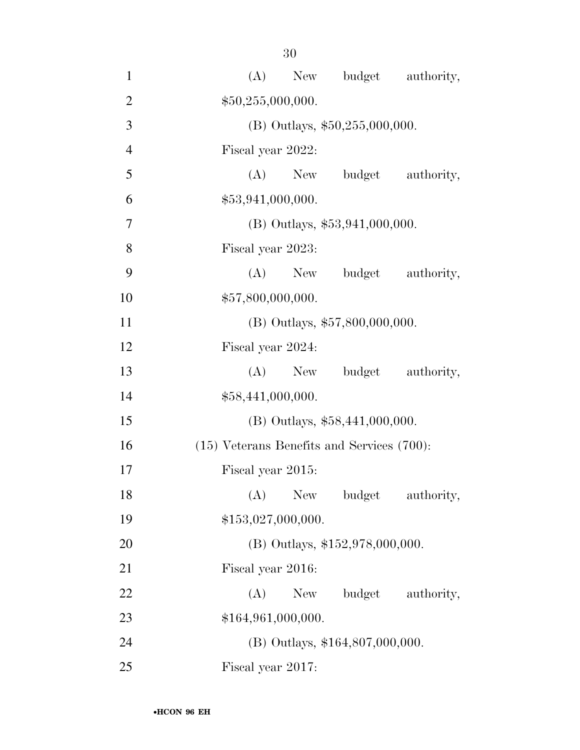(A) New budget authority, $50,255,000,000.

(B) Outlays, $50,255,000,000.

Fiscal year 2022:

(A) New budget authority, $53,941,000,000.

(B) Outlays, $53,941,000,000.

Fiscal year 2023:

(A) New budget authority, $57,800,000,000.

(B) Outlays, $57,800,000,000.

Fiscal year 2024:

(A) New budget authority, $58,441,000,000.

(B) Outlays, $58,441,000,000.

(15) Veterans Benefits and Services (700):

Fiscal year 2015:

(A) New budget authority, $153,027,000,000.

(B) Outlays, $152,978,000,000.

Fiscal year 2016:

(A) New budget authority, $164,961,000,000.

(B) Outlays, $164,807,000,000.

Fiscal year 2017: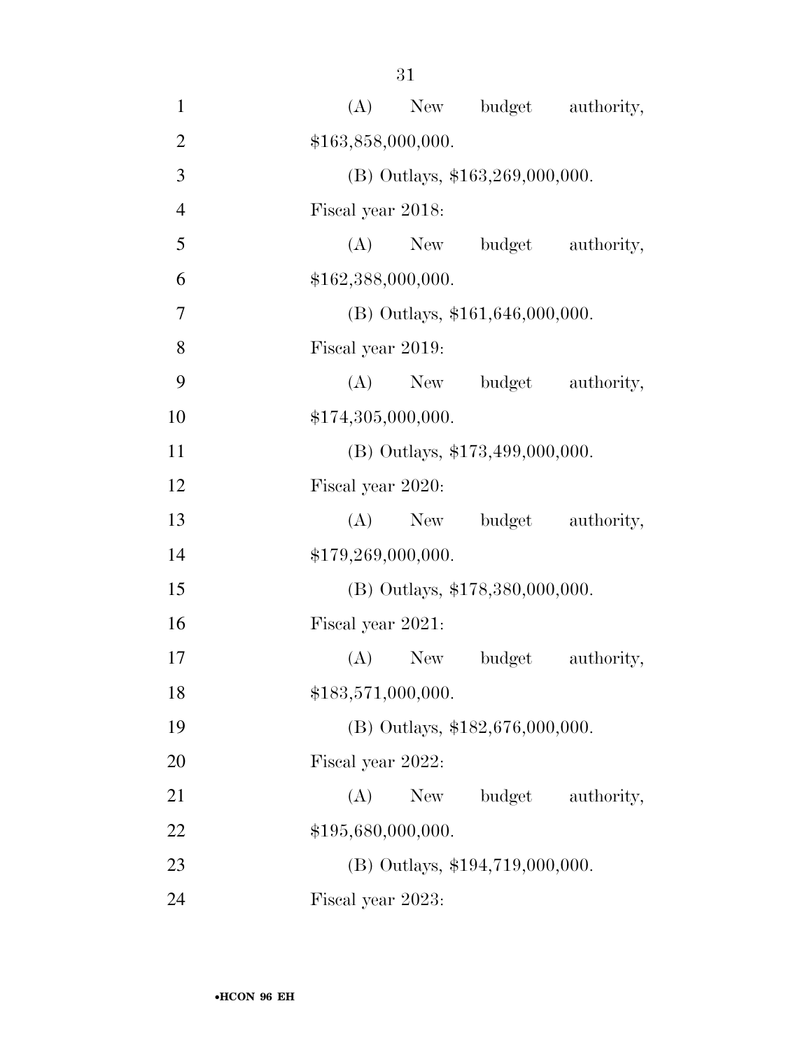(A) New budget authority, $163,858,000,000.

(B) Outlays, $163,269,000,000.

Fiscal year 2018:

(A) New budget authority, $162,388,000,000.

(B) Outlays, $161,646,000,000.

Fiscal year 2019:

(A) New budget authority, $174,305,000,000.

(B) Outlays, $173,499,000,000.

Fiscal year 2020:

(A) New budget authority, $179,269,000,000.

(B) Outlays, $178,380,000,000.

Fiscal year 2021:

(A) New budget authority, $183,571,000,000.

(B) Outlays, $182,676,000,000.

Fiscal year 2022:

(A) New budget authority, $195,680,000,000.

(B) Outlays, $194,719,000,000.

Fiscal year 2023: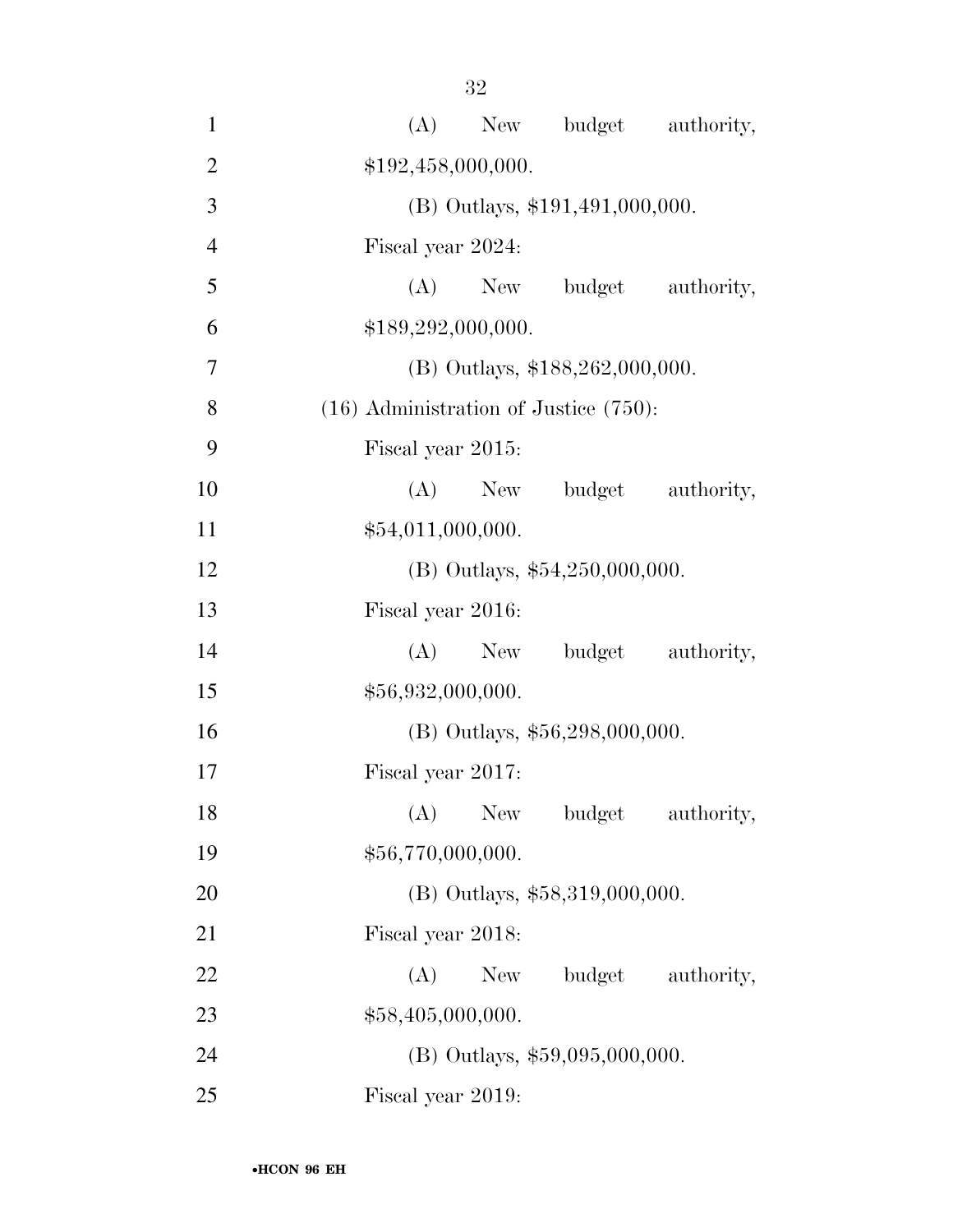(A) New budget authority, $192,458,000,000.

(B) Outlays, $191,491,000,000.

Fiscal year 2024:

(A) New budget authority, $189,292,000,000.

(B) Outlays, $188,262,000,000.

(16) Administration of Justice (750):

Fiscal year 2015:

(A) New budget authority, $54,011,000,000.

(B) Outlays, $54,250,000,000.

Fiscal year 2016:

(A) New budget authority, $56,932,000,000.

(B) Outlays, $56,298,000,000.

Fiscal year 2017:

(A) New budget authority, $56,770,000,000.

(B) Outlays, $58,319,000,000.

Fiscal year 2018:

(A) New budget authority, $58,405,000,000.

(B) Outlays, $59,095,000,000.

Fiscal year 2019: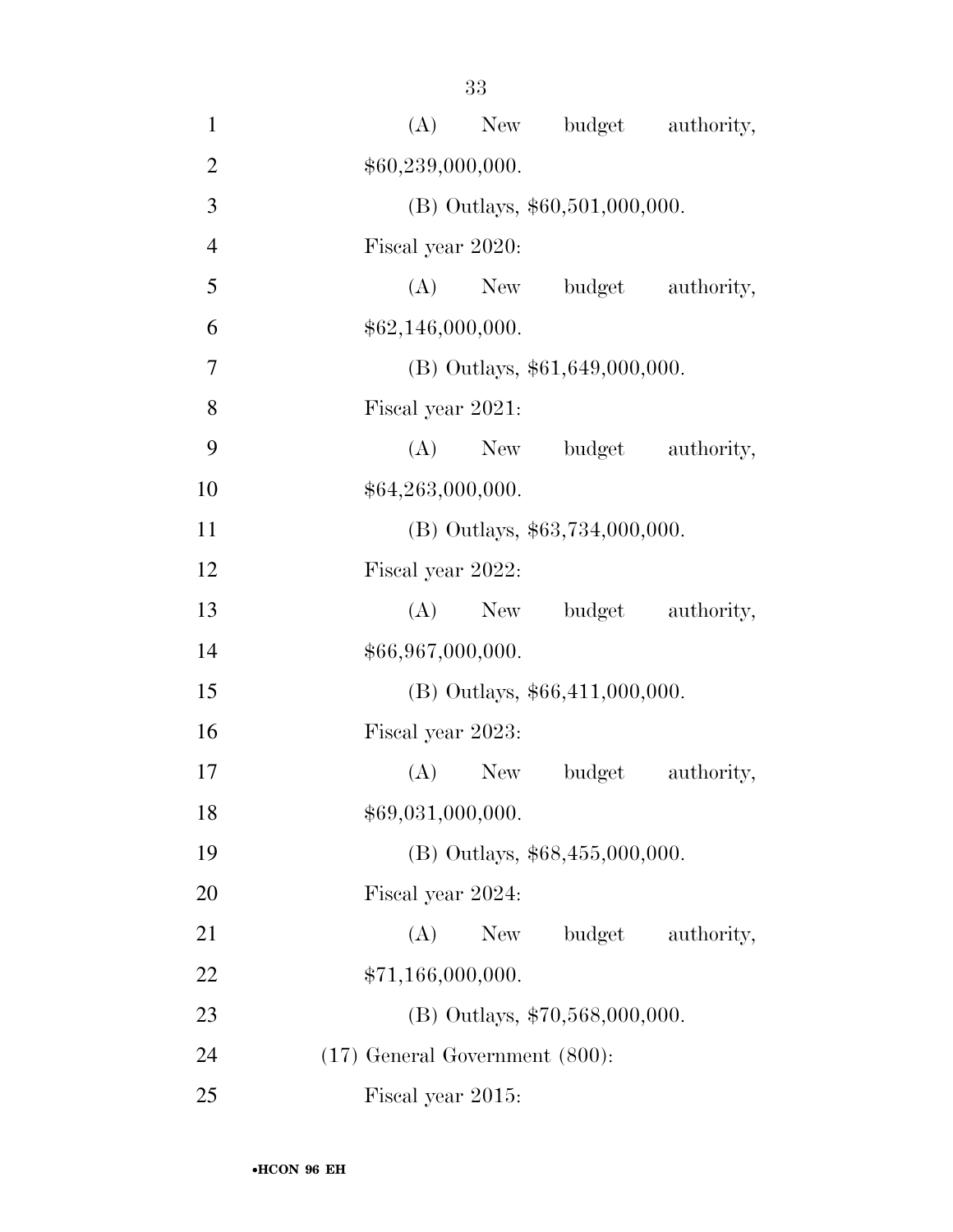(A) New budget authority, $60,239,000,000.

(B) Outlays, $60,501,000,000.

Fiscal year 2020:

(A) New budget authority, $62,146,000,000.

(B) Outlays, $61,649,000,000.

Fiscal year 2021:

(A) New budget authority, $64,263,000,000.

(B) Outlays, $63,734,000,000.

Fiscal year 2022:

(A) New budget authority, $66,967,000,000.

(B) Outlays, $66,411,000,000.

Fiscal year 2023:

(A) New budget authority, $69,031,000,000.

(B) Outlays, $68,455,000,000.

Fiscal year 2024:

(A) New budget authority, $71,166,000,000.

(B) Outlays, $70,568,000,000.

(17) General Government (800):

Fiscal year 2015: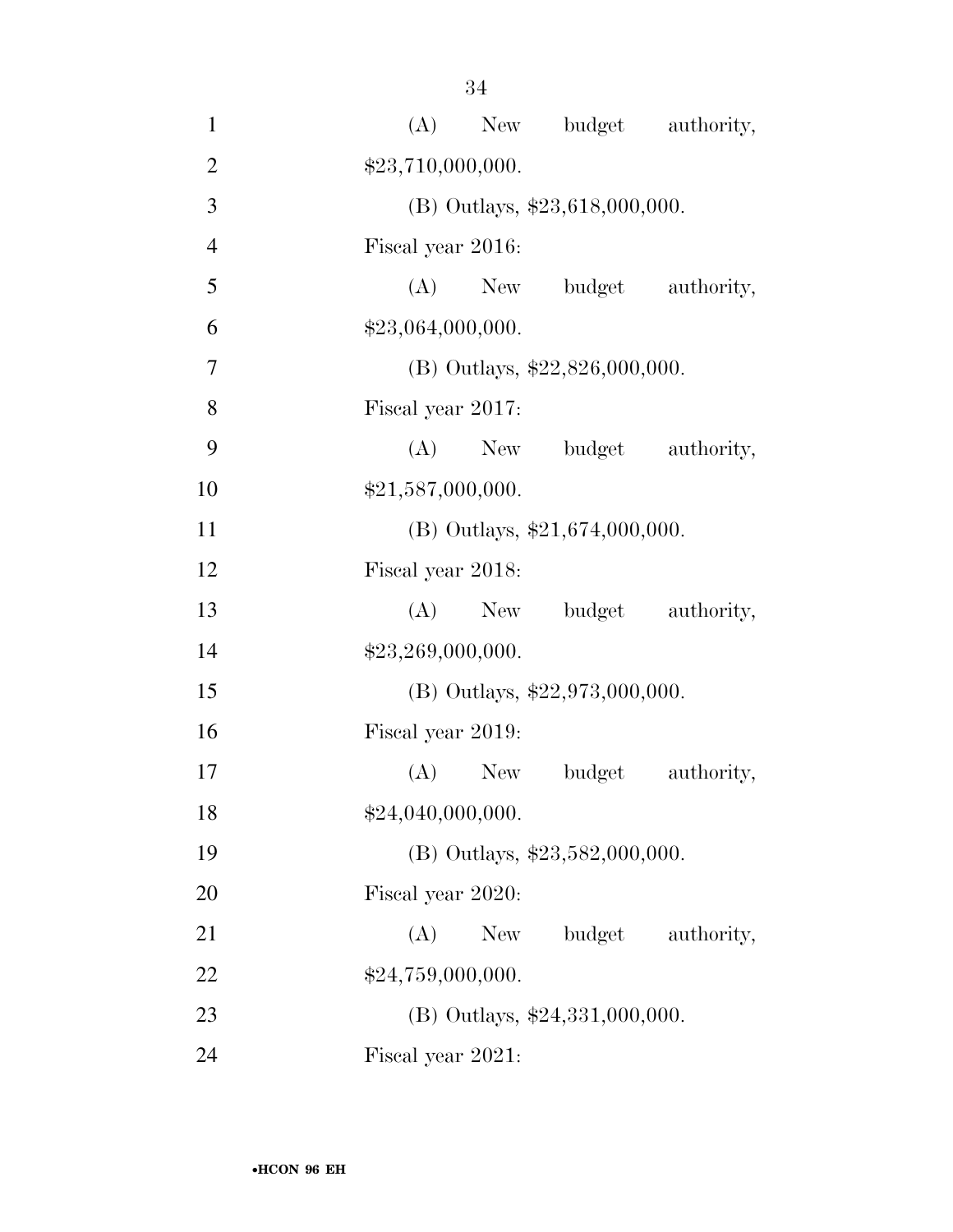(A) New budget authority, $23,710,000,000.

(B) Outlays, $23,618,000,000.

Fiscal year 2016:

(A) New budget authority, $23,064,000,000.

(B) Outlays, $22,826,000,000.

Fiscal year 2017:

(A) New budget authority, $21,587,000,000.

(B) Outlays, $21,674,000,000.

Fiscal year 2018:

(A) New budget authority, $23,269,000,000.

(B) Outlays, $22,973,000,000.

Fiscal year 2019:

(A) New budget authority, $24,040,000,000.

(B) Outlays, $23,582,000,000.

Fiscal year 2020:

(A) New budget authority, $24,759,000,000.

(B) Outlays, $24,331,000,000.

Fiscal year 2021: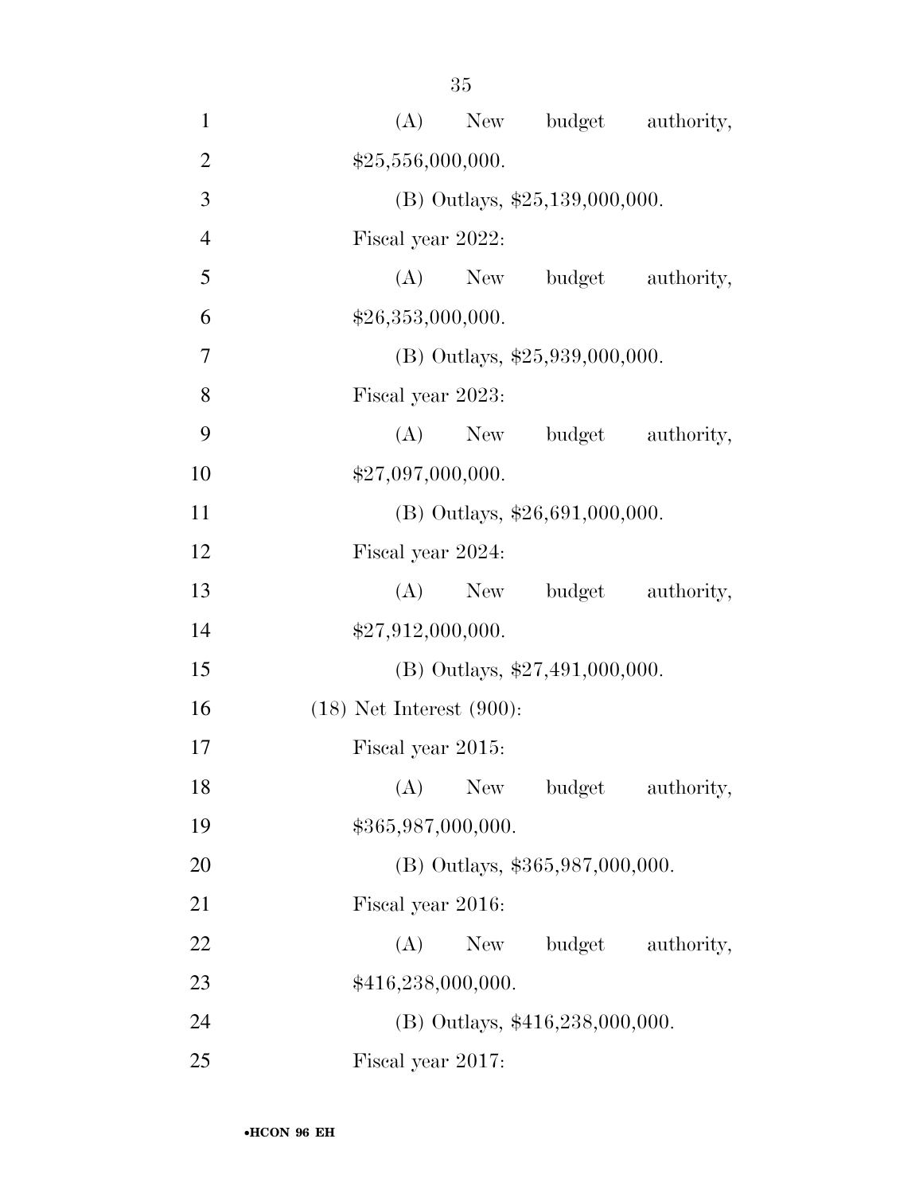(A) New budget authority, $25,556,000,000.

(B) Outlays, $25,139,000,000.

Fiscal year 2022:

(A) New budget authority, $26,353,000,000.

(B) Outlays, $25,939,000,000.

Fiscal year 2023:

(A) New budget authority, $27,097,000,000.

(B) Outlays, $26,691,000,000.

Fiscal year 2024:

(A) New budget authority, $27,912,000,000.

(B) Outlays, $27,491,000,000.

(18) Net Interest (900):

Fiscal year 2015:

(A) New budget authority, $365,987,000,000.

(B) Outlays, $365,987,000,000.

Fiscal year 2016:

(A) New budget authority, $416,238,000,000.

(B) Outlays, $416,238,000,000.

Fiscal year 2017: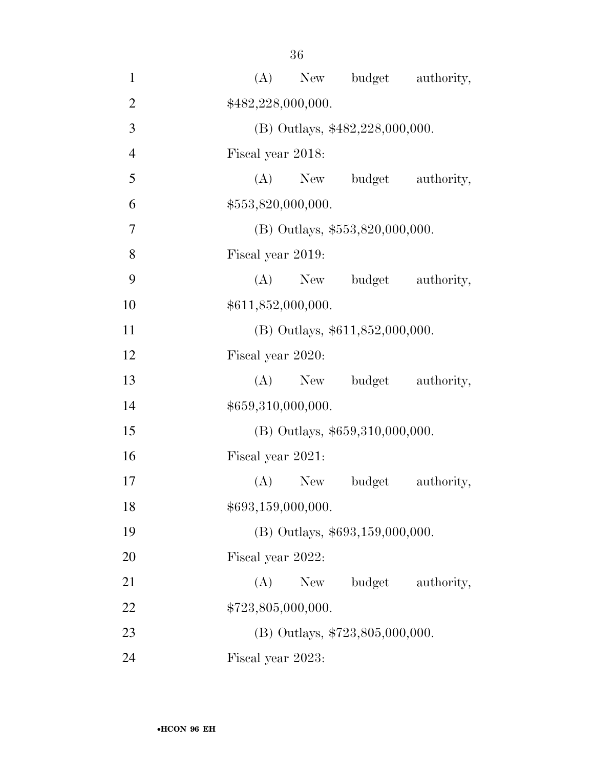(A) New budget authority, $482,228,000,000.

(B) Outlays, $482,228,000,000.

Fiscal year 2018:

(A) New budget authority, $553,820,000,000.

(B) Outlays, $553,820,000,000.

Fiscal year 2019:

(A) New budget authority, $611,852,000,000.

(B) Outlays, $611,852,000,000.

Fiscal year 2020:

(A) New budget authority, $659,310,000,000.

(B) Outlays, $659,310,000,000.

Fiscal year 2021:

(A) New budget authority, $693,159,000,000.

(B) Outlays, $693,159,000,000.

Fiscal year 2022:

(A) New budget authority, $723,805,000,000.

(B) Outlays, $723,805,000,000.

Fiscal year 2023: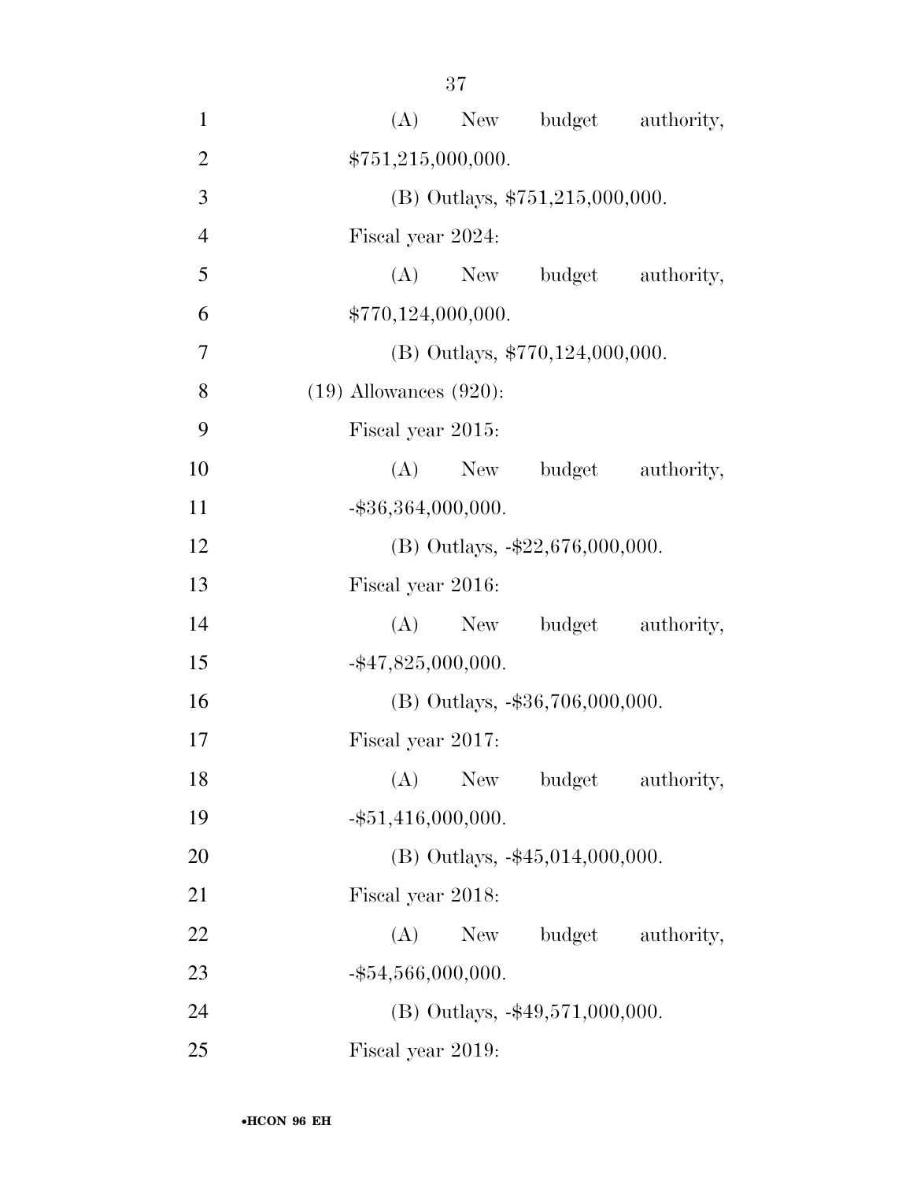(A) New budget authority, $751,215,000,000.

(B) Outlays, $751,215,000,000.

Fiscal year 2024:

(A) New budget authority, $770,124,000,000.

(B) Outlays, $770,124,000,000.

(19) Allowances (920):

Fiscal year 2015:

(A) New budget authority, -$36,364,000,000.

(B) Outlays, -$22,676,000,000.

Fiscal year 2016:

(A) New budget authority, -$47,825,000,000.

(B) Outlays, -$36,706,000,000.

Fiscal year 2017:

(A) New budget authority, -$51,416,000,000.

(B) Outlays, -$45,014,000,000.

Fiscal year 2018:

(A) New budget authority, -$54,566,000,000.

(B) Outlays, -$49,571,000,000.

Fiscal year 2019: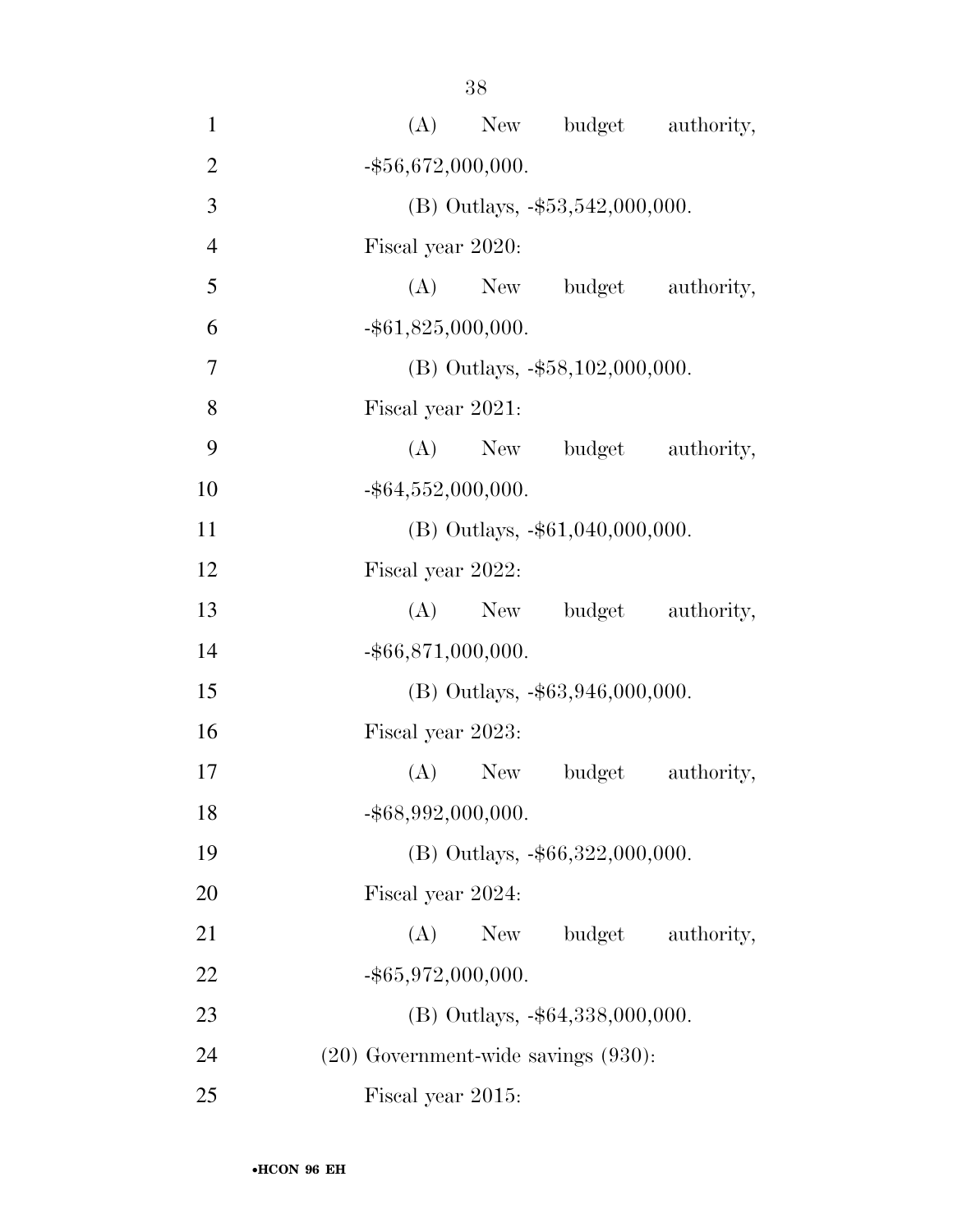(A) New budget authority, -$56,672,000,000.

(B) Outlays, -$53,542,000,000.

Fiscal year 2020:

(A) New budget authority, -$61,825,000,000.

(B) Outlays, -$58,102,000,000.

Fiscal year 2021:

(A) New budget authority, -$64,552,000,000.

(B) Outlays, -$61,040,000,000.

Fiscal year 2022:

(A) New budget authority, -$66,871,000,000.

(B) Outlays, -$63,946,000,000.

Fiscal year 2023:

(A) New budget authority, -$68,992,000,000.

(B) Outlays, -$66,322,000,000.

Fiscal year 2024:

(A) New budget authority, -$65,972,000,000.

(B) Outlays, -$64,338,000,000.

(20) Government-wide savings (930):

Fiscal year 2015: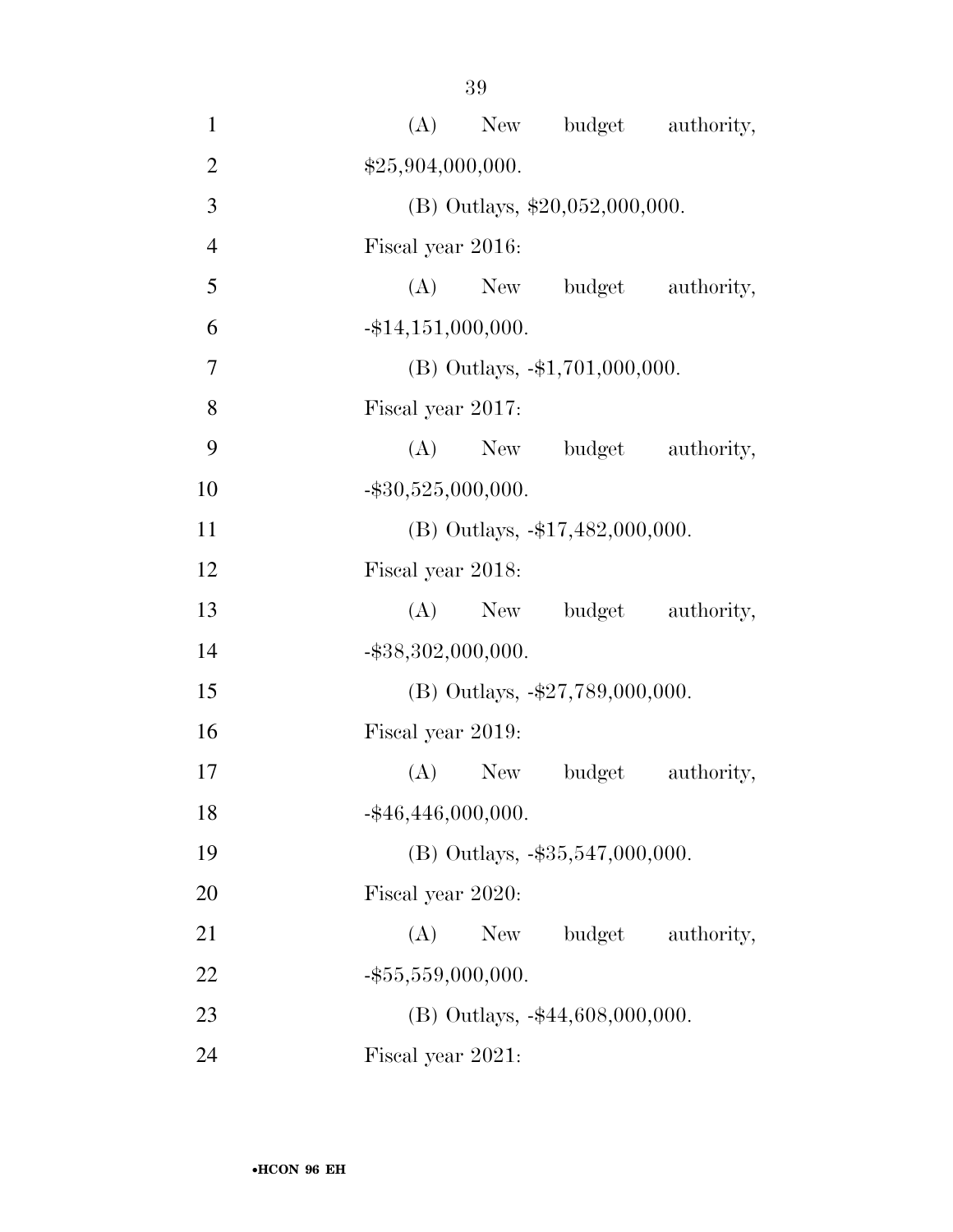(A) New budget authority, $25,904,000,000.

(B) Outlays, $20,052,000,000.

Fiscal year 2016:

(A) New budget authority, -$14,151,000,000.

(B) Outlays, -$1,701,000,000.

Fiscal year 2017:

(A) New budget authority, -$30,525,000,000.

(B) Outlays, -$17,482,000,000.

Fiscal year 2018:

(A) New budget authority, -$38,302,000,000.

(B) Outlays, -$27,789,000,000.

Fiscal year 2019:

(A) New budget authority, -$46,446,000,000.

(B) Outlays, -$35,547,000,000.

Fiscal year 2020:

(A) New budget authority, -$55,559,000,000.

(B) Outlays, -$44,608,000,000.

Fiscal year 2021: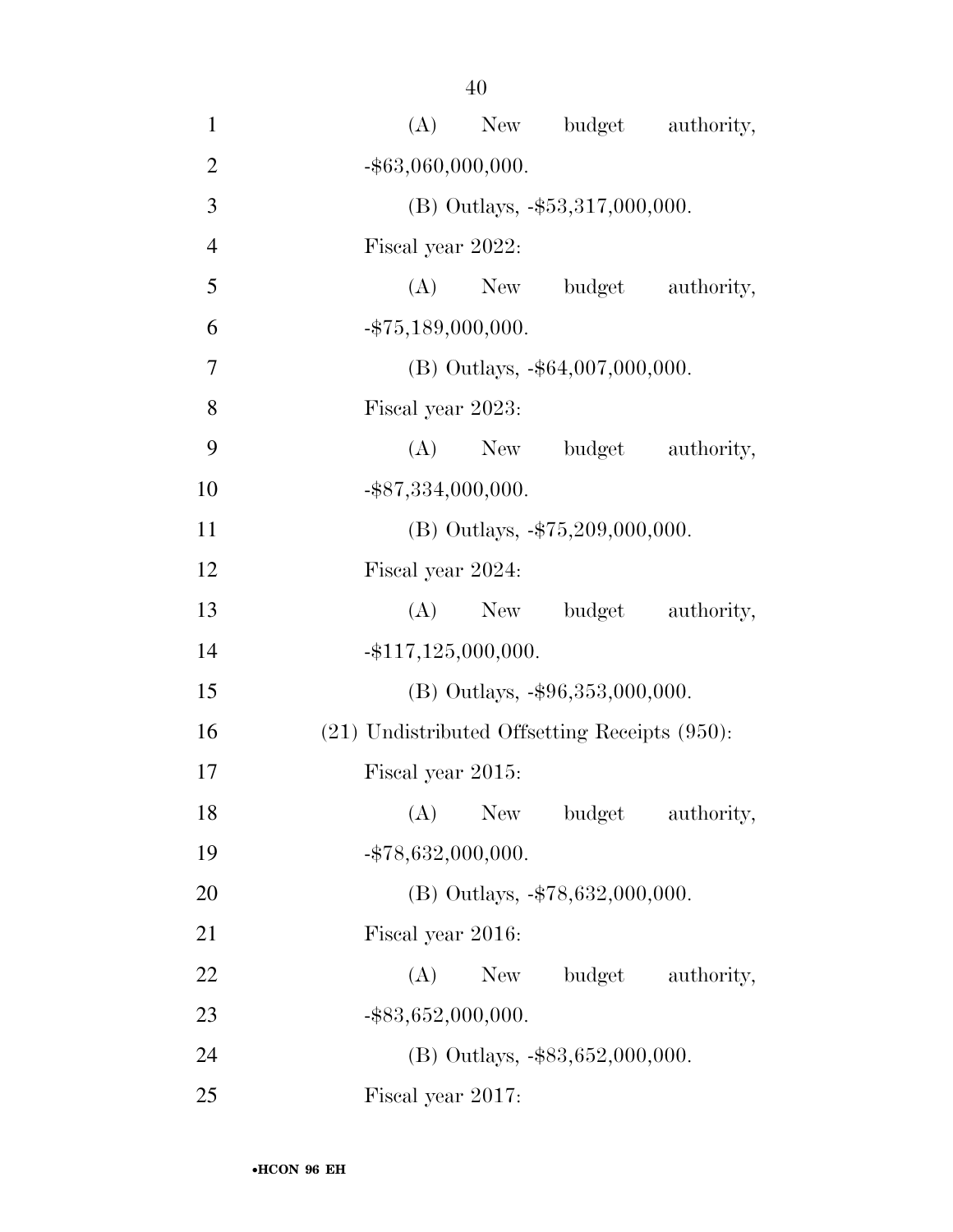(A) New budget authority, -$63,060,000,000.

(B) Outlays, -$53,317,000,000.

Fiscal year 2022:

(A) New budget authority, -$75,189,000,000.

(B) Outlays, -$64,007,000,000.

Fiscal year 2023:

(A) New budget authority, -$87,334,000,000.

(B) Outlays, -$75,209,000,000.

Fiscal year 2024:

(A) New budget authority, -$117,125,000,000.

(B) Outlays, -$96,353,000,000.

(21) Undistributed Offsetting Receipts (950):

Fiscal year 2015:

(A) New budget authority, -$78,632,000,000.

(B) Outlays, -$78,632,000,000.

Fiscal year 2016:

(A) New budget authority, -$83,652,000,000.

(B) Outlays, -$83,652,000,000.

Fiscal year 2017: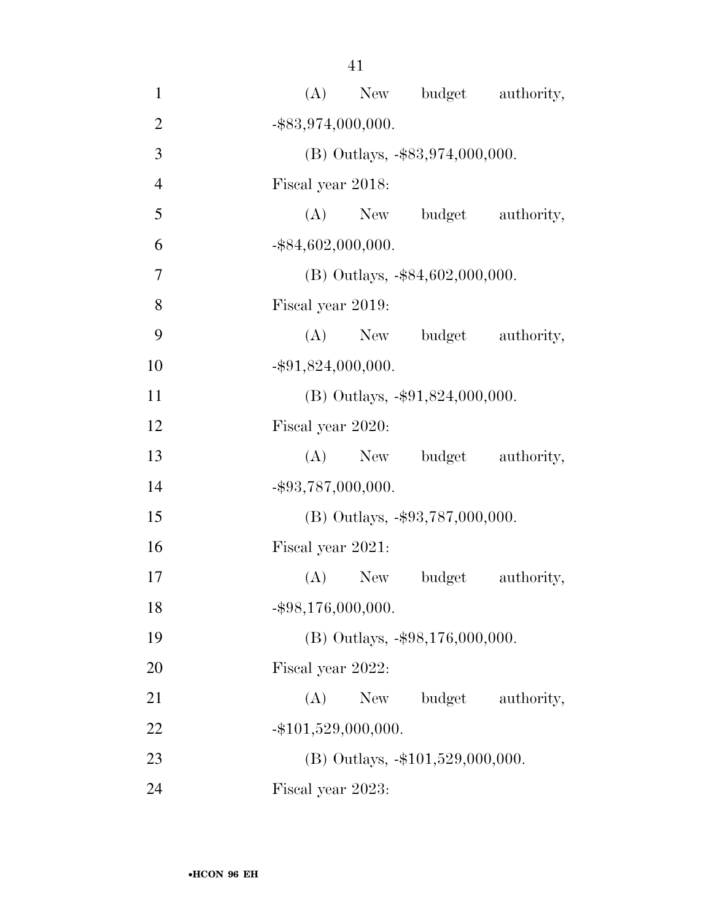(A) New budget authority, -$83,974,000,000.

(B) Outlays, -$83,974,000,000.

Fiscal year 2018:

(A) New budget authority, -$84,602,000,000.

(B) Outlays, -$84,602,000,000.

Fiscal year 2019:

(A) New budget authority, -$91,824,000,000.

(B) Outlays, -$91,824,000,000.

Fiscal year 2020:

(A) New budget authority, -$93,787,000,000.

(B) Outlays, -$93,787,000,000.

Fiscal year 2021:

(A) New budget authority, -$98,176,000,000.

(B) Outlays, -$98,176,000,000.

Fiscal year 2022:

(A) New budget authority, -$101,529,000,000.

(B) Outlays, -$101,529,000,000.

Fiscal year 2023: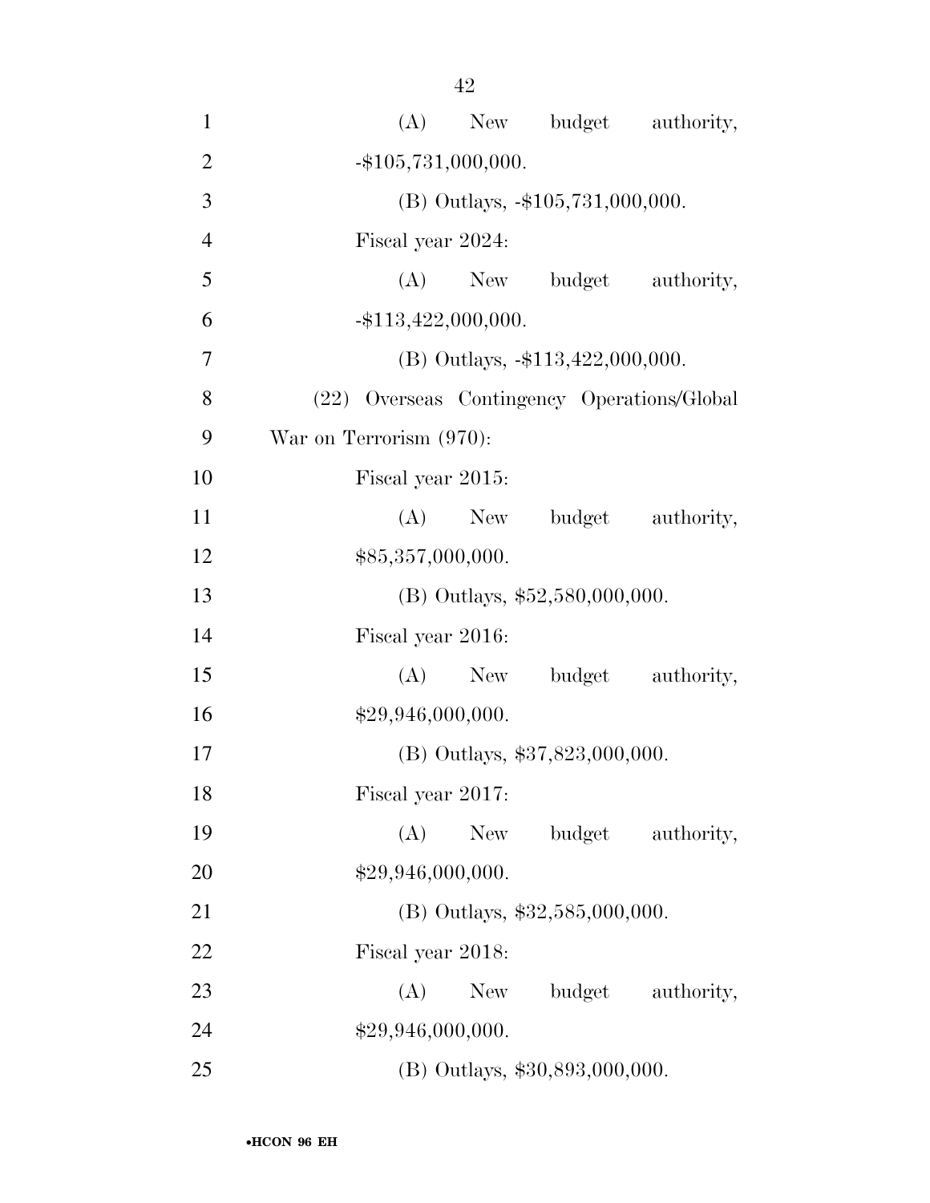(A) New budget authority, -$105,731,000,000.

(B) Outlays, -$105,731,000,000.

Fiscal year 2024:

(A) New budget authority, -$113,422,000,000.

(B) Outlays, -$113,422,000,000.

(22) Overseas Contingency Operations/Global War on Terrorism (970):

Fiscal year 2015:

(A) New budget authority, $85,357,000,000.

(B) Outlays, $52,580,000,000.

Fiscal year 2016:

(A) New budget authority, $29,946,000,000.

(B) Outlays, $37,823,000,000.

Fiscal year 2017:

(A) New budget authority, $29,946,000,000.

(B) Outlays, $32,585,000,000.

Fiscal year 2018:

(A) New budget authority, $29,946,000,000.

(B) Outlays, $30,893,000,000.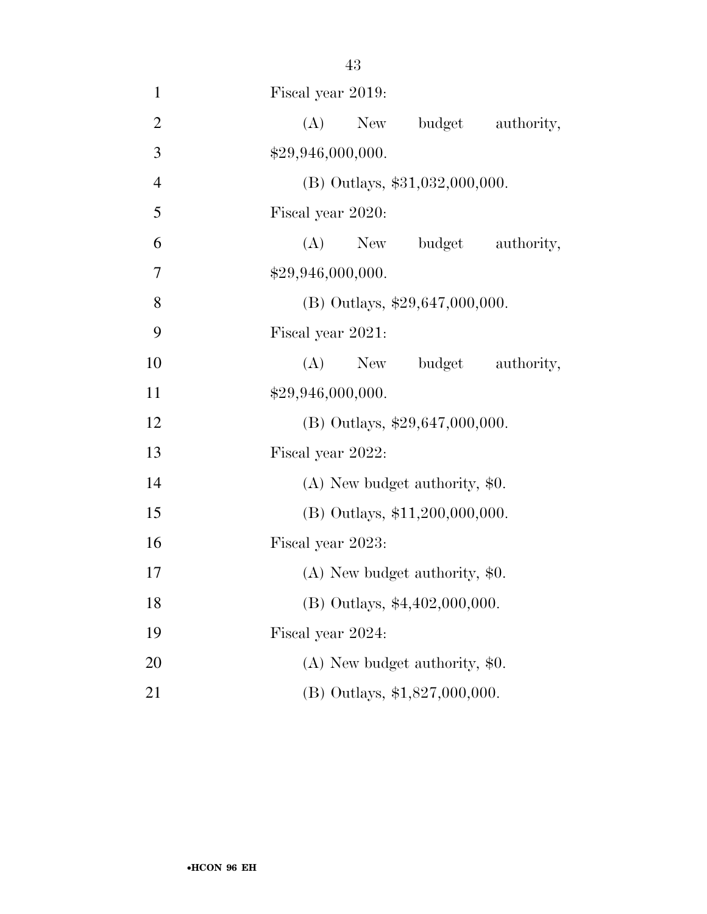Fiscal year 2019:

(A) New budget authority, $29,946,000,000.

(B) Outlays, $31,032,000,000.

Fiscal year 2020:

(A) New budget authority, $29,946,000,000.

(B) Outlays, $29,647,000,000.

Fiscal year 2021:

(A) New budget authority, $29,946,000,000.

(B) Outlays, $29,647,000,000.

Fiscal year 2022:

(A) New budget authority, $0.

(B) Outlays, $11,200,000,000.

Fiscal year 2023:

(A) New budget authority, $0.

(B) Outlays, $4,402,000,000.

Fiscal year 2024:

(A) New budget authority, $0.

(B) Outlays, $1,827,000,000.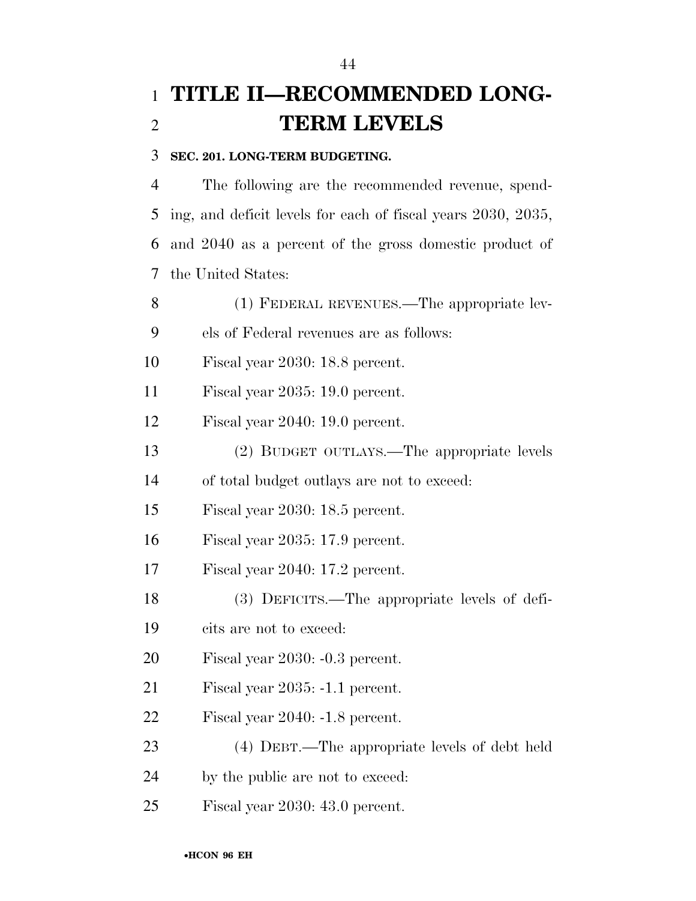# TITLE II—RECOMMENDED LONG-TERM LEVELS

### SEC. 201. LONG-TERM BUDGETING.

The following are the recommended revenue, spending, and deficit levels for each of fiscal years 2030, 2035, and 2040 as a percent of the gross domestic product of the United States:

(1) FEDERAL REVENUES.—The appropriate levels of Federal revenues are as follows:

Fiscal year 2030: 18.8 percent.

Fiscal year 2035: 19.0 percent.

Fiscal year 2040: 19.0 percent.

(2) BUDGET OUTLAYS.—The appropriate levels of total budget outlays are not to exceed:

Fiscal year 2030: 18.5 percent.

Fiscal year 2035: 17.9 percent.

Fiscal year 2040: 17.2 percent.

(3) DEFICITS.—The appropriate levels of deficits are not to exceed:

Fiscal year 2030: -0.3 percent.

Fiscal year 2035: -1.1 percent.

Fiscal year 2040: -1.8 percent.

(4) DEBT.—The appropriate levels of debt held by the public are not to exceed:

Fiscal year 2030: 43.0 percent.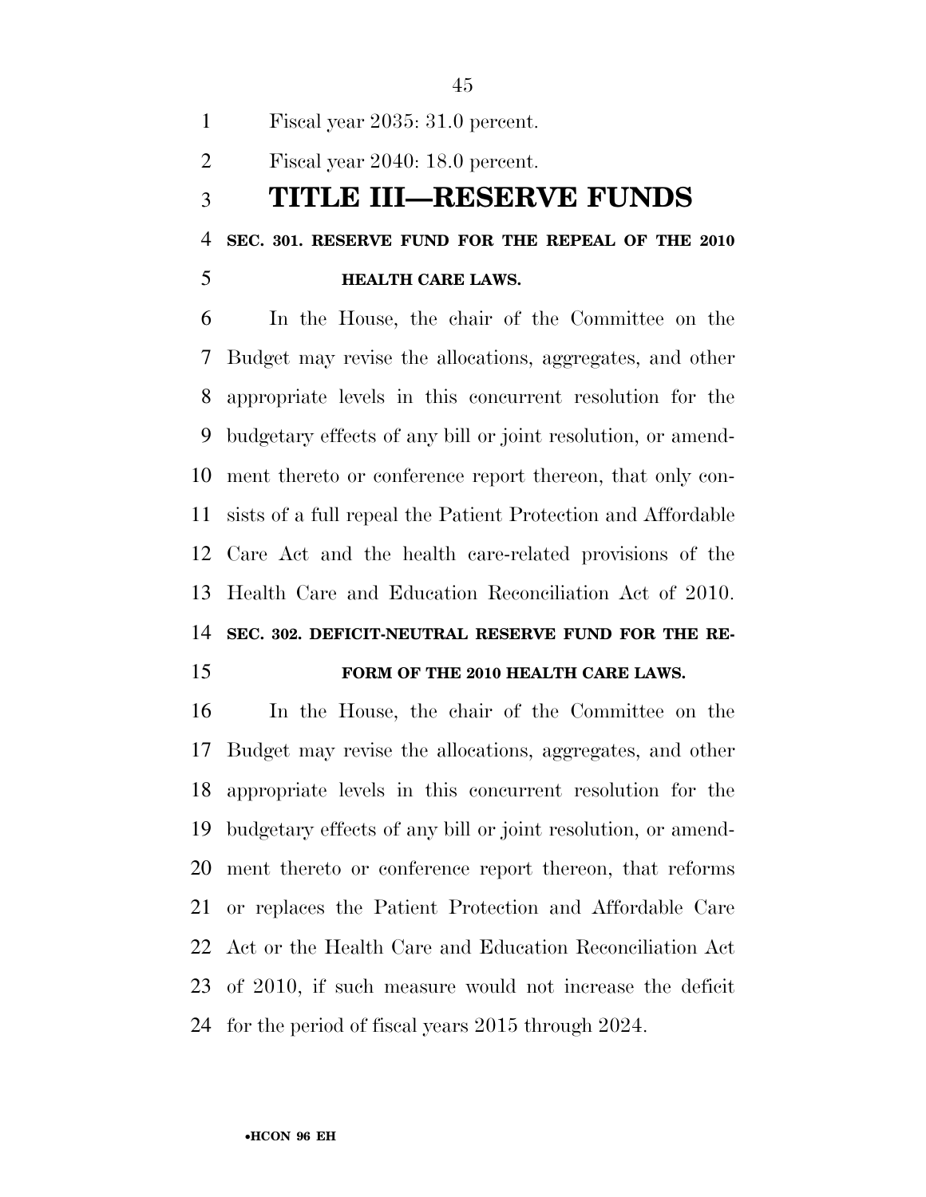Fiscal year 2035: 31.0 percent.

Fiscal year 2040: 18.0 percent.

# TITLE III—RESERVE FUNDS

### SEC. 301. RESERVE FUND FOR THE REPEAL OF THE 2010 HEALTH CARE LAWS.

In the House, the chair of the Committee on the Budget may revise the allocations, aggregates, and other appropriate levels in this concurrent resolution for the budgetary effects of any bill or joint resolution, or amendment thereto or conference report thereon, that only consists of a full repeal the Patient Protection and Affordable Care Act and the health care-related provisions of the Health Care and Education Reconciliation Act of 2010.

### SEC. 302. DEFICIT-NEUTRAL RESERVE FUND FOR THE REFORM OF THE 2010 HEALTH CARE LAWS.

In the House, the chair of the Committee on the Budget may revise the allocations, aggregates, and other appropriate levels in this concurrent resolution for the budgetary effects of any bill or joint resolution, or amendment thereto or conference report thereon, that reforms or replaces the Patient Protection and Affordable Care Act or the Health Care and Education Reconciliation Act of 2010, if such measure would not increase the deficit for the period of fiscal years 2015 through 2024.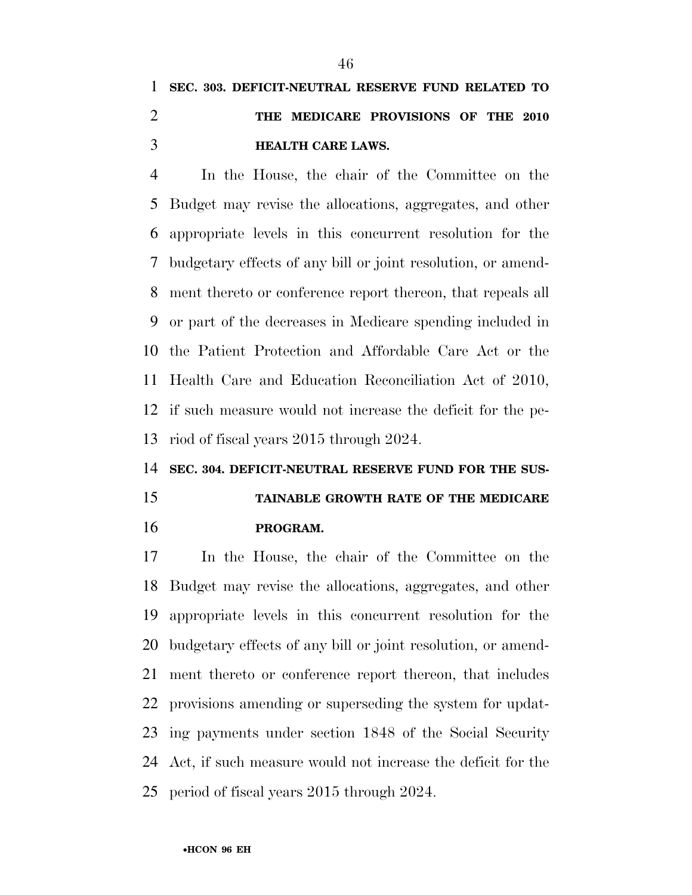### SEC. 303. DEFICIT-NEUTRAL RESERVE FUND RELATED TO THE MEDICARE PROVISIONS OF THE 2010 HEALTH CARE LAWS.

In the House, the chair of the Committee on the Budget may revise the allocations, aggregates, and other appropriate levels in this concurrent resolution for the budgetary effects of any bill or joint resolution, or amendment thereto or conference report thereon, that repeals all or part of the decreases in Medicare spending included in the Patient Protection and Affordable Care Act or the Health Care and Education Reconciliation Act of 2010, if such measure would not increase the deficit for the period of fiscal years 2015 through 2024.

### SEC. 304. DEFICIT-NEUTRAL RESERVE FUND FOR THE SUSTAINABLE GROWTH RATE OF THE MEDICARE PROGRAM.

In the House, the chair of the Committee on the Budget may revise the allocations, aggregates, and other appropriate levels in this concurrent resolution for the budgetary effects of any bill or joint resolution, or amendment thereto or conference report thereon, that includes provisions amending or superseding the system for updating payments under section 1848 of the Social Security Act, if such measure would not increase the deficit for the period of fiscal years 2015 through 2024.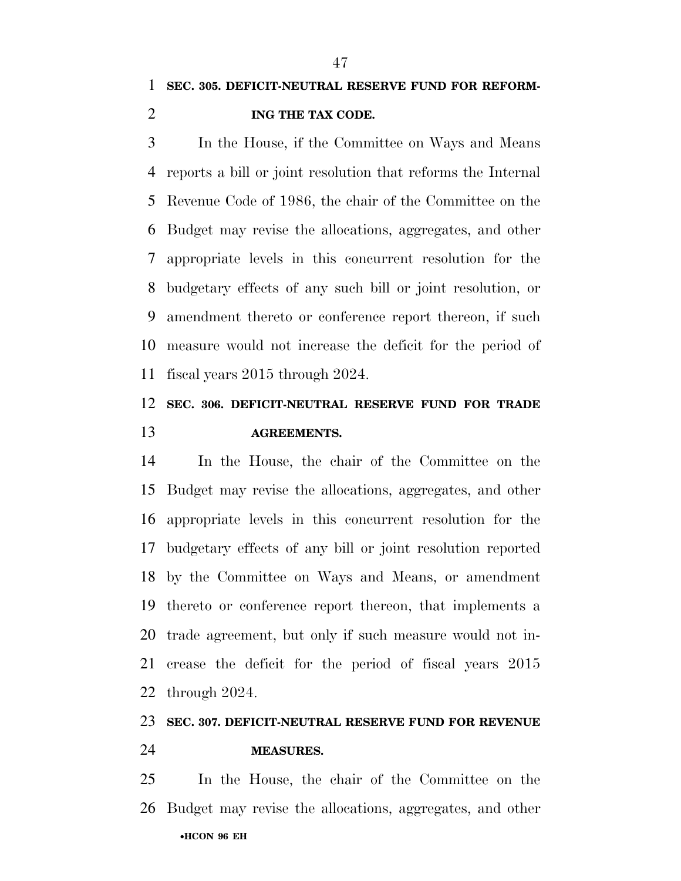**SEC. 305. DEFICIT-NEUTRAL RESERVE FUND FOR REFORMING THE TAX CODE.**

In the House, if the Committee on Ways and Means reports a bill or joint resolution that reforms the Internal Revenue Code of 1986, the chair of the Committee on the Budget may revise the allocations, aggregates, and other appropriate levels in this concurrent resolution for the budgetary effects of any such bill or joint resolution, or amendment thereto or conference report thereon, if such measure would not increase the deficit for the period of fiscal years 2015 through 2024.

**SEC. 306. DEFICIT-NEUTRAL RESERVE FUND FOR TRADE AGREEMENTS.**

In the House, the chair of the Committee on the Budget may revise the allocations, aggregates, and other appropriate levels in this concurrent resolution for the budgetary effects of any bill or joint resolution reported by the Committee on Ways and Means, or amendment thereto or conference report thereon, that implements a trade agreement, but only if such measure would not increase the deficit for the period of fiscal years 2015 through 2024.

**SEC. 307. DEFICIT-NEUTRAL RESERVE FUND FOR REVENUE MEASURES.**

In the House, the chair of the Committee on the Budget may revise the allocations, aggregates, and other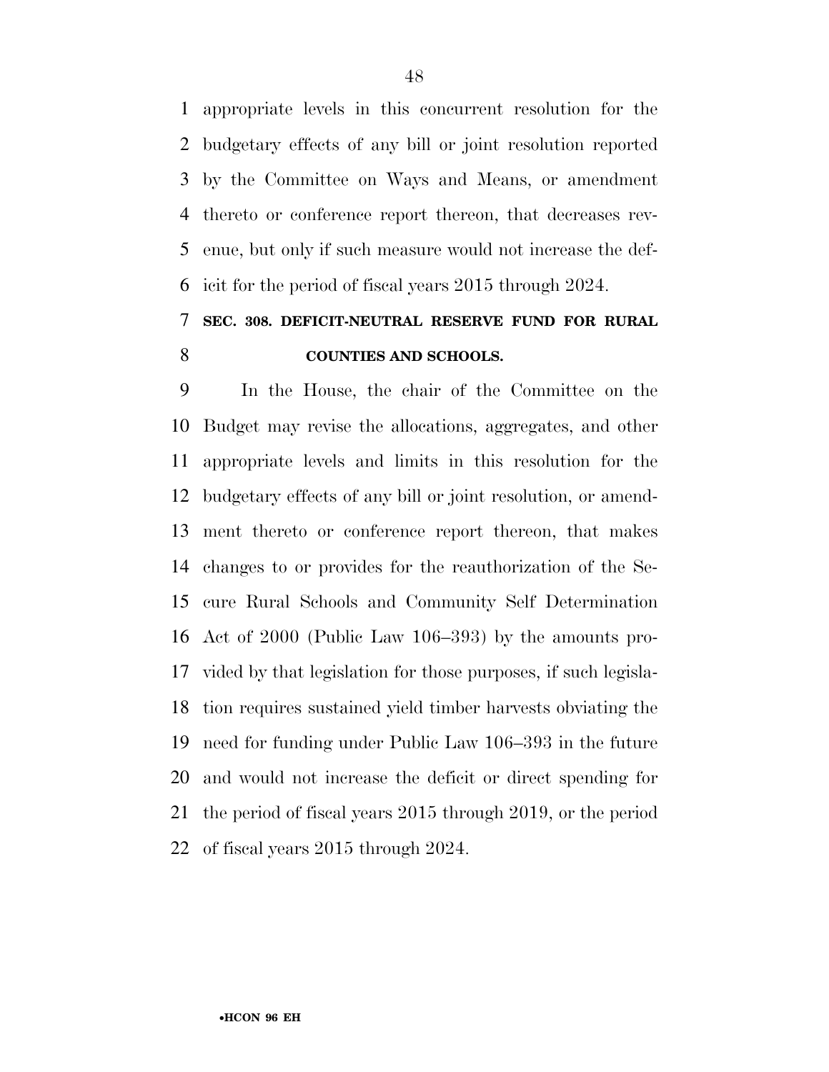appropriate levels in this concurrent resolution for the budgetary effects of any bill or joint resolution reported by the Committee on Ways and Means, or amendment thereto or conference report thereon, that decreases revenue, but only if such measure would not increase the deficit for the period of fiscal years 2015 through 2024.

**SEC. 308. DEFICIT-NEUTRAL RESERVE FUND FOR RURAL COUNTIES AND SCHOOLS.**

In the House, the chair of the Committee on the Budget may revise the allocations, aggregates, and other appropriate levels and limits in this resolution for the budgetary effects of any bill or joint resolution, or amendment thereto or conference report thereon, that makes changes to or provides for the reauthorization of the Secure Rural Schools and Community Self Determination Act of 2000 (Public Law 106–393) by the amounts provided by that legislation for those purposes, if such legislation requires sustained yield timber harvests obviating the need for funding under Public Law 106–393 in the future and would not increase the deficit or direct spending for the period of fiscal years 2015 through 2019, or the period of fiscal years 2015 through 2024.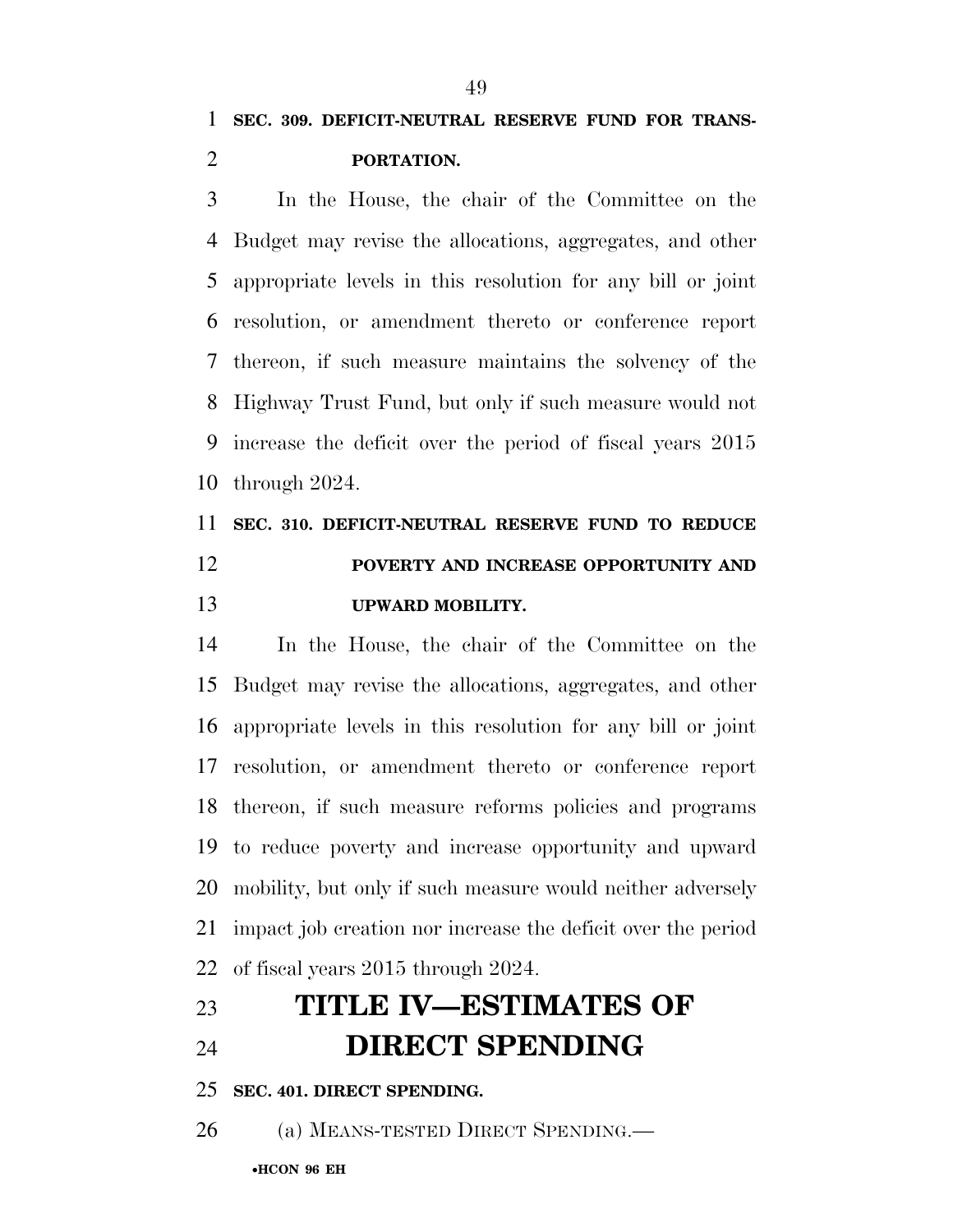**SEC. 309. DEFICIT-NEUTRAL RESERVE FUND FOR TRANSPORTATION.**

In the House, the chair of the Committee on the Budget may revise the allocations, aggregates, and other appropriate levels in this resolution for any bill or joint resolution, or amendment thereto or conference report thereon, if such measure maintains the solvency of the Highway Trust Fund, but only if such measure would not increase the deficit over the period of fiscal years 2015 through 2024.

**SEC. 310. DEFICIT-NEUTRAL RESERVE FUND TO REDUCE POVERTY AND INCREASE OPPORTUNITY AND UPWARD MOBILITY.**

In the House, the chair of the Committee on the Budget may revise the allocations, aggregates, and other appropriate levels in this resolution for any bill or joint resolution, or amendment thereto or conference report thereon, if such measure reforms policies and programs to reduce poverty and increase opportunity and upward mobility, but only if such measure would neither adversely impact job creation nor increase the deficit over the period of fiscal years 2015 through 2024.

# TITLE IV—ESTIMATES OF DIRECT SPENDING

**SEC. 401. DIRECT SPENDING.**

(a) MEANS-TESTED DIRECT SPENDING.—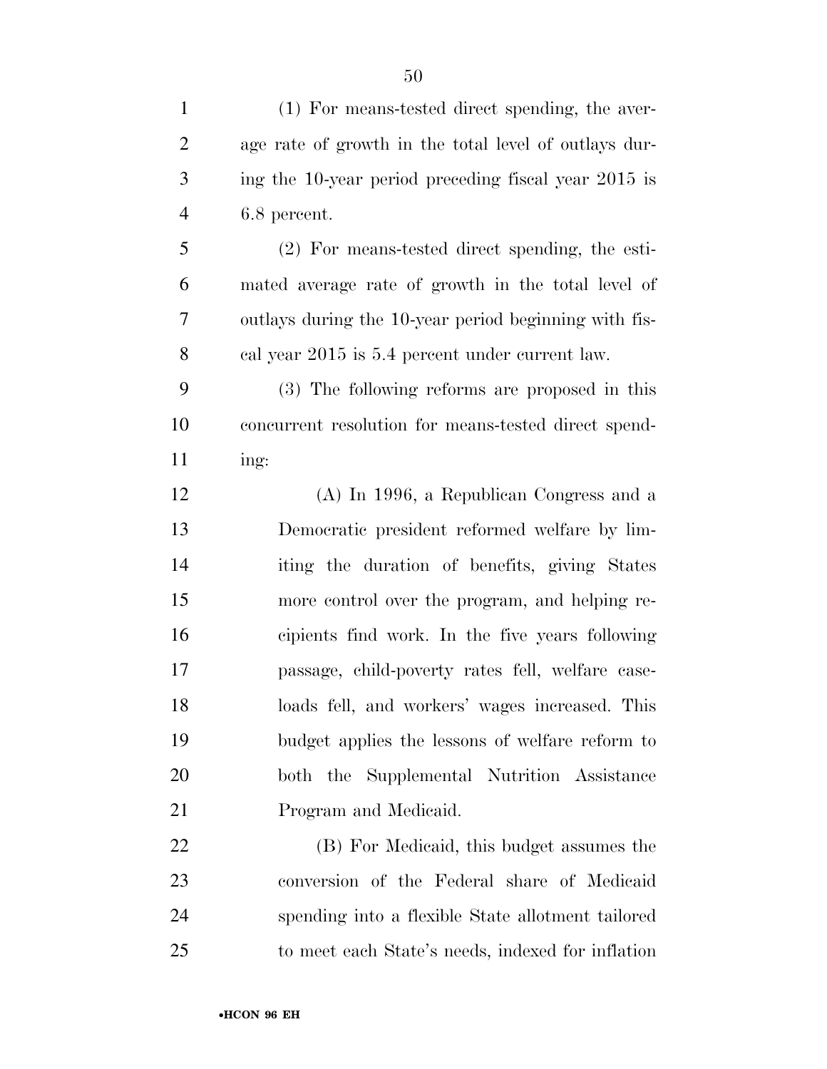(1) For means-tested direct spending, the average rate of growth in the total level of outlays during the 10-year period preceding fiscal year 2015 is 6.8 percent.

(2) For means-tested direct spending, the estimated average rate of growth in the total level of outlays during the 10-year period beginning with fiscal year 2015 is 5.4 percent under current law.

(3) The following reforms are proposed in this concurrent resolution for means-tested direct spending:

(A) In 1996, a Republican Congress and a Democratic president reformed welfare by limiting the duration of benefits, giving States more control over the program, and helping recipients find work. In the five years following passage, child-poverty rates fell, welfare caseloads fell, and workers' wages increased. This budget applies the lessons of welfare reform to both the Supplemental Nutrition Assistance Program and Medicaid.

(B) For Medicaid, this budget assumes the conversion of the Federal share of Medicaid spending into a flexible State allotment tailored to meet each State's needs, indexed for inflation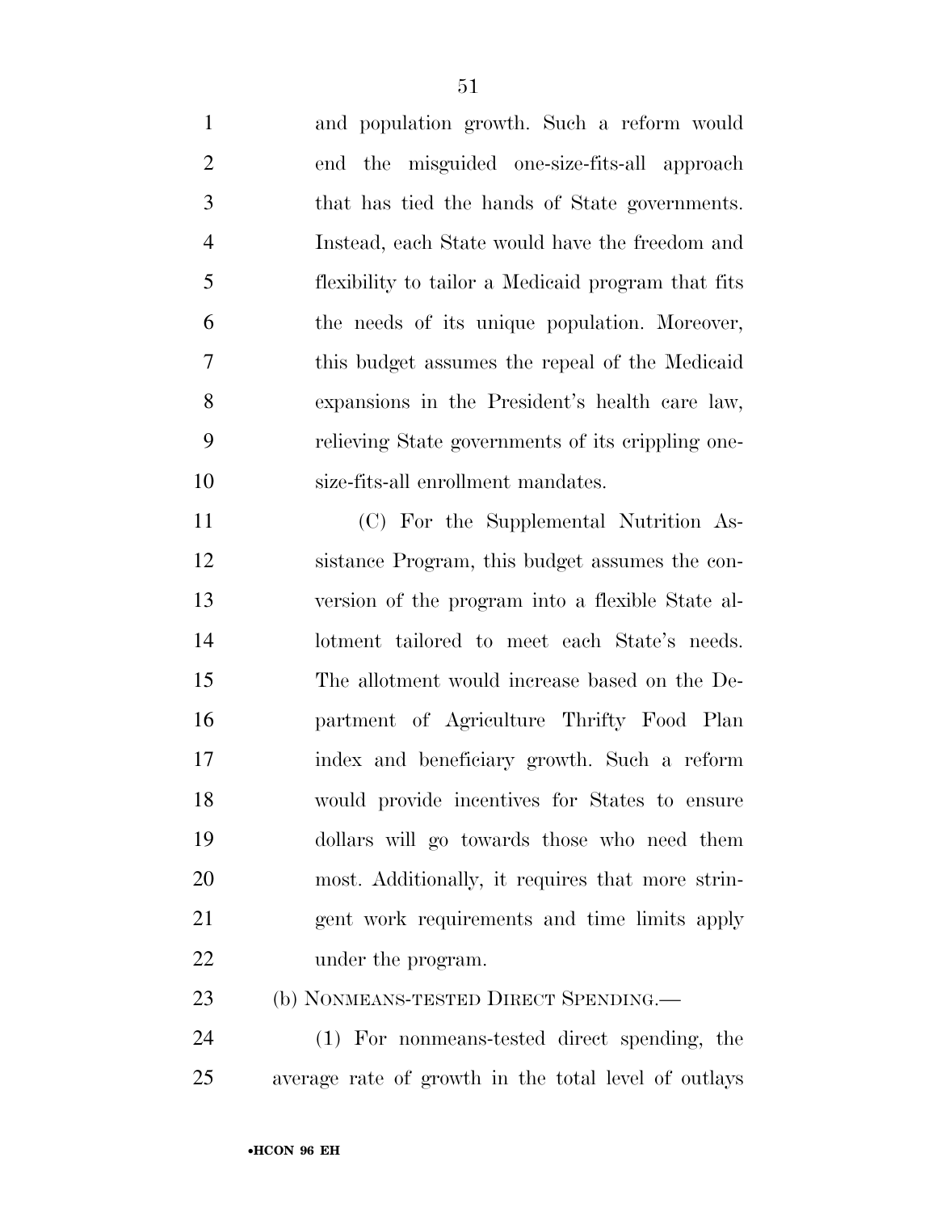and population growth. Such a reform would end the misguided one-size-fits-all approach that has tied the hands of State governments. Instead, each State would have the freedom and flexibility to tailor a Medicaid program that fits the needs of its unique population. Moreover, this budget assumes the repeal of the Medicaid expansions in the President's health care law, relieving State governments of its crippling one-size-fits-all enrollment mandates.

(C) For the Supplemental Nutrition Assistance Program, this budget assumes the conversion of the program into a flexible State allotment tailored to meet each State's needs. The allotment would increase based on the Department of Agriculture Thrifty Food Plan index and beneficiary growth. Such a reform would provide incentives for States to ensure dollars will go towards those who need them most. Additionally, it requires that more stringent work requirements and time limits apply under the program.

(b) NONMEANS-TESTED DIRECT SPENDING.—

(1) For nonmeans-tested direct spending, the average rate of growth in the total level of outlays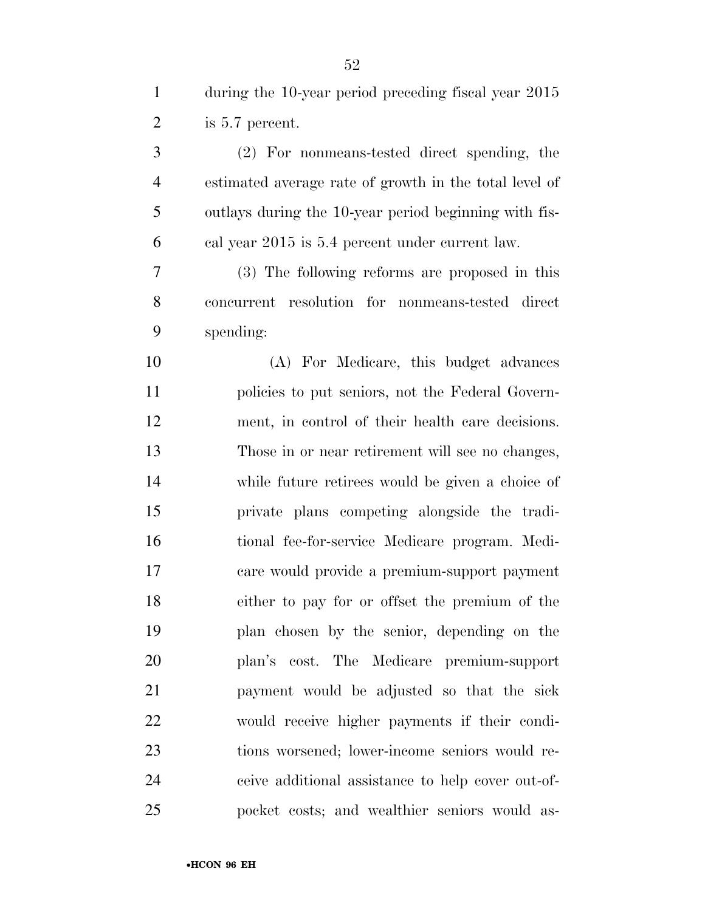during the 10-year period preceding fiscal year 2015 is 5.7 percent.

(2) For nonmeans-tested direct spending, the estimated average rate of growth in the total level of outlays during the 10-year period beginning with fiscal year 2015 is 5.4 percent under current law.

(3) The following reforms are proposed in this concurrent resolution for nonmeans-tested direct spending:

(A) For Medicare, this budget advances policies to put seniors, not the Federal Government, in control of their health care decisions. Those in or near retirement will see no changes, while future retirees would be given a choice of private plans competing alongside the traditional fee-for-service Medicare program. Medicare would provide a premium-support payment either to pay for or offset the premium of the plan chosen by the senior, depending on the plan's cost. The Medicare premium-support payment would be adjusted so that the sick would receive higher payments if their conditions worsened; lower-income seniors would receive additional assistance to help cover out-of-pocket costs; and wealthier seniors would as-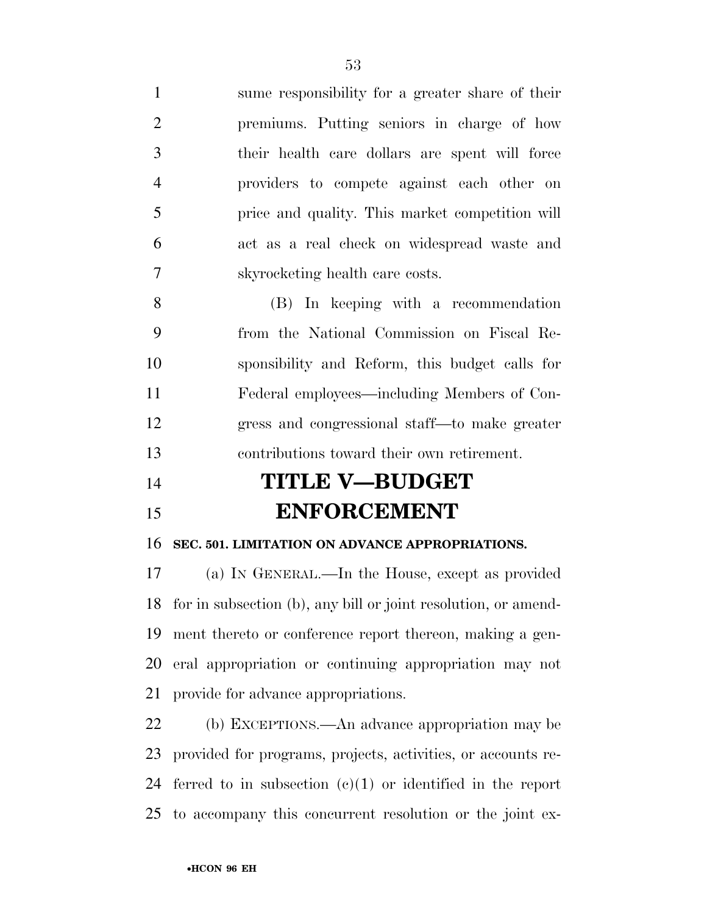sume responsibility for a greater share of their premiums. Putting seniors in charge of how their health care dollars are spent will force providers to compete against each other on price and quality. This market competition will act as a real check on widespread waste and skyrocketing health care costs.

(B) In keeping with a recommendation from the National Commission on Fiscal Responsibility and Reform, this budget calls for Federal employees—including Members of Congress and congressional staff—to make greater contributions toward their own retirement.

# TITLE V—BUDGET ENFORCEMENT

**SEC. 501. LIMITATION ON ADVANCE APPROPRIATIONS.**

(a) IN GENERAL.—In the House, except as provided for in subsection (b), any bill or joint resolution, or amendment thereto or conference report thereon, making a general appropriation or continuing appropriation may not provide for advance appropriations.

(b) EXCEPTIONS.—An advance appropriation may be provided for programs, projects, activities, or accounts referred to in subsection (c)(1) or identified in the report to accompany this concurrent resolution or the joint ex-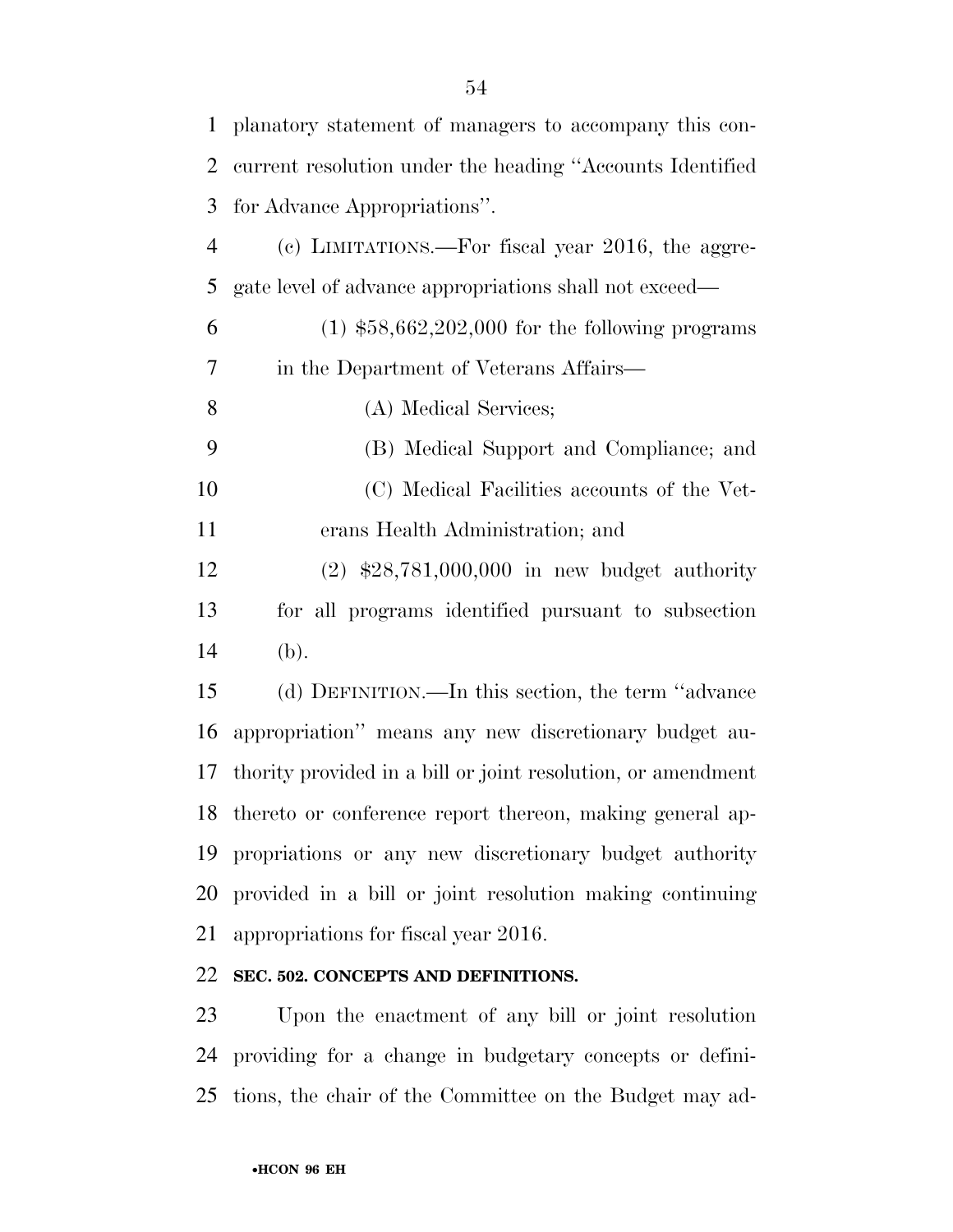planatory statement of managers to accompany this concurrent resolution under the heading ''Accounts Identified for Advance Appropriations''.

(c) LIMITATIONS.—For fiscal year 2016, the aggregate level of advance appropriations shall not exceed—

(1) $58,662,202,000 for the following programs in the Department of Veterans Affairs—

(A) Medical Services;

(B) Medical Support and Compliance; and

(C) Medical Facilities accounts of the Veterans Health Administration; and

(2) $28,781,000,000 in new budget authority for all programs identified pursuant to subsection (b).

(d) DEFINITION.—In this section, the term ''advance appropriation'' means any new discretionary budget authority provided in a bill or joint resolution, or amendment thereto or conference report thereon, making general appropriations or any new discretionary budget authority provided in a bill or joint resolution making continuing appropriations for fiscal year 2016.

**SEC. 502. CONCEPTS AND DEFINITIONS.**

Upon the enactment of any bill or joint resolution providing for a change in budgetary concepts or definitions, the chair of the Committee on the Budget may ad-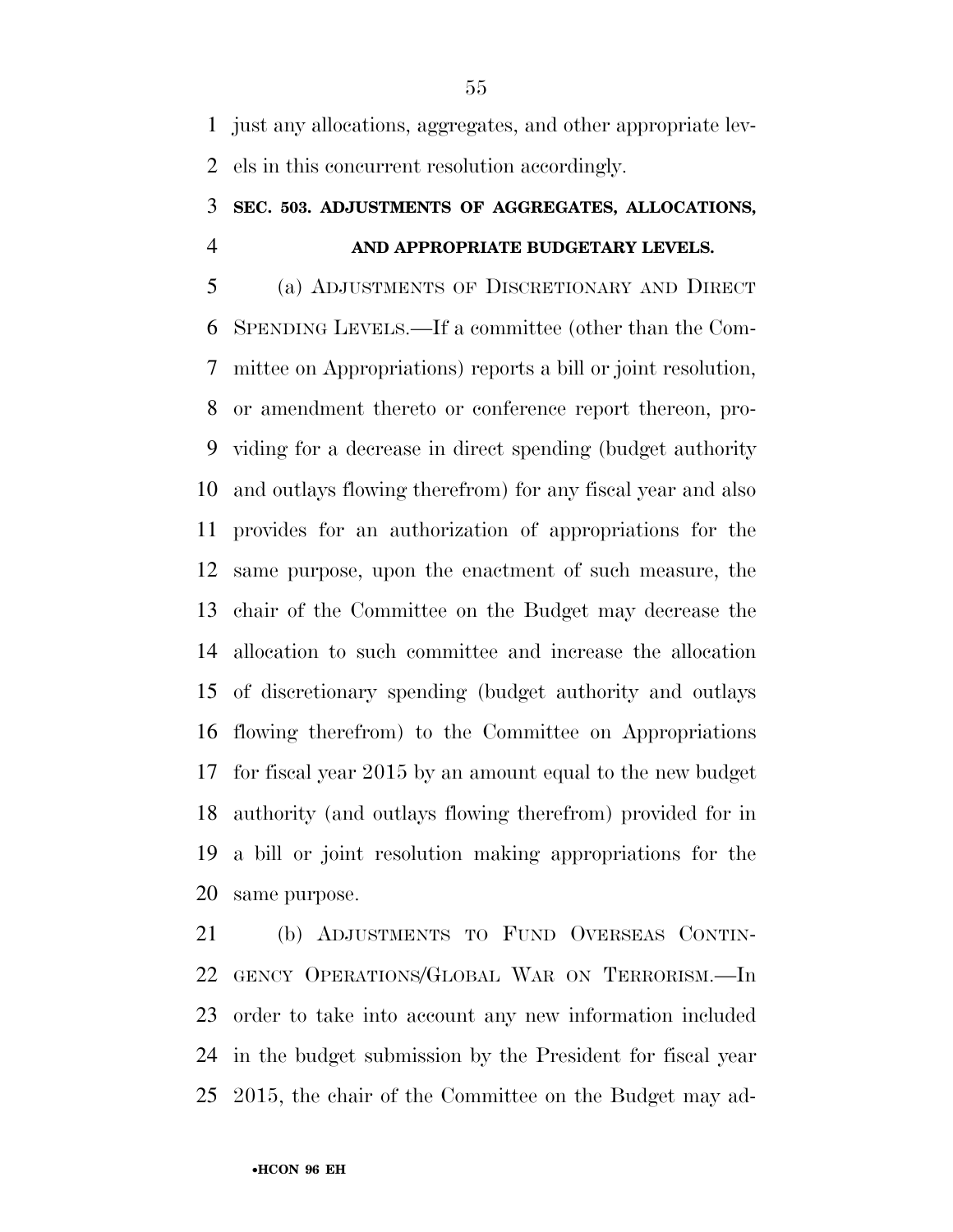just any allocations, aggregates, and other appropriate levels in this concurrent resolution accordingly.

### SEC. 503. ADJUSTMENTS OF AGGREGATES, ALLOCATIONS, AND APPROPRIATE BUDGETARY LEVELS.

(a) ADJUSTMENTS OF DISCRETIONARY AND DIRECT SPENDING LEVELS.—If a committee (other than the Committee on Appropriations) reports a bill or joint resolution, or amendment thereto or conference report thereon, providing for a decrease in direct spending (budget authority and outlays flowing therefrom) for any fiscal year and also provides for an authorization of appropriations for the same purpose, upon the enactment of such measure, the chair of the Committee on the Budget may decrease the allocation to such committee and increase the allocation of discretionary spending (budget authority and outlays flowing therefrom) to the Committee on Appropriations for fiscal year 2015 by an amount equal to the new budget authority (and outlays flowing therefrom) provided for in a bill or joint resolution making appropriations for the same purpose.

(b) ADJUSTMENTS TO FUND OVERSEAS CONTINGENCY OPERATIONS/GLOBAL WAR ON TERRORISM.—In order to take into account any new information included in the budget submission by the President for fiscal year 2015, the chair of the Committee on the Budget may ad-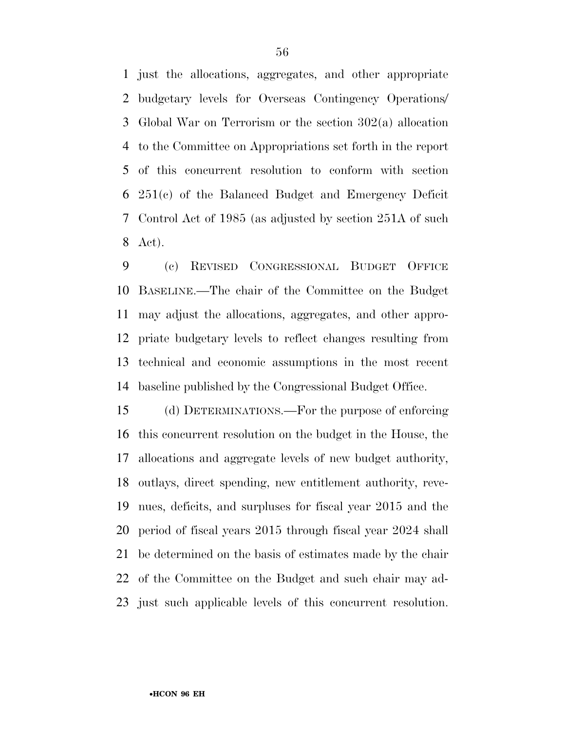just the allocations, aggregates, and other appropriate budgetary levels for Overseas Contingency Operations/Global War on Terrorism or the section 302(a) allocation to the Committee on Appropriations set forth in the report of this concurrent resolution to conform with section 251(c) of the Balanced Budget and Emergency Deficit Control Act of 1985 (as adjusted by section 251A of such Act).

(c) REVISED CONGRESSIONAL BUDGET OFFICE BASELINE.—The chair of the Committee on the Budget may adjust the allocations, aggregates, and other appropriate budgetary levels to reflect changes resulting from technical and economic assumptions in the most recent baseline published by the Congressional Budget Office.

(d) DETERMINATIONS.—For the purpose of enforcing this concurrent resolution on the budget in the House, the allocations and aggregate levels of new budget authority, outlays, direct spending, new entitlement authority, revenues, deficits, and surpluses for fiscal year 2015 and the period of fiscal years 2015 through fiscal year 2024 shall be determined on the basis of estimates made by the chair of the Committee on the Budget and such chair may adjust such applicable levels of this concurrent resolution.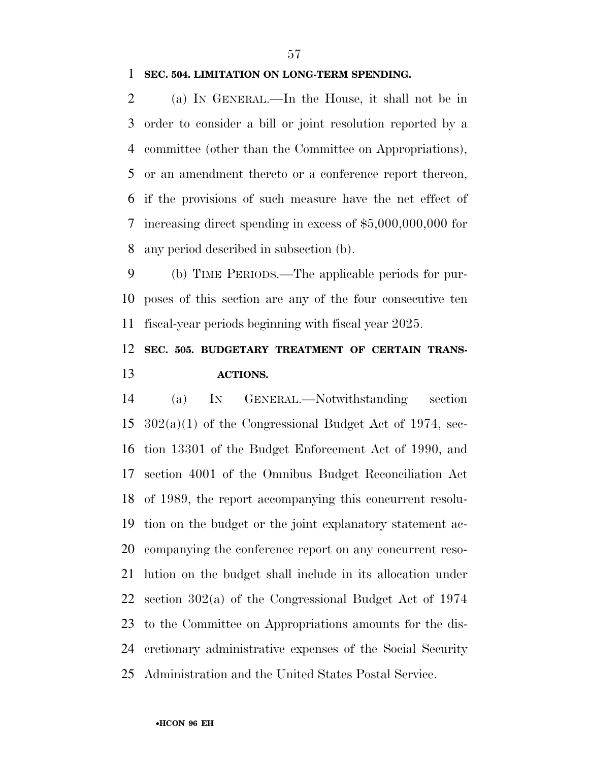**SEC. 504. LIMITATION ON LONG-TERM SPENDING.**

(a) IN GENERAL.—In the House, it shall not be in order to consider a bill or joint resolution reported by a committee (other than the Committee on Appropriations), or an amendment thereto or a conference report thereon, if the provisions of such measure have the net effect of increasing direct spending in excess of $5,000,000,000 for any period described in subsection (b).

(b) TIME PERIODS.—The applicable periods for purposes of this section are any of the four consecutive ten fiscal-year periods beginning with fiscal year 2025.

**SEC. 505. BUDGETARY TREATMENT OF CERTAIN TRANSACTIONS.**

(a) IN GENERAL.—Notwithstanding section 302(a)(1) of the Congressional Budget Act of 1974, section 13301 of the Budget Enforcement Act of 1990, and section 4001 of the Omnibus Budget Reconciliation Act of 1989, the report accompanying this concurrent resolution on the budget or the joint explanatory statement accompanying the conference report on any concurrent resolution on the budget shall include in its allocation under section 302(a) of the Congressional Budget Act of 1974 to the Committee on Appropriations amounts for the discretionary administrative expenses of the Social Security Administration and the United States Postal Service.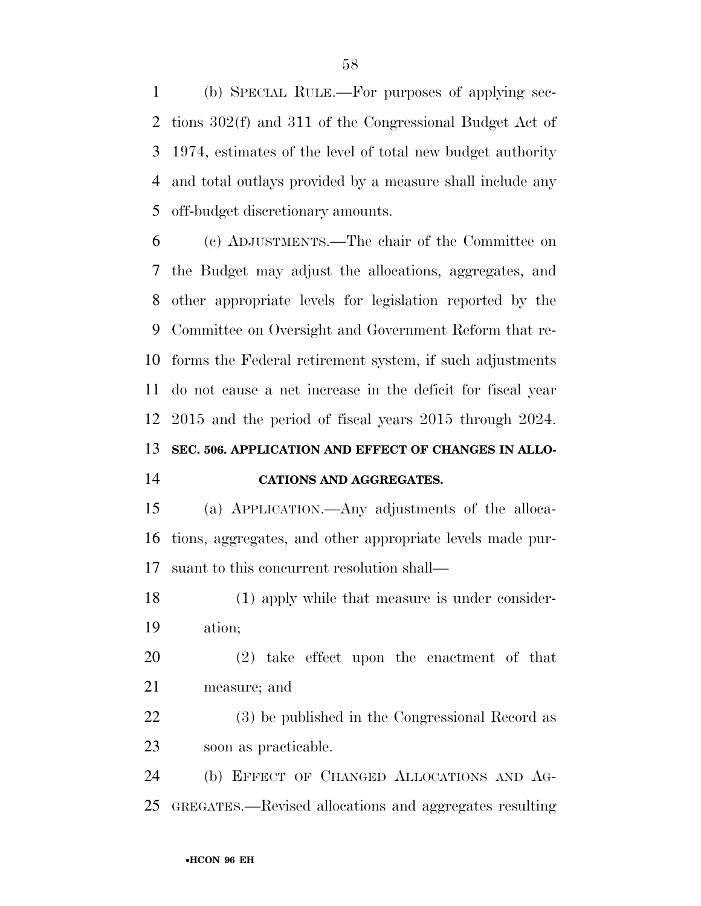(b) SPECIAL RULE.—For purposes of applying sections 302(f) and 311 of the Congressional Budget Act of 1974, estimates of the level of total new budget authority and total outlays provided by a measure shall include any off-budget discretionary amounts.

(c) ADJUSTMENTS.—The chair of the Committee on the Budget may adjust the allocations, aggregates, and other appropriate levels for legislation reported by the Committee on Oversight and Government Reform that reforms the Federal retirement system, if such adjustments do not cause a net increase in the deficit for fiscal year 2015 and the period of fiscal years 2015 through 2024.

**SEC. 506. APPLICATION AND EFFECT OF CHANGES IN ALLOCATIONS AND AGGREGATES.**

(a) APPLICATION.—Any adjustments of the allocations, aggregates, and other appropriate levels made pursuant to this concurrent resolution shall—

(1) apply while that measure is under consideration;

(2) take effect upon the enactment of that measure; and

(3) be published in the Congressional Record as soon as practicable.

(b) EFFECT OF CHANGED ALLOCATIONS AND AGGREGATES.—Revised allocations and aggregates resulting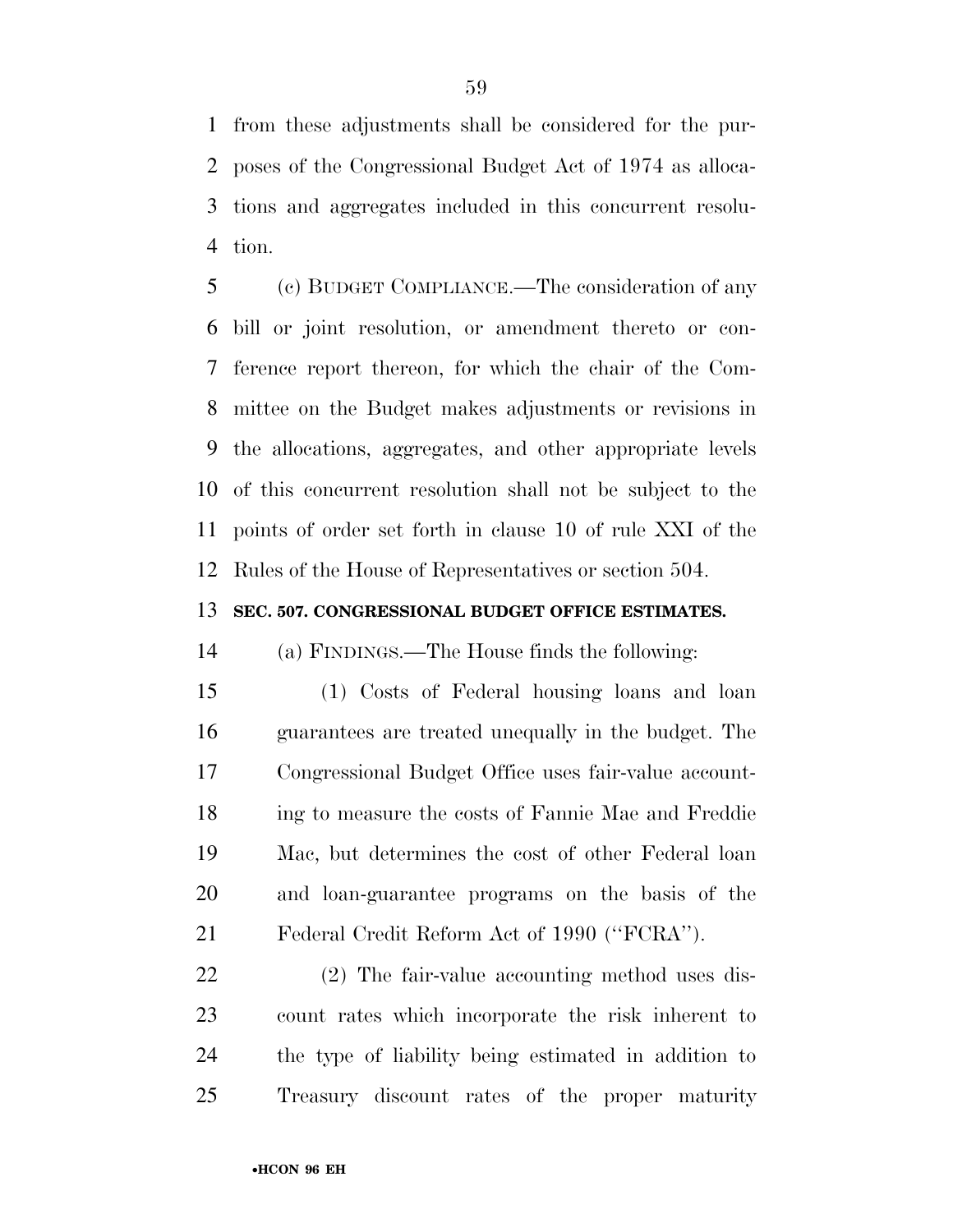from these adjustments shall be considered for the purposes of the Congressional Budget Act of 1974 as allocations and aggregates included in this concurrent resolution.

(c) BUDGET COMPLIANCE.—The consideration of any bill or joint resolution, or amendment thereto or conference report thereon, for which the chair of the Committee on the Budget makes adjustments or revisions in the allocations, aggregates, and other appropriate levels of this concurrent resolution shall not be subject to the points of order set forth in clause 10 of rule XXI of the Rules of the House of Representatives or section 504.

**SEC. 507. CONGRESSIONAL BUDGET OFFICE ESTIMATES.**

(a) FINDINGS.—The House finds the following:

(1) Costs of Federal housing loans and loan guarantees are treated unequally in the budget. The Congressional Budget Office uses fair-value accounting to measure the costs of Fannie Mae and Freddie Mac, but determines the cost of other Federal loan and loan-guarantee programs on the basis of the Federal Credit Reform Act of 1990 (''FCRA'').

(2) The fair-value accounting method uses discount rates which incorporate the risk inherent to the type of liability being estimated in addition to Treasury discount rates of the proper maturity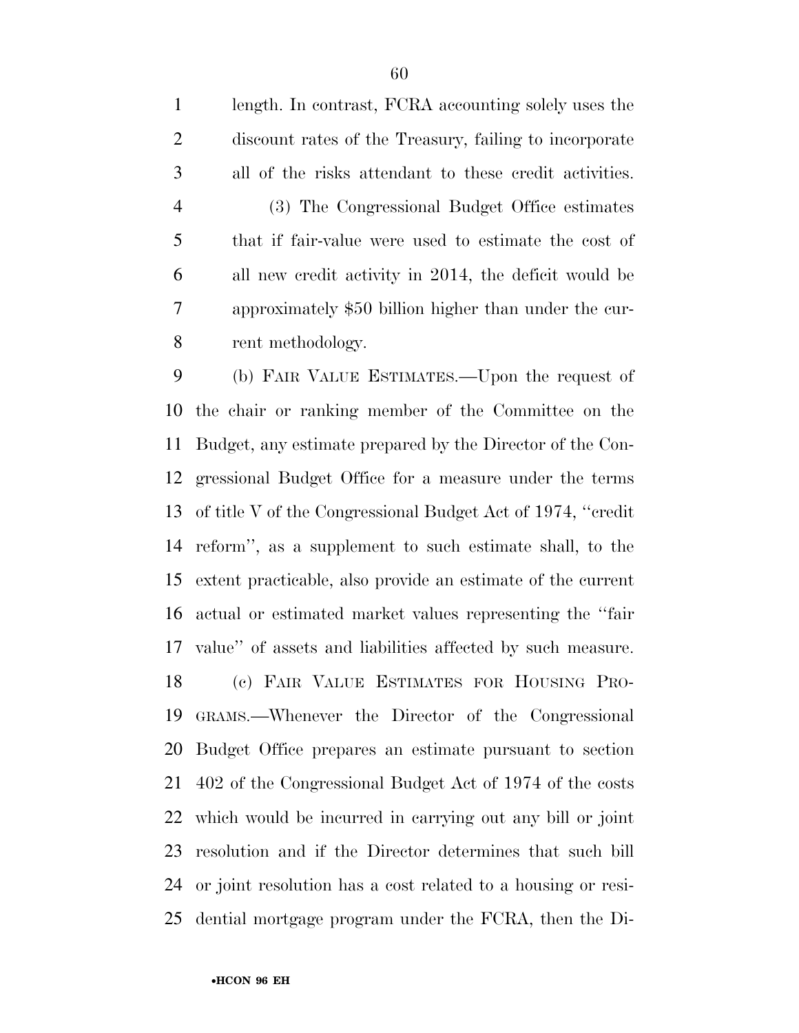length. In contrast, FCRA accounting solely uses the discount rates of the Treasury, failing to incorporate all of the risks attendant to these credit activities.

(3) The Congressional Budget Office estimates that if fair-value were used to estimate the cost of all new credit activity in 2014, the deficit would be approximately $50 billion higher than under the current methodology.

(b) FAIR VALUE ESTIMATES.—Upon the request of the chair or ranking member of the Committee on the Budget, any estimate prepared by the Director of the Congressional Budget Office for a measure under the terms of title V of the Congressional Budget Act of 1974, ''credit reform'', as a supplement to such estimate shall, to the extent practicable, also provide an estimate of the current actual or estimated market values representing the ''fair value'' of assets and liabilities affected by such measure.

(c) FAIR VALUE ESTIMATES FOR HOUSING PROGRAMS.—Whenever the Director of the Congressional Budget Office prepares an estimate pursuant to section 402 of the Congressional Budget Act of 1974 of the costs which would be incurred in carrying out any bill or joint resolution and if the Director determines that such bill or joint resolution has a cost related to a housing or residential mortgage program under the FCRA, then the Di-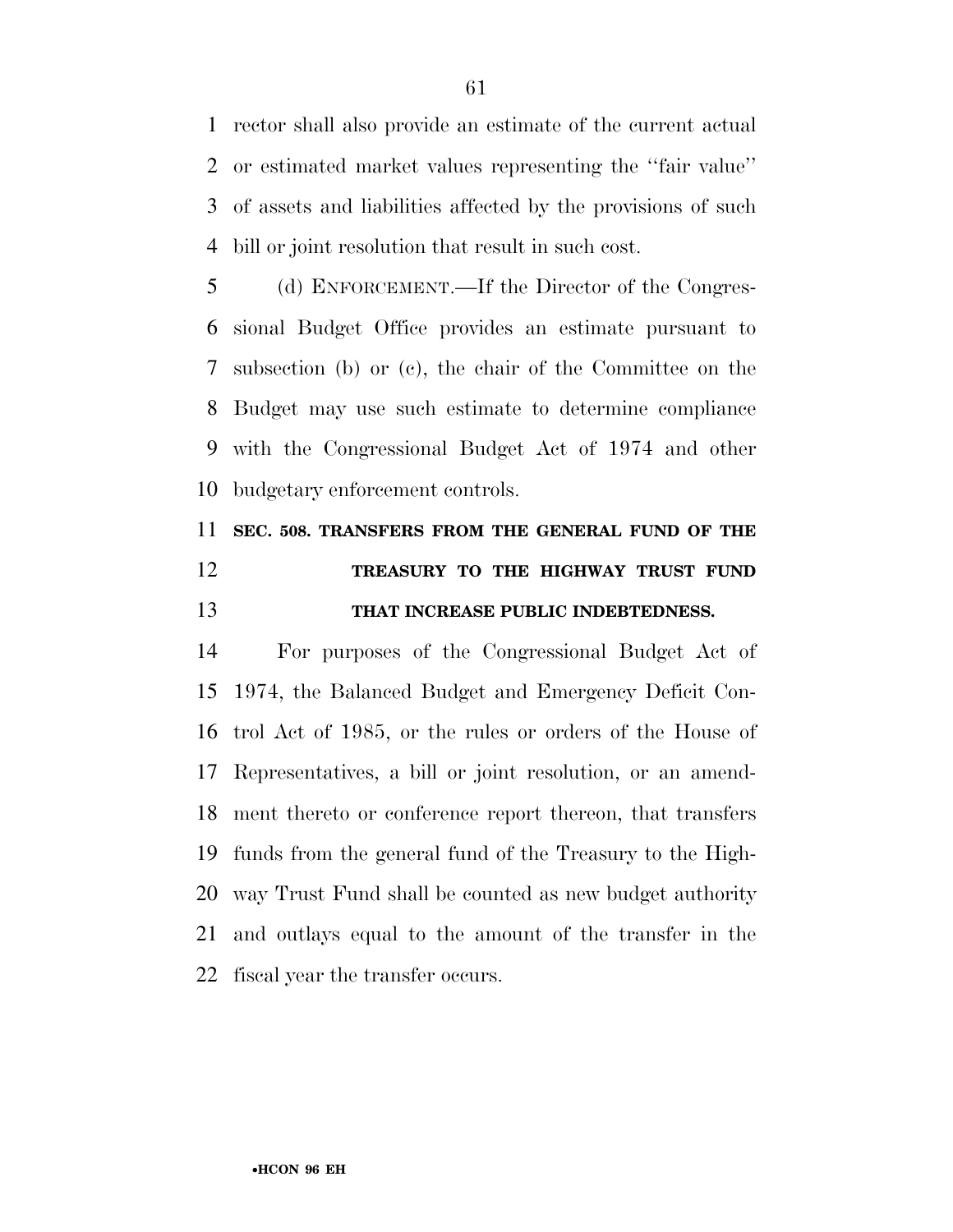rector shall also provide an estimate of the current actual or estimated market values representing the ''fair value'' of assets and liabilities affected by the provisions of such bill or joint resolution that result in such cost.

(d) ENFORCEMENT.—If the Director of the Congressional Budget Office provides an estimate pursuant to subsection (b) or (c), the chair of the Committee on the Budget may use such estimate to determine compliance with the Congressional Budget Act of 1974 and other budgetary enforcement controls.

**SEC. 508. TRANSFERS FROM THE GENERAL FUND OF THE TREASURY TO THE HIGHWAY TRUST FUND THAT INCREASE PUBLIC INDEBTEDNESS.**

For purposes of the Congressional Budget Act of 1974, the Balanced Budget and Emergency Deficit Control Act of 1985, or the rules or orders of the House of Representatives, a bill or joint resolution, or an amendment thereto or conference report thereon, that transfers funds from the general fund of the Treasury to the Highway Trust Fund shall be counted as new budget authority and outlays equal to the amount of the transfer in the fiscal year the transfer occurs.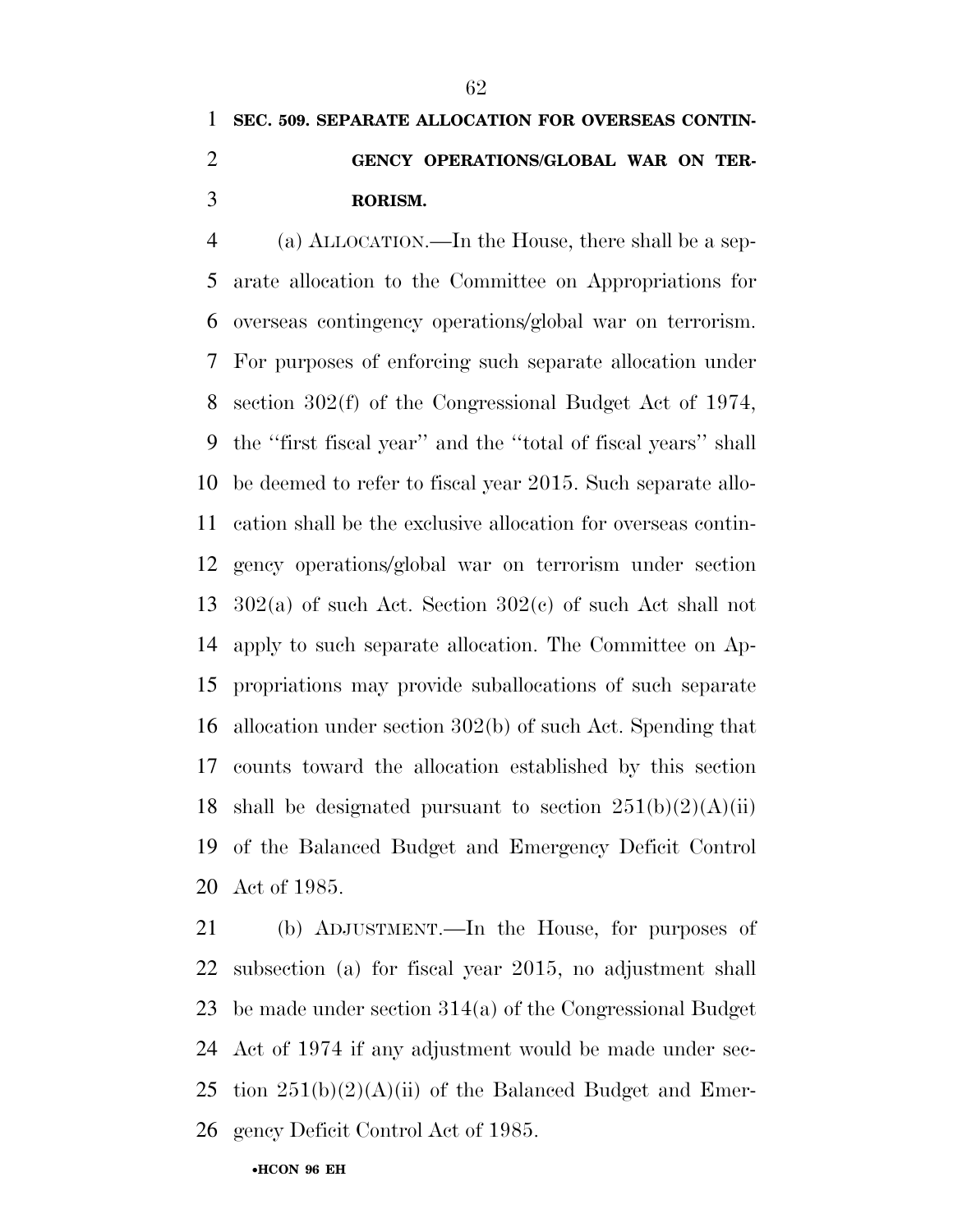**SEC. 509. SEPARATE ALLOCATION FOR OVERSEAS CONTINGENCY OPERATIONS/GLOBAL WAR ON TERRORISM.**

(a) ALLOCATION.—In the House, there shall be a separate allocation to the Committee on Appropriations for overseas contingency operations/global war on terrorism. For purposes of enforcing such separate allocation under section 302(f) of the Congressional Budget Act of 1974, the ''first fiscal year'' and the ''total of fiscal years'' shall be deemed to refer to fiscal year 2015. Such separate allocation shall be the exclusive allocation for overseas contingency operations/global war on terrorism under section 302(a) of such Act. Section 302(c) of such Act shall not apply to such separate allocation. The Committee on Appropriations may provide suballocations of such separate allocation under section 302(b) of such Act. Spending that counts toward the allocation established by this section shall be designated pursuant to section 251(b)(2)(A)(ii) of the Balanced Budget and Emergency Deficit Control Act of 1985.

(b) ADJUSTMENT.—In the House, for purposes of subsection (a) for fiscal year 2015, no adjustment shall be made under section 314(a) of the Congressional Budget Act of 1974 if any adjustment would be made under section 251(b)(2)(A)(ii) of the Balanced Budget and Emergency Deficit Control Act of 1985.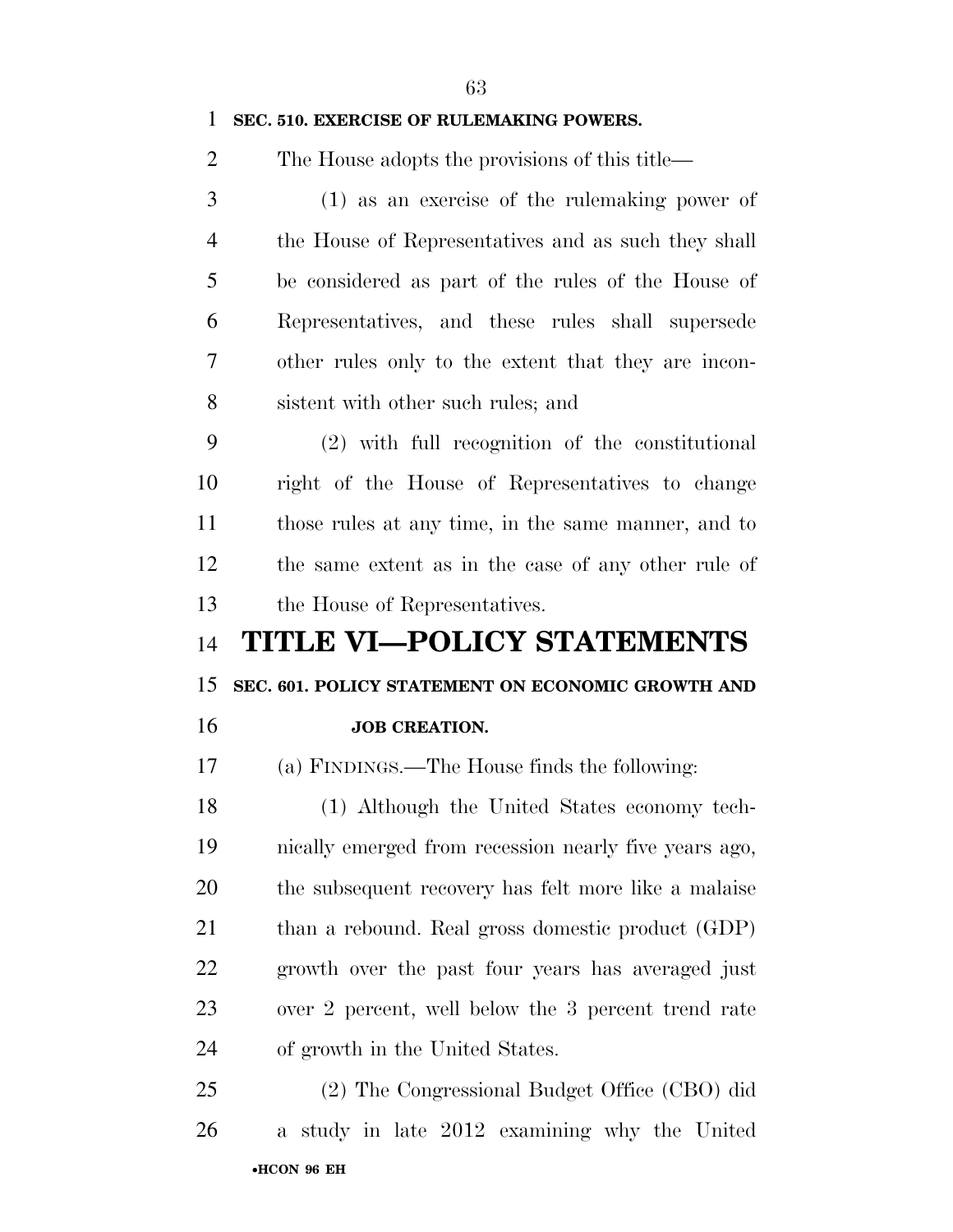**SEC. 510. EXERCISE OF RULEMAKING POWERS.**

The House adopts the provisions of this title—

(1) as an exercise of the rulemaking power of the House of Representatives and as such they shall be considered as part of the rules of the House of Representatives, and these rules shall supersede other rules only to the extent that they are inconsistent with other such rules; and

(2) with full recognition of the constitutional right of the House of Representatives to change those rules at any time, in the same manner, and to the same extent as in the case of any other rule of the House of Representatives.

# TITLE VI—POLICY STATEMENTS

**SEC. 601. POLICY STATEMENT ON ECONOMIC GROWTH AND JOB CREATION.**

(a) FINDINGS.—The House finds the following:

(1) Although the United States economy technically emerged from recession nearly five years ago, the subsequent recovery has felt more like a malaise than a rebound. Real gross domestic product (GDP) growth over the past four years has averaged just over 2 percent, well below the 3 percent trend rate of growth in the United States.

(2) The Congressional Budget Office (CBO) did a study in late 2012 examining why the United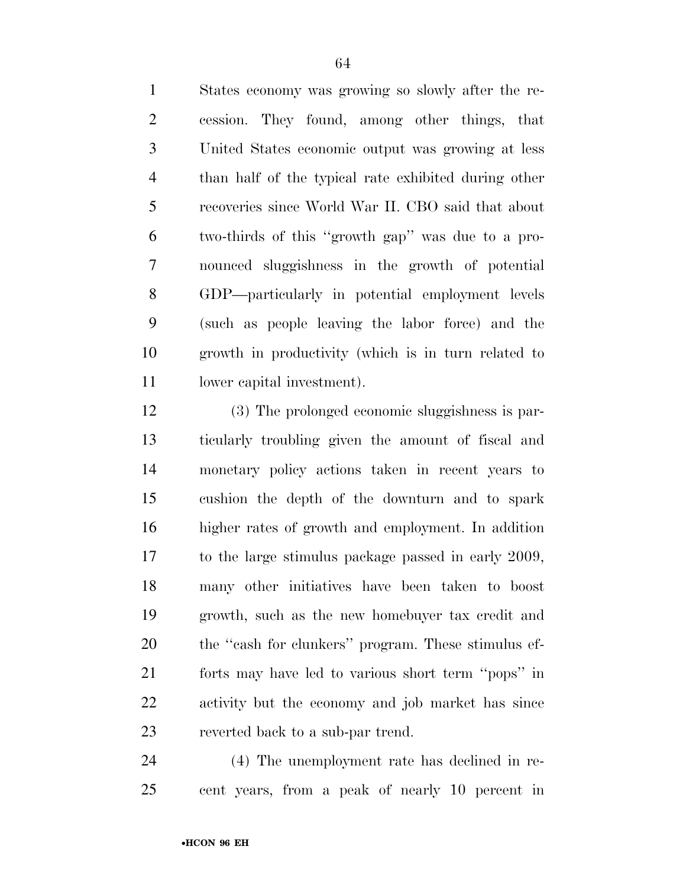States economy was growing so slowly after the recession. They found, among other things, that United States economic output was growing at less than half of the typical rate exhibited during other recoveries since World War II. CBO said that about two-thirds of this ''growth gap'' was due to a pronounced sluggishness in the growth of potential GDP—particularly in potential employment levels (such as people leaving the labor force) and the growth in productivity (which is in turn related to lower capital investment).

(3) The prolonged economic sluggishness is particularly troubling given the amount of fiscal and monetary policy actions taken in recent years to cushion the depth of the downturn and to spark higher rates of growth and employment. In addition to the large stimulus package passed in early 2009, many other initiatives have been taken to boost growth, such as the new homebuyer tax credit and the ''cash for clunkers'' program. These stimulus efforts may have led to various short term ''pops'' in activity but the economy and job market has since reverted back to a sub-par trend.

(4) The unemployment rate has declined in recent years, from a peak of nearly 10 percent in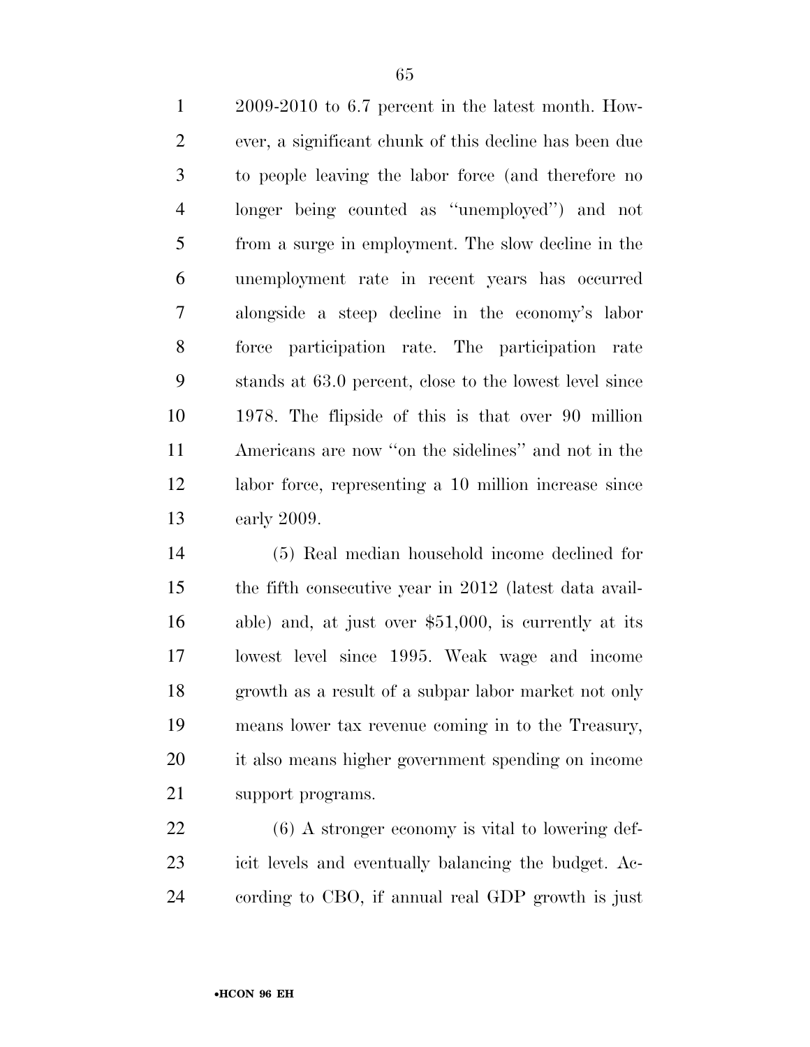2009-2010 to 6.7 percent in the latest month. However, a significant chunk of this decline has been due to people leaving the labor force (and therefore no longer being counted as ''unemployed'') and not from a surge in employment. The slow decline in the unemployment rate in recent years has occurred alongside a steep decline in the economy's labor force participation rate. The participation rate stands at 63.0 percent, close to the lowest level since 1978. The flipside of this is that over 90 million Americans are now ''on the sidelines'' and not in the labor force, representing a 10 million increase since early 2009.

(5) Real median household income declined for the fifth consecutive year in 2012 (latest data available) and, at just over $51,000, is currently at its lowest level since 1995. Weak wage and income growth as a result of a subpar labor market not only means lower tax revenue coming in to the Treasury, it also means higher government spending on income support programs.

(6) A stronger economy is vital to lowering deficit levels and eventually balancing the budget. According to CBO, if annual real GDP growth is just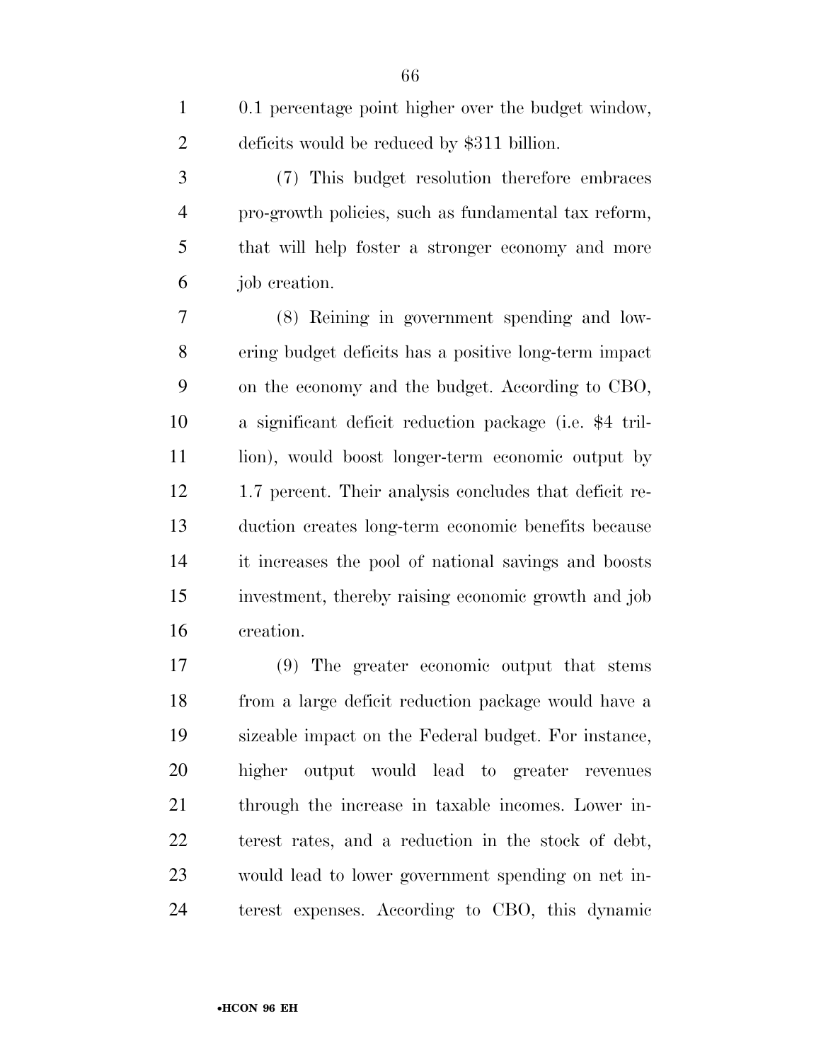0.1 percentage point higher over the budget window, deficits would be reduced by $311 billion.

(7) This budget resolution therefore embraces pro-growth policies, such as fundamental tax reform, that will help foster a stronger economy and more job creation.

(8) Reining in government spending and lowering budget deficits has a positive long-term impact on the economy and the budget. According to CBO, a significant deficit reduction package (i.e. $4 trillion), would boost longer-term economic output by 1.7 percent. Their analysis concludes that deficit reduction creates long-term economic benefits because it increases the pool of national savings and boosts investment, thereby raising economic growth and job creation.

(9) The greater economic output that stems from a large deficit reduction package would have a sizeable impact on the Federal budget. For instance, higher output would lead to greater revenues through the increase in taxable incomes. Lower interest rates, and a reduction in the stock of debt, would lead to lower government spending on net interest expenses. According to CBO, this dynamic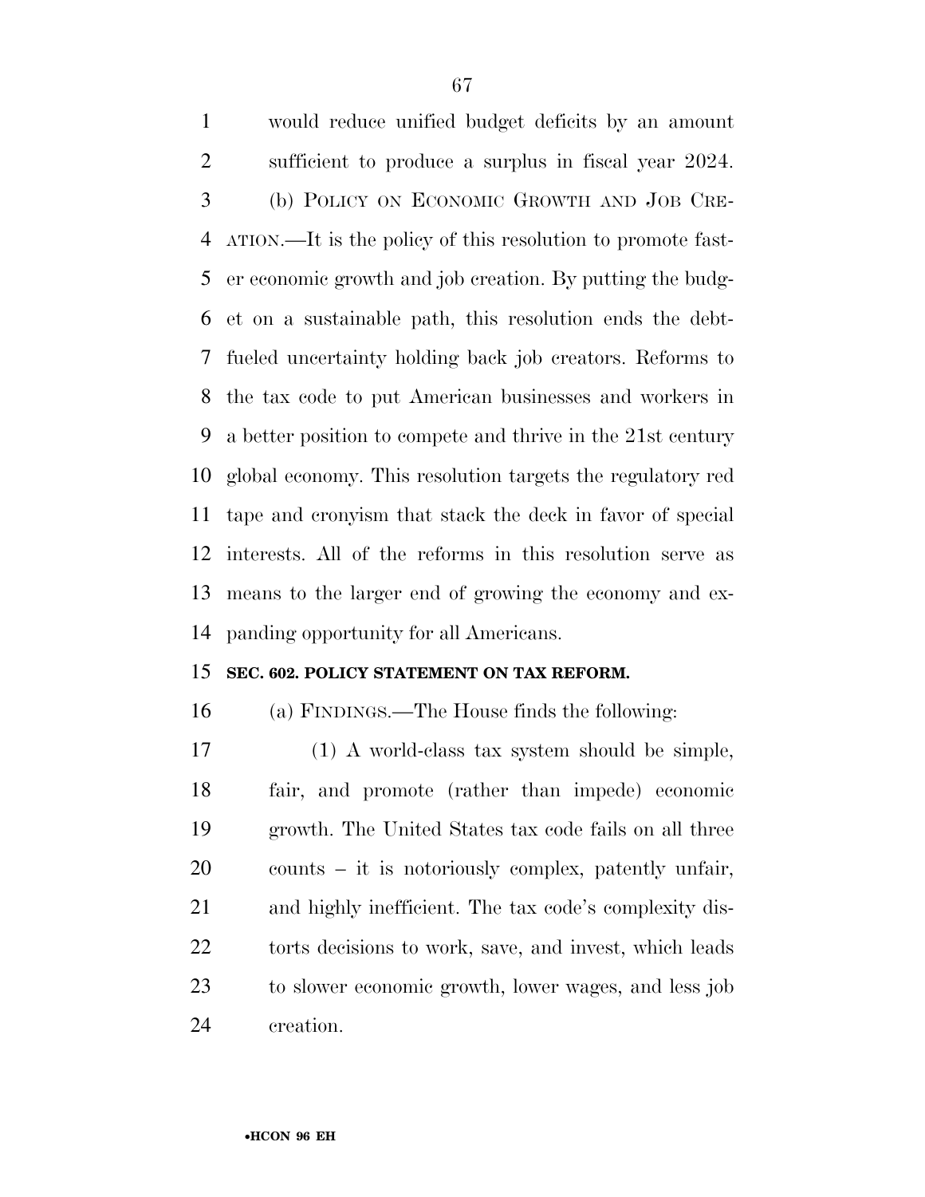would reduce unified budget deficits by an amount sufficient to produce a surplus in fiscal year 2024.

(b) POLICY ON ECONOMIC GROWTH AND JOB CREATION.—It is the policy of this resolution to promote faster economic growth and job creation. By putting the budget on a sustainable path, this resolution ends the debt-fueled uncertainty holding back job creators. Reforms to the tax code to put American businesses and workers in a better position to compete and thrive in the 21st century global economy. This resolution targets the regulatory red tape and cronyism that stack the deck in favor of special interests. All of the reforms in this resolution serve as means to the larger end of growing the economy and expanding opportunity for all Americans.

**SEC. 602. POLICY STATEMENT ON TAX REFORM.**

(a) FINDINGS.—The House finds the following:

(1) A world-class tax system should be simple, fair, and promote (rather than impede) economic growth. The United States tax code fails on all three counts – it is notoriously complex, patently unfair, and highly inefficient. The tax code's complexity distorts decisions to work, save, and invest, which leads to slower economic growth, lower wages, and less job creation.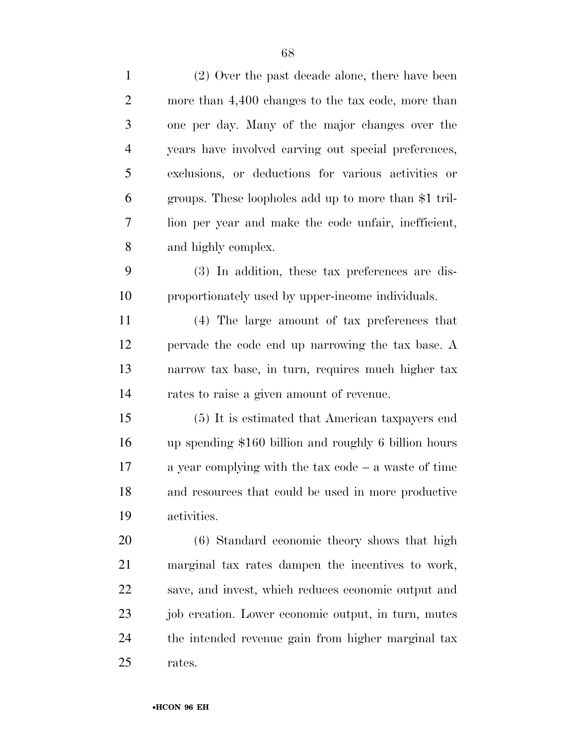(2) Over the past decade alone, there have been more than 4,400 changes to the tax code, more than one per day. Many of the major changes over the years have involved carving out special preferences, exclusions, or deductions for various activities or groups. These loopholes add up to more than $1 trillion per year and make the code unfair, inefficient, and highly complex.

(3) In addition, these tax preferences are disproportionately used by upper-income individuals.

(4) The large amount of tax preferences that pervade the code end up narrowing the tax base. A narrow tax base, in turn, requires much higher tax rates to raise a given amount of revenue.

(5) It is estimated that American taxpayers end up spending $160 billion and roughly 6 billion hours a year complying with the tax code – a waste of time and resources that could be used in more productive activities.

(6) Standard economic theory shows that high marginal tax rates dampen the incentives to work, save, and invest, which reduces economic output and job creation. Lower economic output, in turn, mutes the intended revenue gain from higher marginal tax rates.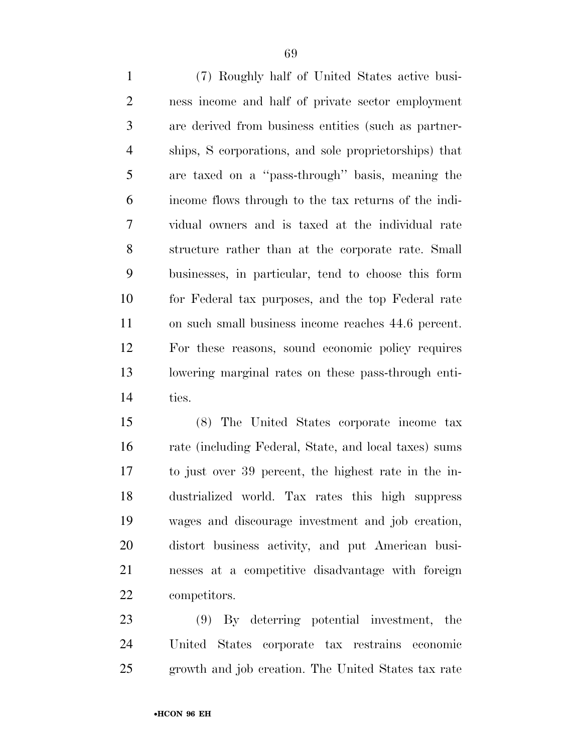(7) Roughly half of United States active business income and half of private sector employment are derived from business entities (such as partnerships, S corporations, and sole proprietorships) that are taxed on a ''pass-through'' basis, meaning the income flows through to the tax returns of the individual owners and is taxed at the individual rate structure rather than at the corporate rate. Small businesses, in particular, tend to choose this form for Federal tax purposes, and the top Federal rate on such small business income reaches 44.6 percent. For these reasons, sound economic policy requires lowering marginal rates on these pass-through entities.

(8) The United States corporate income tax rate (including Federal, State, and local taxes) sums to just over 39 percent, the highest rate in the industrialized world. Tax rates this high suppress wages and discourage investment and job creation, distort business activity, and put American businesses at a competitive disadvantage with foreign competitors.

(9) By deterring potential investment, the United States corporate tax restrains economic growth and job creation. The United States tax rate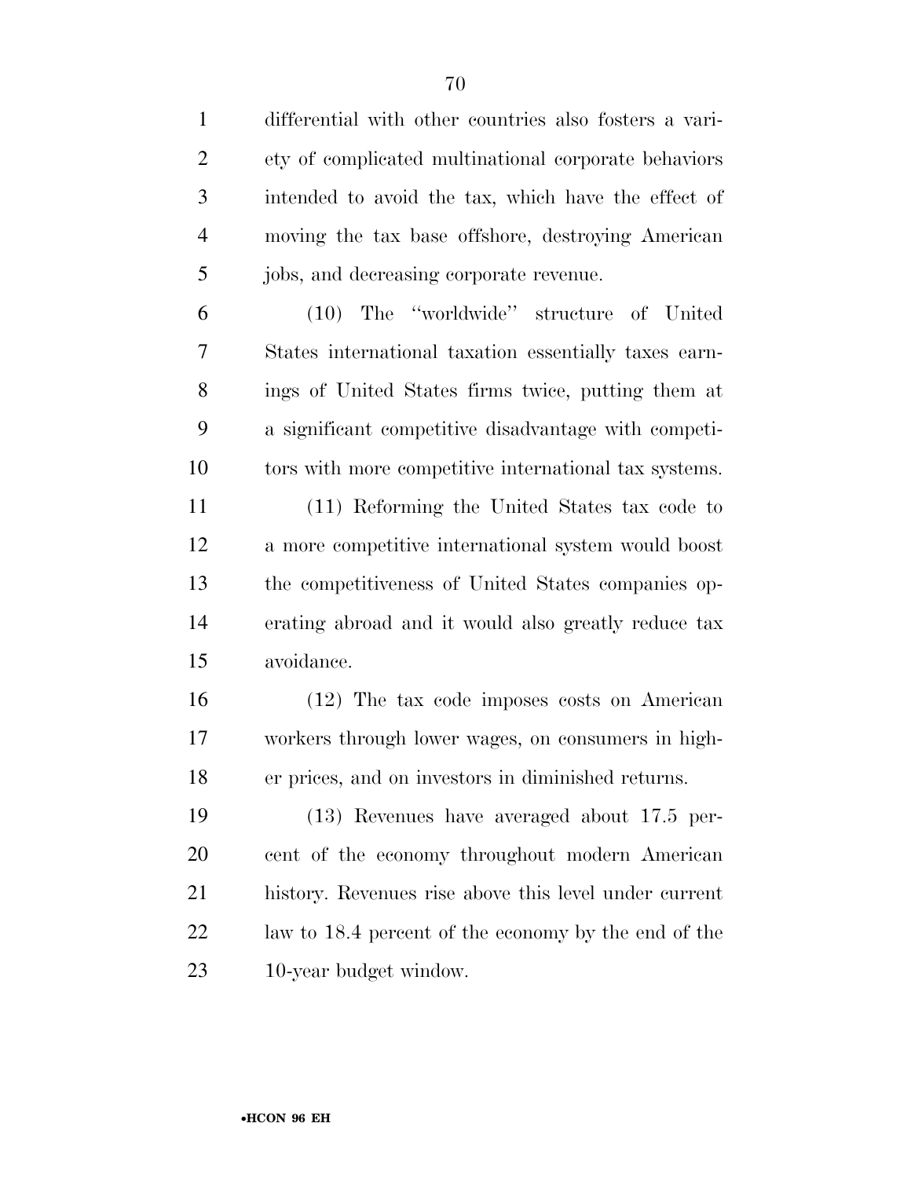differential with other countries also fosters a variety of complicated multinational corporate behaviors intended to avoid the tax, which have the effect of moving the tax base offshore, destroying American jobs, and decreasing corporate revenue.

(10) The ''worldwide'' structure of United States international taxation essentially taxes earnings of United States firms twice, putting them at a significant competitive disadvantage with competitors with more competitive international tax systems.

(11) Reforming the United States tax code to a more competitive international system would boost the competitiveness of United States companies operating abroad and it would also greatly reduce tax avoidance.

(12) The tax code imposes costs on American workers through lower wages, on consumers in higher prices, and on investors in diminished returns.

(13) Revenues have averaged about 17.5 percent of the economy throughout modern American history. Revenues rise above this level under current law to 18.4 percent of the economy by the end of the 10-year budget window.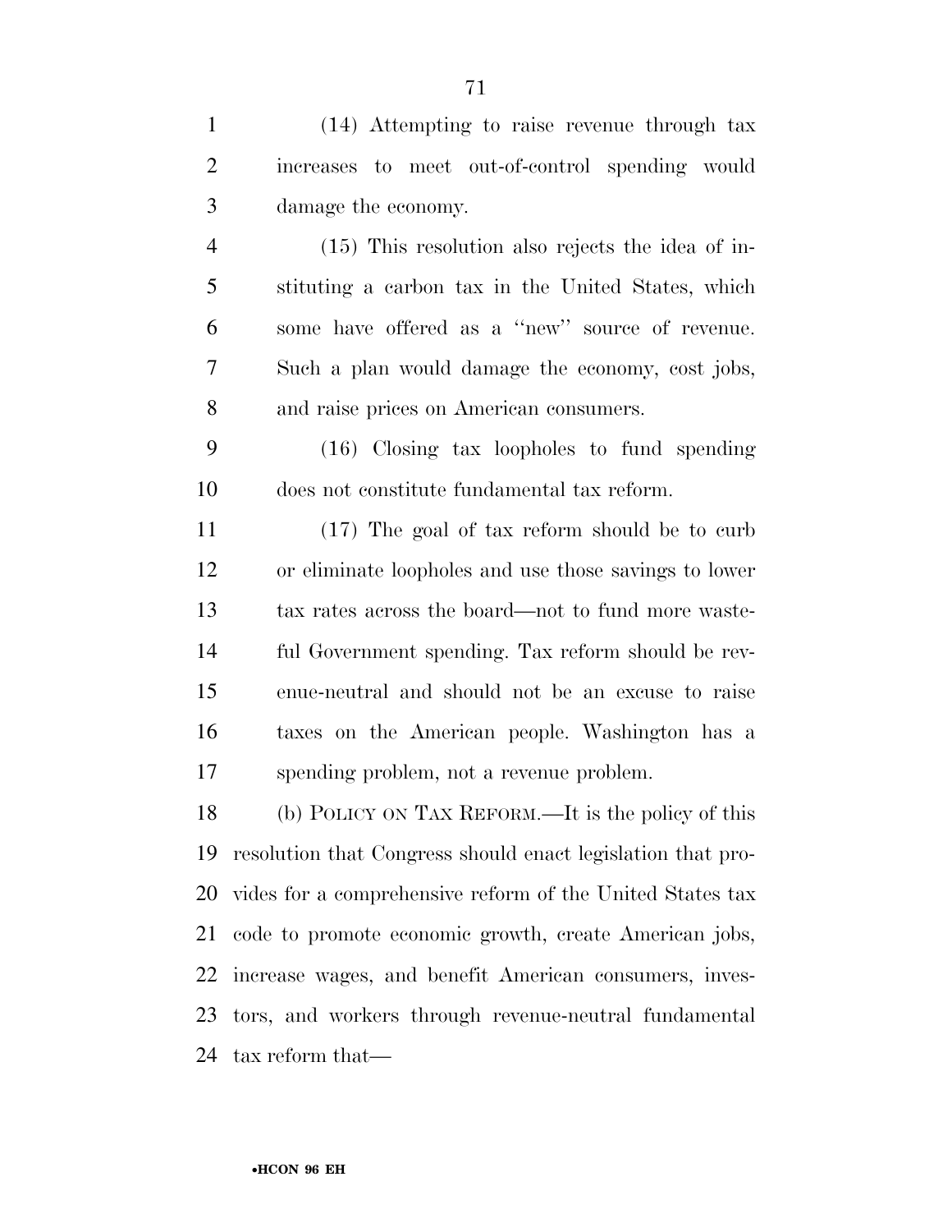(14) Attempting to raise revenue through tax increases to meet out-of-control spending would damage the economy.

(15) This resolution also rejects the idea of instituting a carbon tax in the United States, which some have offered as a ''new'' source of revenue. Such a plan would damage the economy, cost jobs, and raise prices on American consumers.

(16) Closing tax loopholes to fund spending does not constitute fundamental tax reform.

(17) The goal of tax reform should be to curb or eliminate loopholes and use those savings to lower tax rates across the board—not to fund more wasteful Government spending. Tax reform should be revenue-neutral and should not be an excuse to raise taxes on the American people. Washington has a spending problem, not a revenue problem.

(b) POLICY ON TAX REFORM.—It is the policy of this resolution that Congress should enact legislation that provides for a comprehensive reform of the United States tax code to promote economic growth, create American jobs, increase wages, and benefit American consumers, investors, and workers through revenue-neutral fundamental tax reform that—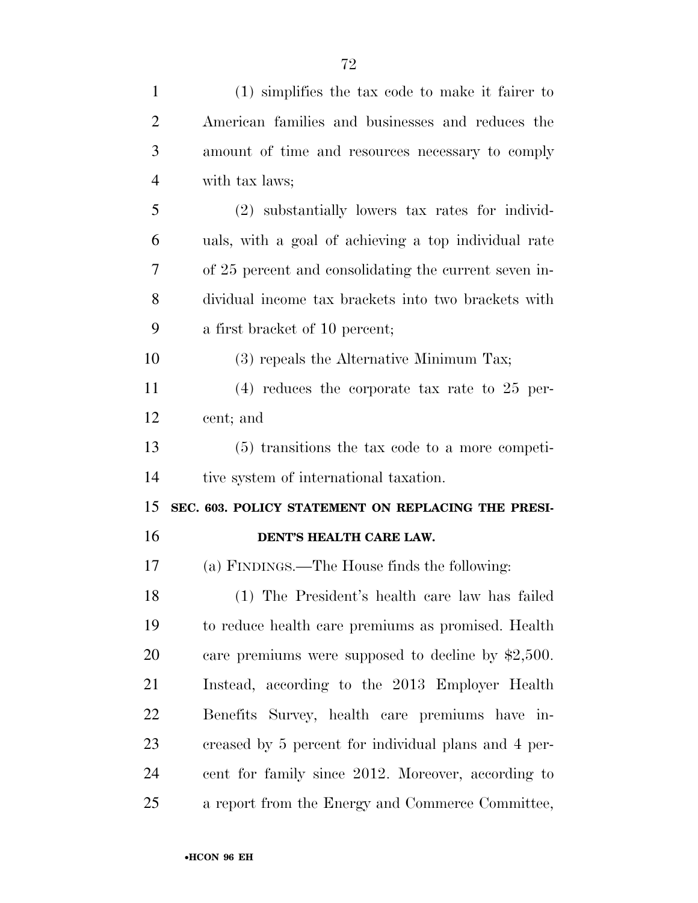(1) simplifies the tax code to make it fairer to American families and businesses and reduces the amount of time and resources necessary to comply with tax laws;

(2) substantially lowers tax rates for individuals, with a goal of achieving a top individual rate of 25 percent and consolidating the current seven individual income tax brackets into two brackets with a first bracket of 10 percent;

(3) repeals the Alternative Minimum Tax;

(4) reduces the corporate tax rate to 25 percent; and

(5) transitions the tax code to a more competitive system of international taxation.

**SEC. 603. POLICY STATEMENT ON REPLACING THE PRESIDENT'S HEALTH CARE LAW.**

(a) FINDINGS.—The House finds the following:

(1) The President's health care law has failed to reduce health care premiums as promised. Health care premiums were supposed to decline by $2,500. Instead, according to the 2013 Employer Health Benefits Survey, health care premiums have increased by 5 percent for individual plans and 4 percent for family since 2012. Moreover, according to a report from the Energy and Commerce Committee,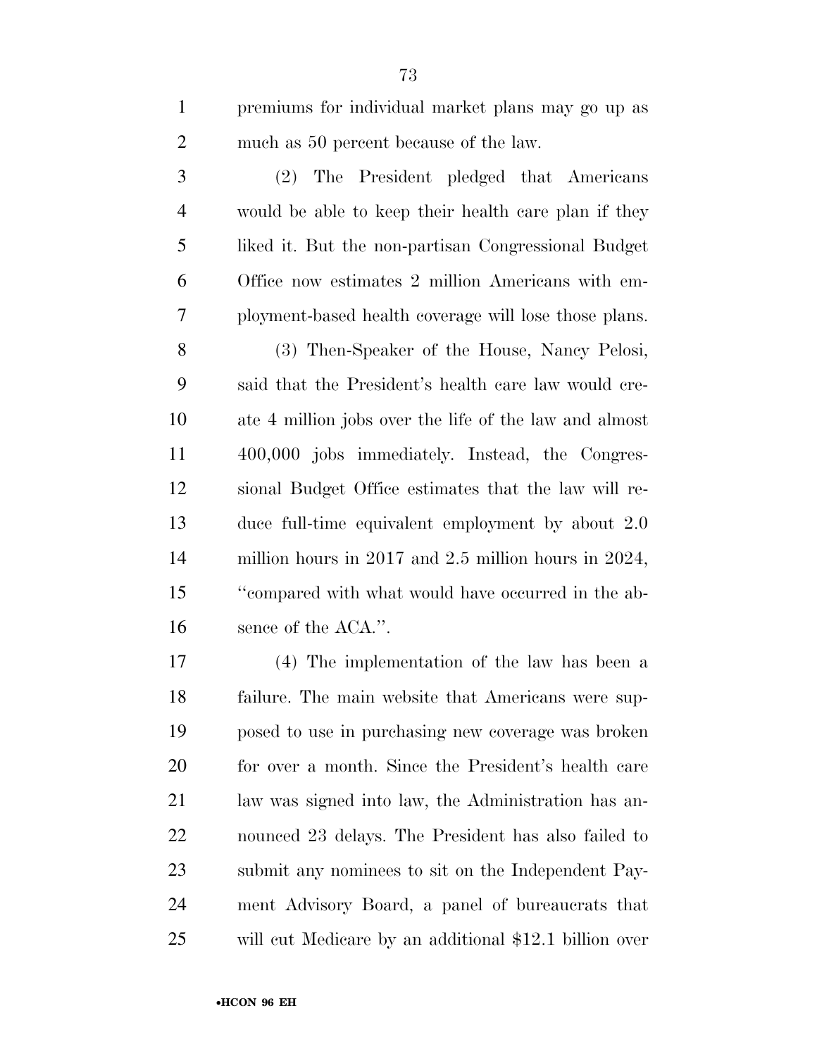premiums for individual market plans may go up as much as 50 percent because of the law.

(2) The President pledged that Americans would be able to keep their health care plan if they liked it. But the non-partisan Congressional Budget Office now estimates 2 million Americans with employment-based health coverage will lose those plans.

(3) Then-Speaker of the House, Nancy Pelosi, said that the President's health care law would create 4 million jobs over the life of the law and almost 400,000 jobs immediately. Instead, the Congressional Budget Office estimates that the law will reduce full-time equivalent employment by about 2.0 million hours in 2017 and 2.5 million hours in 2024, "compared with what would have occurred in the absence of the ACA.".

(4) The implementation of the law has been a failure. The main website that Americans were supposed to use in purchasing new coverage was broken for over a month. Since the President's health care law was signed into law, the Administration has announced 23 delays. The President has also failed to submit any nominees to sit on the Independent Payment Advisory Board, a panel of bureaucrats that will cut Medicare by an additional $12.1 billion over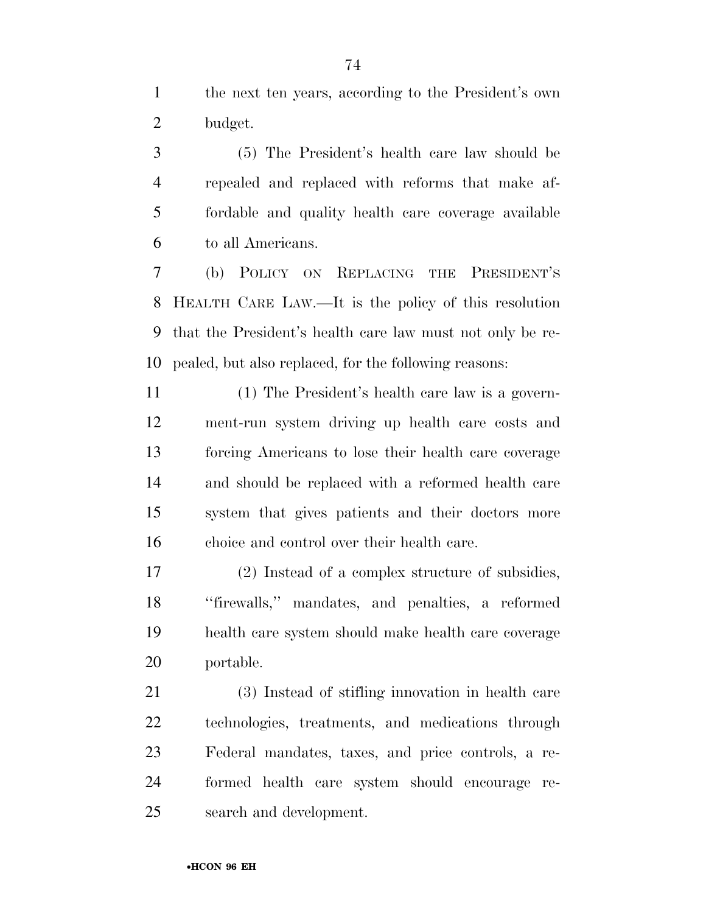the next ten years, according to the President's own budget.

(5) The President's health care law should be repealed and replaced with reforms that make affordable and quality health care coverage available to all Americans.

(b) POLICY ON REPLACING THE PRESIDENT'S HEALTH CARE LAW.—It is the policy of this resolution that the President's health care law must not only be repealed, but also replaced, for the following reasons:

(1) The President's health care law is a government-run system driving up health care costs and forcing Americans to lose their health care coverage and should be replaced with a reformed health care system that gives patients and their doctors more choice and control over their health care.

(2) Instead of a complex structure of subsidies, "firewalls," mandates, and penalties, a reformed health care system should make health care coverage portable.

(3) Instead of stifling innovation in health care technologies, treatments, and medications through Federal mandates, taxes, and price controls, a reformed health care system should encourage research and development.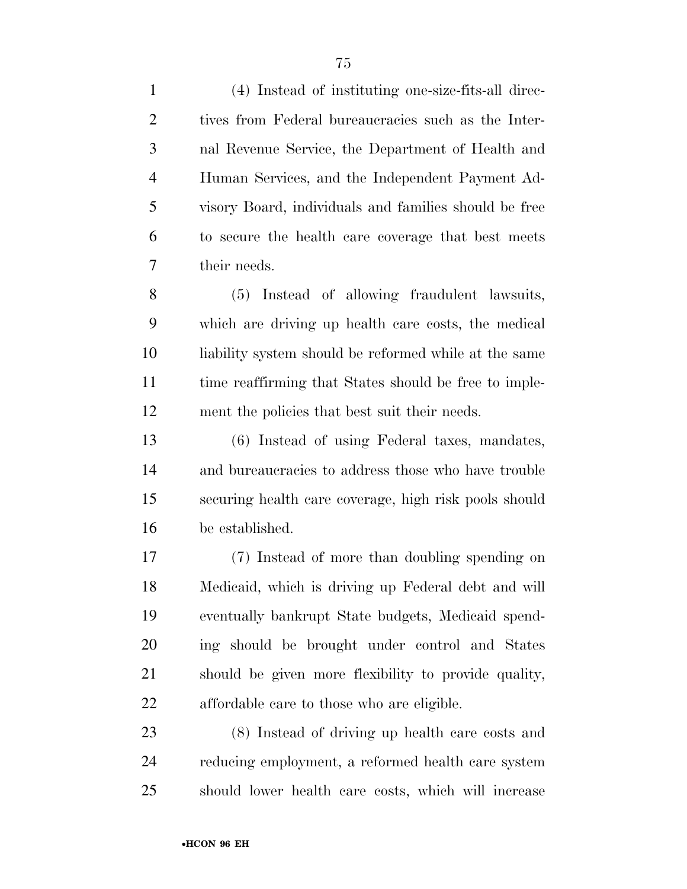(4) Instead of instituting one-size-fits-all directives from Federal bureaucracies such as the Internal Revenue Service, the Department of Health and Human Services, and the Independent Payment Advisory Board, individuals and families should be free to secure the health care coverage that best meets their needs.

(5) Instead of allowing fraudulent lawsuits, which are driving up health care costs, the medical liability system should be reformed while at the same time reaffirming that States should be free to implement the policies that best suit their needs.

(6) Instead of using Federal taxes, mandates, and bureaucracies to address those who have trouble securing health care coverage, high risk pools should be established.

(7) Instead of more than doubling spending on Medicaid, which is driving up Federal debt and will eventually bankrupt State budgets, Medicaid spending should be brought under control and States should be given more flexibility to provide quality, affordable care to those who are eligible.

(8) Instead of driving up health care costs and reducing employment, a reformed health care system should lower health care costs, which will increase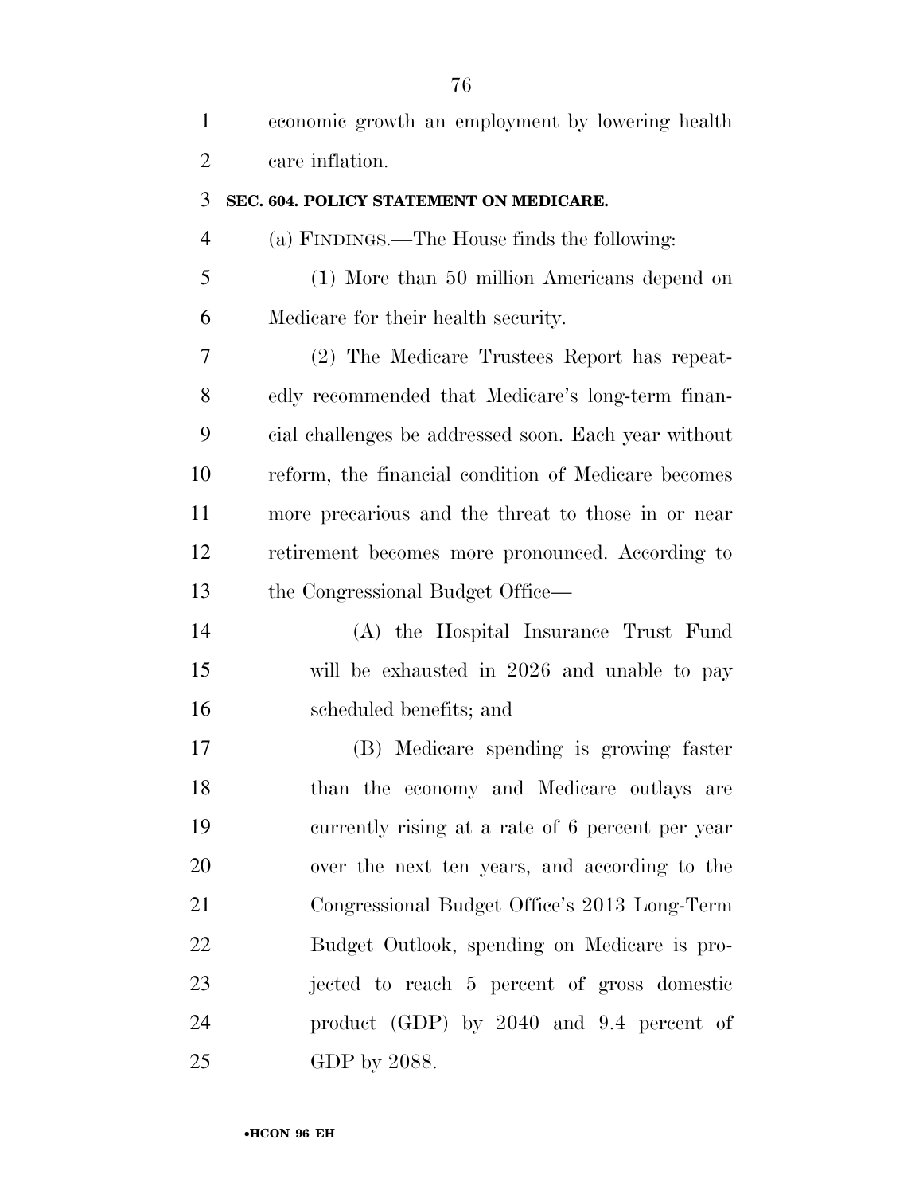economic growth an employment by lowering health care inflation.

**SEC. 604. POLICY STATEMENT ON MEDICARE.**

(a) FINDINGS.—The House finds the following:

(1) More than 50 million Americans depend on Medicare for their health security.

(2) The Medicare Trustees Report has repeatedly recommended that Medicare's long-term financial challenges be addressed soon. Each year without reform, the financial condition of Medicare becomes more precarious and the threat to those in or near retirement becomes more pronounced. According to the Congressional Budget Office—

(A) the Hospital Insurance Trust Fund will be exhausted in 2026 and unable to pay scheduled benefits; and

(B) Medicare spending is growing faster than the economy and Medicare outlays are currently rising at a rate of 6 percent per year over the next ten years, and according to the Congressional Budget Office's 2013 Long-Term Budget Outlook, spending on Medicare is projected to reach 5 percent of gross domestic product (GDP) by 2040 and 9.4 percent of GDP by 2088.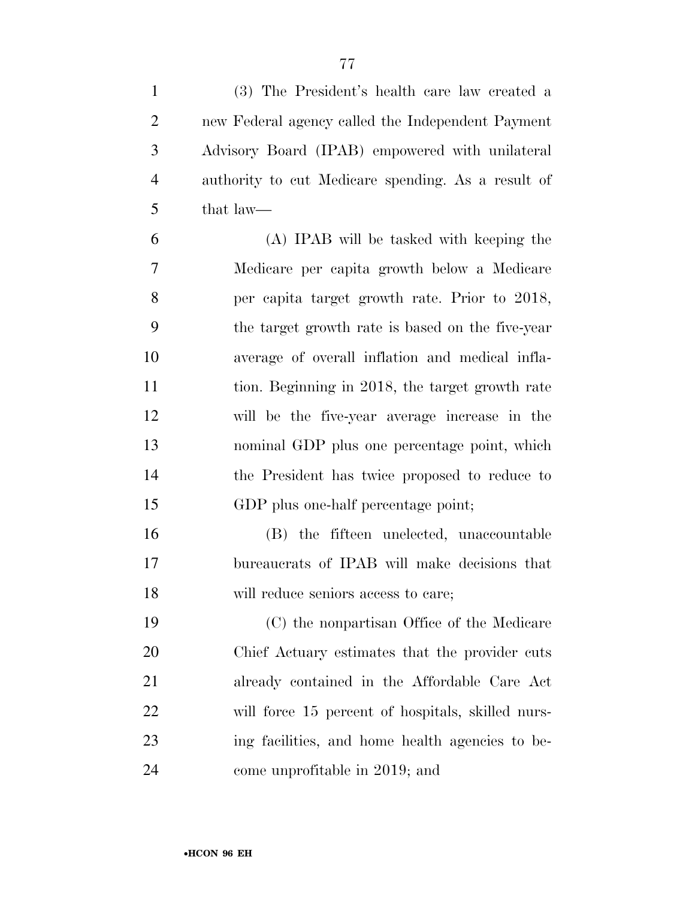(3) The President's health care law created a new Federal agency called the Independent Payment Advisory Board (IPAB) empowered with unilateral authority to cut Medicare spending. As a result of that law—

(A) IPAB will be tasked with keeping the Medicare per capita growth below a Medicare per capita target growth rate. Prior to 2018, the target growth rate is based on the five-year average of overall inflation and medical inflation. Beginning in 2018, the target growth rate will be the five-year average increase in the nominal GDP plus one percentage point, which the President has twice proposed to reduce to GDP plus one-half percentage point;

(B) the fifteen unelected, unaccountable bureaucrats of IPAB will make decisions that will reduce seniors access to care;

(C) the nonpartisan Office of the Medicare Chief Actuary estimates that the provider cuts already contained in the Affordable Care Act will force 15 percent of hospitals, skilled nursing facilities, and home health agencies to become unprofitable in 2019; and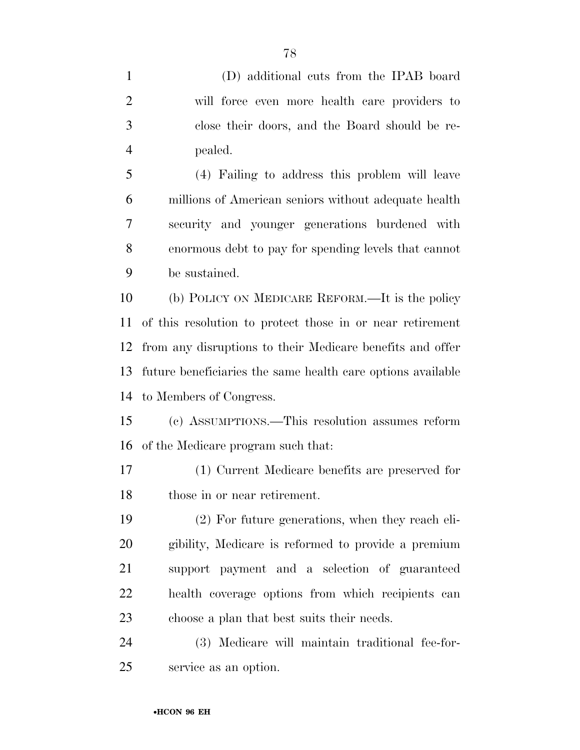(D) additional cuts from the IPAB board will force even more health care providers to close their doors, and the Board should be repealed.

(4) Failing to address this problem will leave millions of American seniors without adequate health security and younger generations burdened with enormous debt to pay for spending levels that cannot be sustained.

(b) POLICY ON MEDICARE REFORM.—It is the policy of this resolution to protect those in or near retirement from any disruptions to their Medicare benefits and offer future beneficiaries the same health care options available to Members of Congress.

(c) ASSUMPTIONS.—This resolution assumes reform of the Medicare program such that:

(1) Current Medicare benefits are preserved for those in or near retirement.

(2) For future generations, when they reach eligibility, Medicare is reformed to provide a premium support payment and a selection of guaranteed health coverage options from which recipients can choose a plan that best suits their needs.

(3) Medicare will maintain traditional fee-for-service as an option.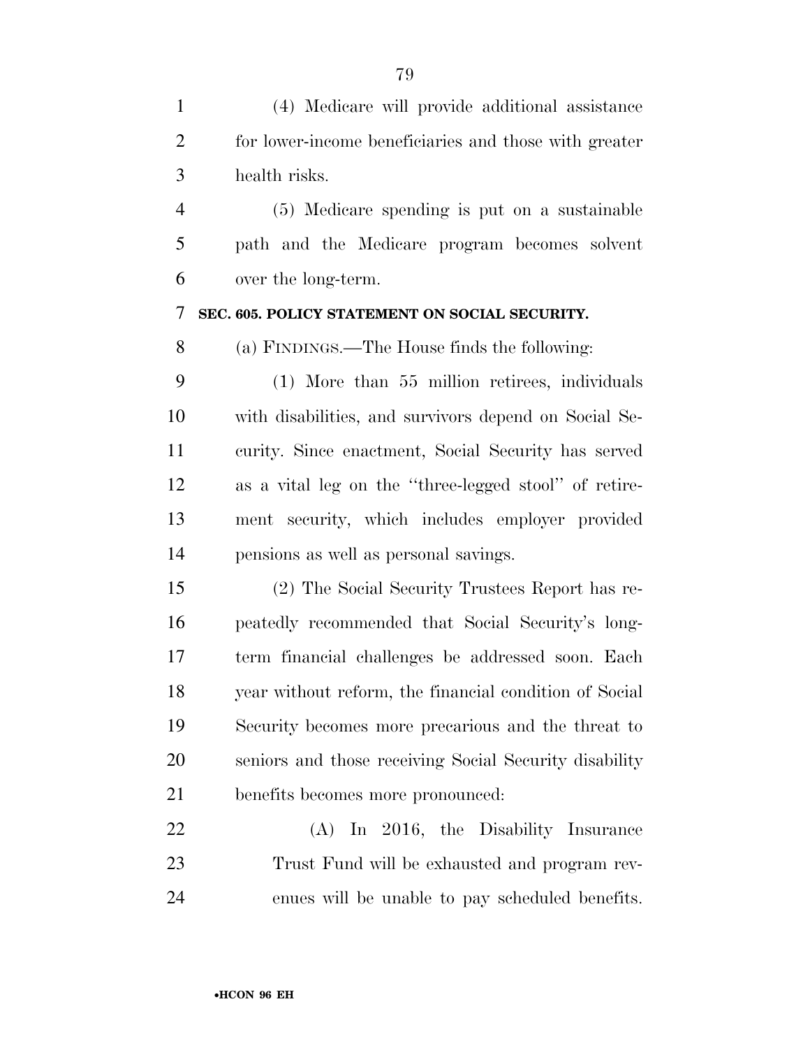(4) Medicare will provide additional assistance for lower-income beneficiaries and those with greater health risks.

(5) Medicare spending is put on a sustainable path and the Medicare program becomes solvent over the long-term.

**SEC. 605. POLICY STATEMENT ON SOCIAL SECURITY.**

(a) FINDINGS.—The House finds the following:

(1) More than 55 million retirees, individuals with disabilities, and survivors depend on Social Security. Since enactment, Social Security has served as a vital leg on the ''three-legged stool'' of retirement security, which includes employer provided pensions as well as personal savings.

(2) The Social Security Trustees Report has repeatedly recommended that Social Security's long-term financial challenges be addressed soon. Each year without reform, the financial condition of Social Security becomes more precarious and the threat to seniors and those receiving Social Security disability benefits becomes more pronounced:

(A) In 2016, the Disability Insurance Trust Fund will be exhausted and program revenues will be unable to pay scheduled benefits.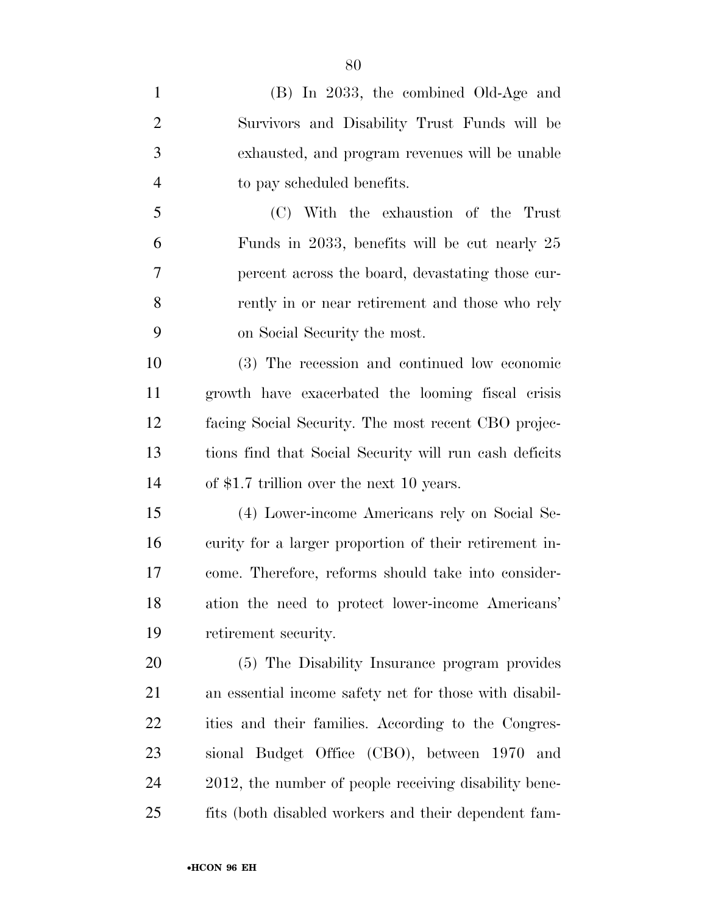(B) In 2033, the combined Old-Age and Survivors and Disability Trust Funds will be exhausted, and program revenues will be unable to pay scheduled benefits.

(C) With the exhaustion of the Trust Funds in 2033, benefits will be cut nearly 25 percent across the board, devastating those currently in or near retirement and those who rely on Social Security the most.

(3) The recession and continued low economic growth have exacerbated the looming fiscal crisis facing Social Security. The most recent CBO projections find that Social Security will run cash deficits of $1.7 trillion over the next 10 years.

(4) Lower-income Americans rely on Social Security for a larger proportion of their retirement income. Therefore, reforms should take into consideration the need to protect lower-income Americans' retirement security.

(5) The Disability Insurance program provides an essential income safety net for those with disabilities and their families. According to the Congressional Budget Office (CBO), between 1970 and 2012, the number of people receiving disability benefits (both disabled workers and their dependent fam-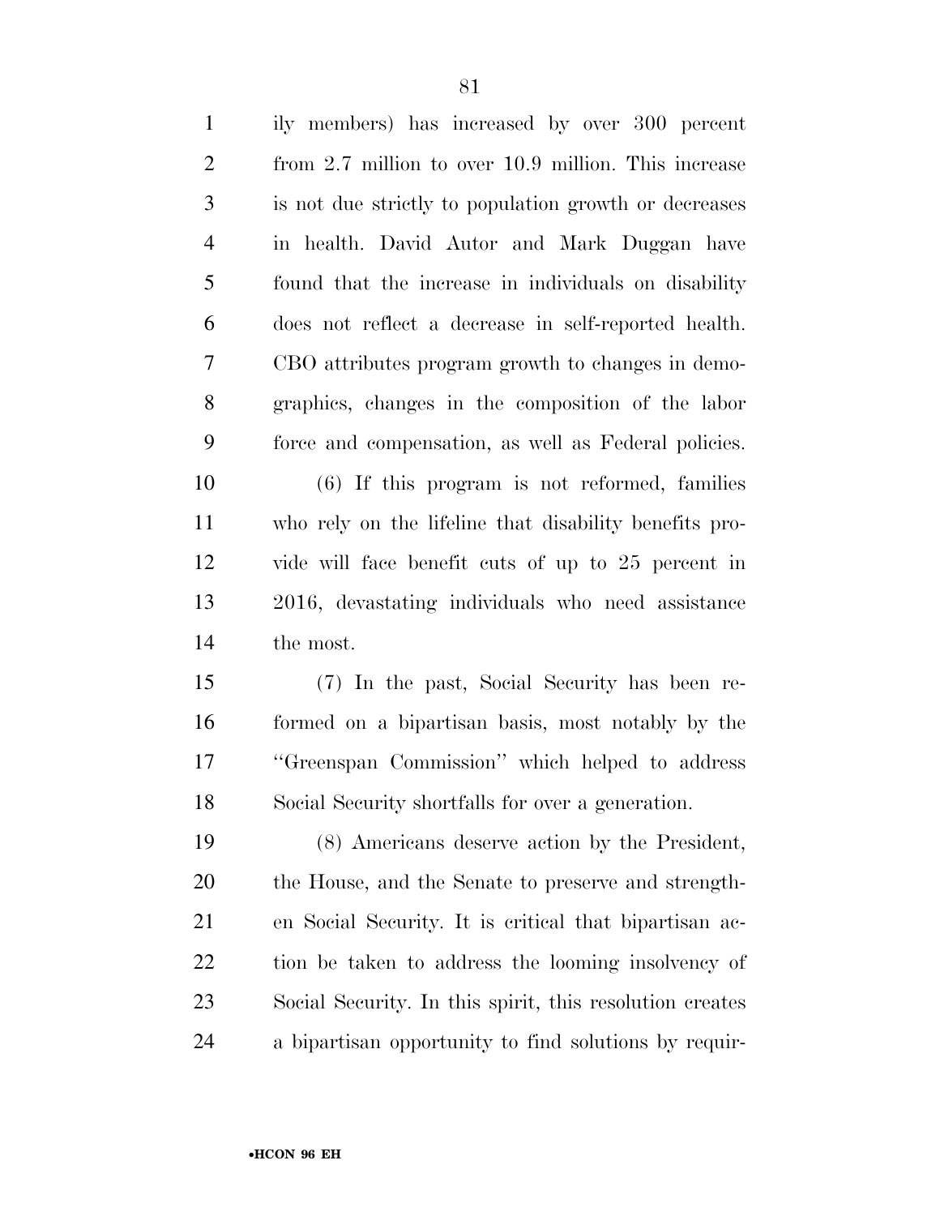ily members) has increased by over 300 percent from 2.7 million to over 10.9 million. This increase is not due strictly to population growth or decreases in health. David Autor and Mark Duggan have found that the increase in individuals on disability does not reflect a decrease in self-reported health. CBO attributes program growth to changes in demographics, changes in the composition of the labor force and compensation, as well as Federal policies.

(6) If this program is not reformed, families who rely on the lifeline that disability benefits provide will face benefit cuts of up to 25 percent in 2016, devastating individuals who need assistance the most.

(7) In the past, Social Security has been reformed on a bipartisan basis, most notably by the ''Greenspan Commission'' which helped to address Social Security shortfalls for over a generation.

(8) Americans deserve action by the President, the House, and the Senate to preserve and strengthen Social Security. It is critical that bipartisan action be taken to address the looming insolvency of Social Security. In this spirit, this resolution creates a bipartisan opportunity to find solutions by requir-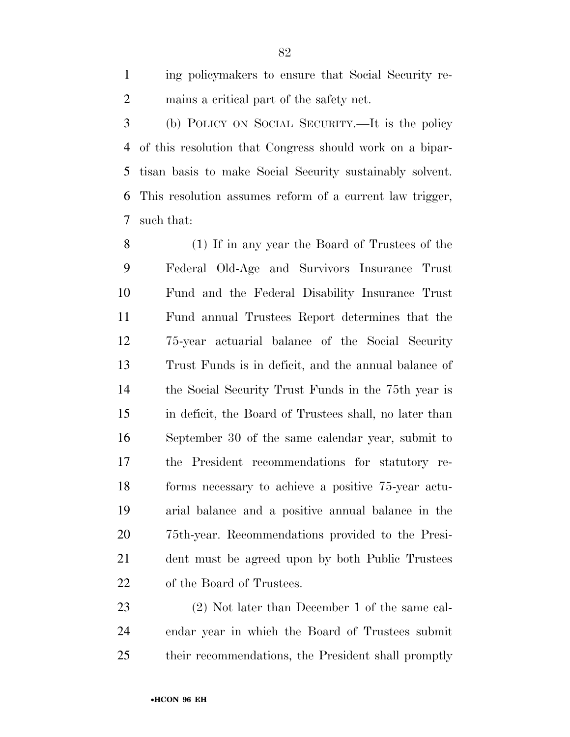ing policymakers to ensure that Social Security remains a critical part of the safety net.

(b) POLICY ON SOCIAL SECURITY.—It is the policy of this resolution that Congress should work on a bipartisan basis to make Social Security sustainably solvent. This resolution assumes reform of a current law trigger, such that:

(1) If in any year the Board of Trustees of the Federal Old-Age and Survivors Insurance Trust Fund and the Federal Disability Insurance Trust Fund annual Trustees Report determines that the 75-year actuarial balance of the Social Security Trust Funds is in deficit, and the annual balance of the Social Security Trust Funds in the 75th year is in deficit, the Board of Trustees shall, no later than September 30 of the same calendar year, submit to the President recommendations for statutory reforms necessary to achieve a positive 75-year actuarial balance and a positive annual balance in the 75th-year. Recommendations provided to the President must be agreed upon by both Public Trustees of the Board of Trustees.

(2) Not later than December 1 of the same calendar year in which the Board of Trustees submit their recommendations, the President shall promptly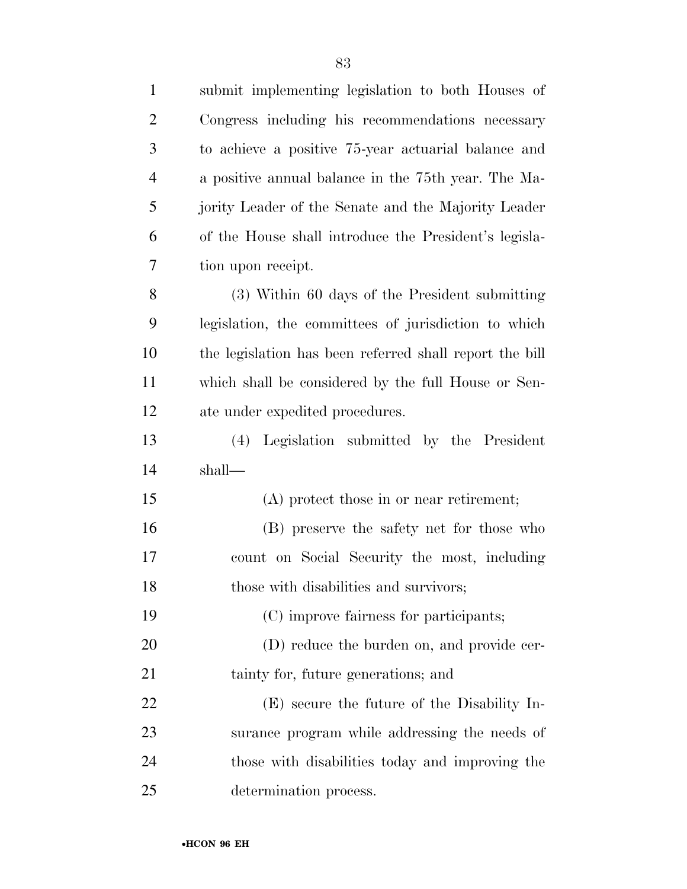submit implementing legislation to both Houses of Congress including his recommendations necessary to achieve a positive 75-year actuarial balance and a positive annual balance in the 75th year. The Majority Leader of the Senate and the Majority Leader of the House shall introduce the President's legislation upon receipt.

(3) Within 60 days of the President submitting legislation, the committees of jurisdiction to which the legislation has been referred shall report the bill which shall be considered by the full House or Senate under expedited procedures.

(4) Legislation submitted by the President shall—

(A) protect those in or near retirement;

(B) preserve the safety net for those who count on Social Security the most, including those with disabilities and survivors;

(C) improve fairness for participants;

(D) reduce the burden on, and provide certainty for, future generations; and

(E) secure the future of the Disability Insurance program while addressing the needs of those with disabilities today and improving the determination process.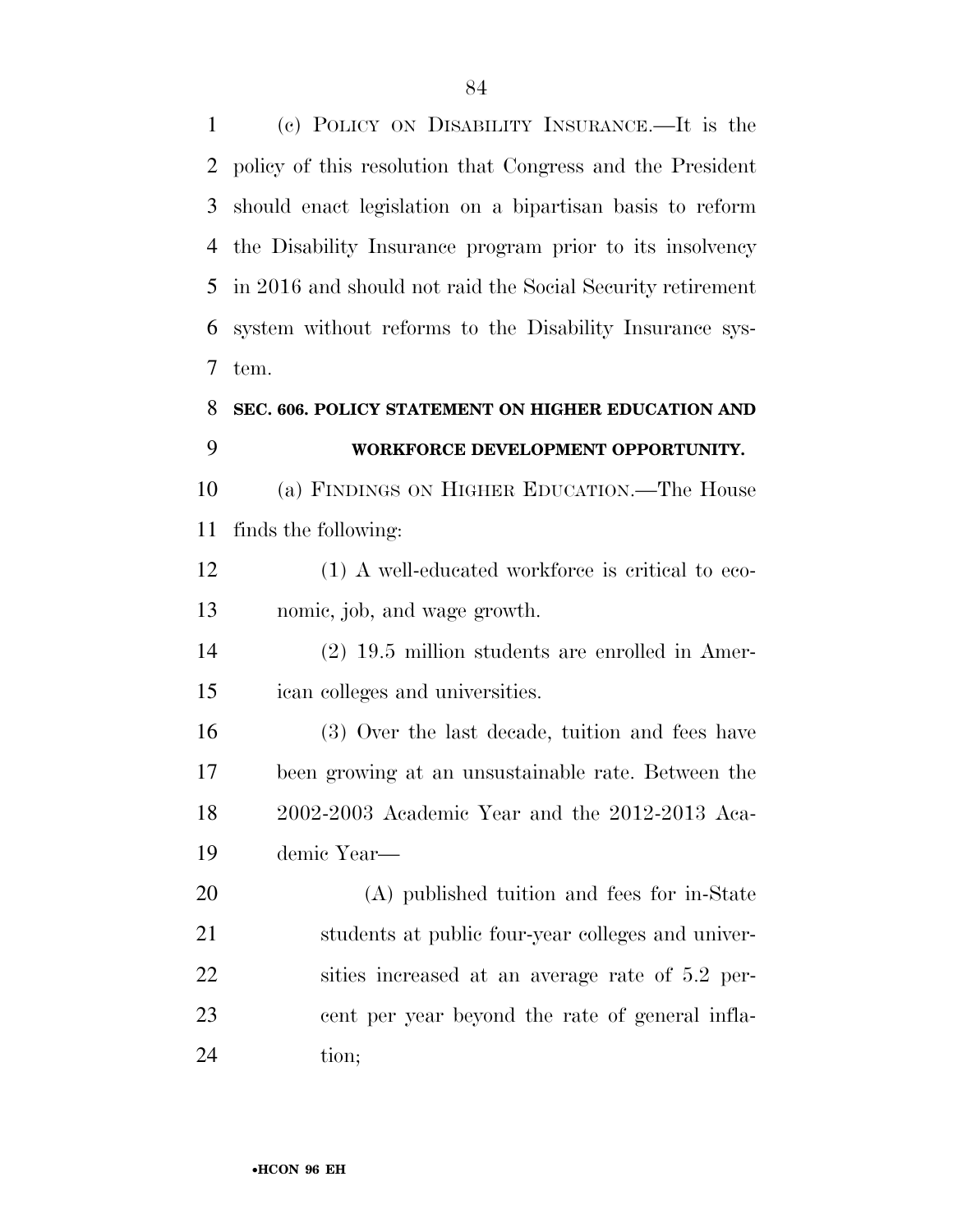(c) POLICY ON DISABILITY INSURANCE.—It is the policy of this resolution that Congress and the President should enact legislation on a bipartisan basis to reform the Disability Insurance program prior to its insolvency in 2016 and should not raid the Social Security retirement system without reforms to the Disability Insurance system.

**SEC. 606. POLICY STATEMENT ON HIGHER EDUCATION AND WORKFORCE DEVELOPMENT OPPORTUNITY.**

(a) FINDINGS ON HIGHER EDUCATION.—The House finds the following:

(1) A well-educated workforce is critical to economic, job, and wage growth.

(2) 19.5 million students are enrolled in American colleges and universities.

(3) Over the last decade, tuition and fees have been growing at an unsustainable rate. Between the 2002-2003 Academic Year and the 2012-2013 Academic Year—

(A) published tuition and fees for in-State students at public four-year colleges and universities increased at an average rate of 5.2 percent per year beyond the rate of general inflation;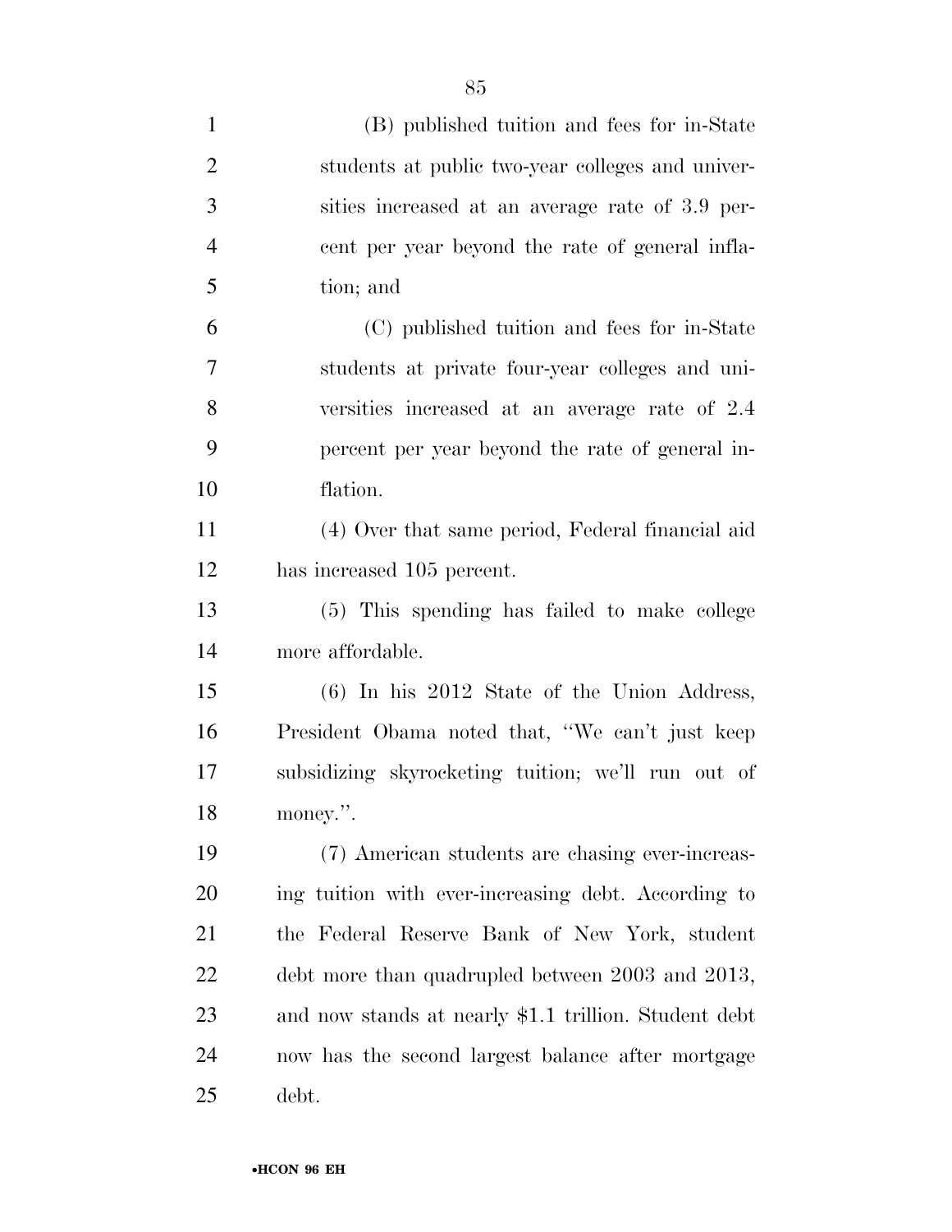(B) published tuition and fees for in-State students at public two-year colleges and universities increased at an average rate of 3.9 percent per year beyond the rate of general inflation; and

(C) published tuition and fees for in-State students at private four-year colleges and universities increased at an average rate of 2.4 percent per year beyond the rate of general inflation.

(4) Over that same period, Federal financial aid has increased 105 percent.

(5) This spending has failed to make college more affordable.

(6) In his 2012 State of the Union Address, President Obama noted that, ''We can't just keep subsidizing skyrocketing tuition; we'll run out of money.''.

(7) American students are chasing ever-increasing tuition with ever-increasing debt. According to the Federal Reserve Bank of New York, student debt more than quadrupled between 2003 and 2013, and now stands at nearly $1.1 trillion. Student debt now has the second largest balance after mortgage debt.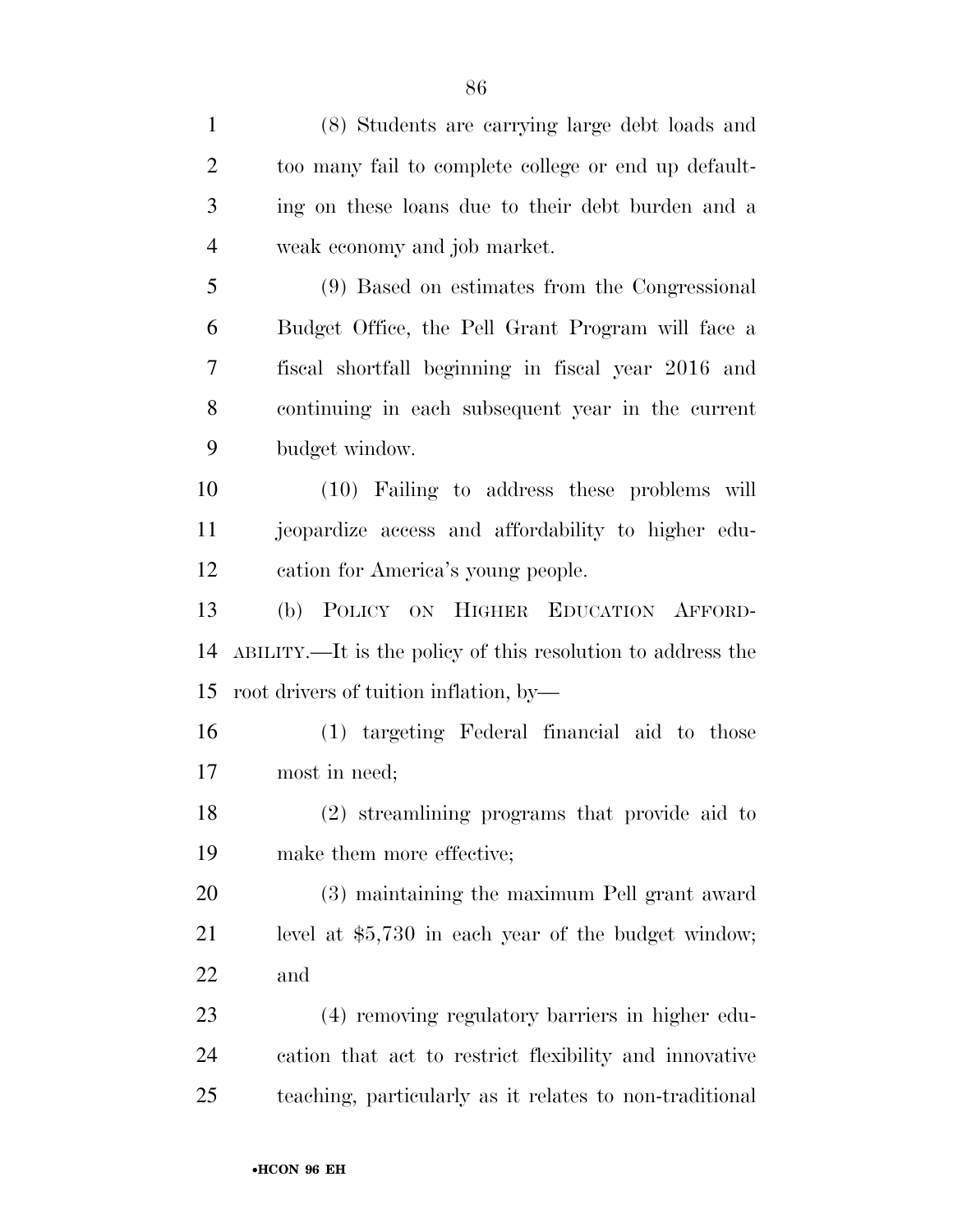(8) Students are carrying large debt loads and too many fail to complete college or end up defaulting on these loans due to their debt burden and a weak economy and job market.

(9) Based on estimates from the Congressional Budget Office, the Pell Grant Program will face a fiscal shortfall beginning in fiscal year 2016 and continuing in each subsequent year in the current budget window.

(10) Failing to address these problems will jeopardize access and affordability to higher education for America's young people.

(b) POLICY ON HIGHER EDUCATION AFFORDABILITY.—It is the policy of this resolution to address the root drivers of tuition inflation, by—

(1) targeting Federal financial aid to those most in need;

(2) streamlining programs that provide aid to make them more effective;

(3) maintaining the maximum Pell grant award level at $5,730 in each year of the budget window; and

(4) removing regulatory barriers in higher education that act to restrict flexibility and innovative teaching, particularly as it relates to non-traditional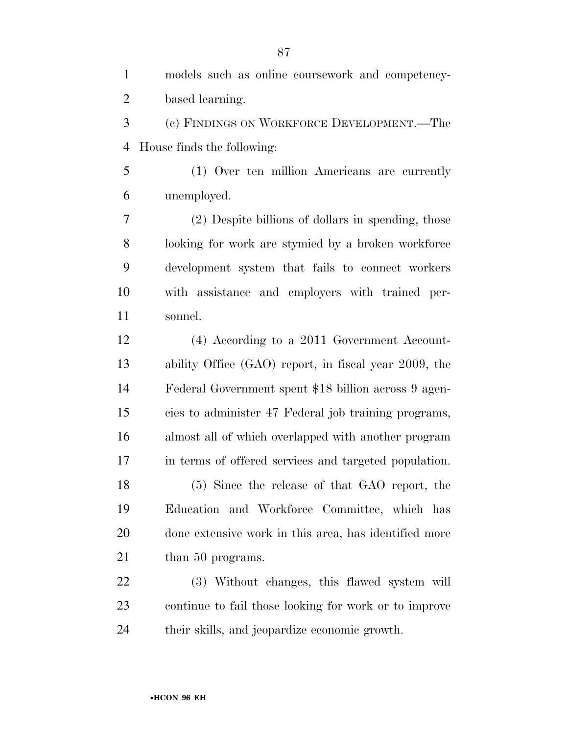models such as online coursework and competency-based learning.

(c) FINDINGS ON WORKFORCE DEVELOPMENT.—The House finds the following:

(1) Over ten million Americans are currently unemployed.

(2) Despite billions of dollars in spending, those looking for work are stymied by a broken workforce development system that fails to connect workers with assistance and employers with trained personnel.

(4) According to a 2011 Government Accountability Office (GAO) report, in fiscal year 2009, the Federal Government spent $18 billion across 9 agencies to administer 47 Federal job training programs, almost all of which overlapped with another program in terms of offered services and targeted population.

(5) Since the release of that GAO report, the Education and Workforce Committee, which has done extensive work in this area, has identified more than 50 programs.

(3) Without changes, this flawed system will continue to fail those looking for work or to improve their skills, and jeopardize economic growth.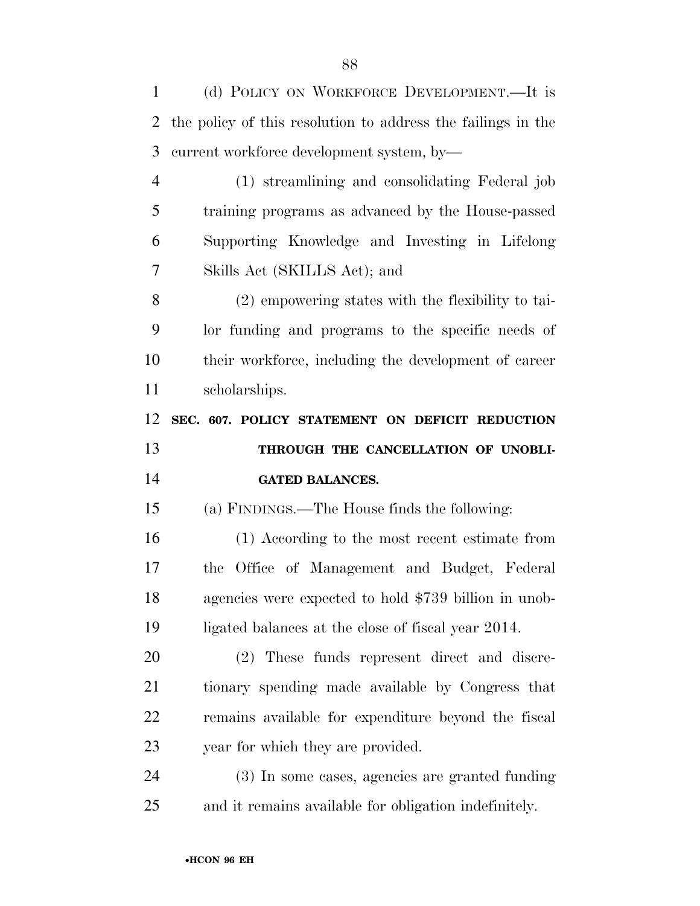(d) POLICY ON WORKFORCE DEVELOPMENT.—It is the policy of this resolution to address the failings in the current workforce development system, by—

(1) streamlining and consolidating Federal job training programs as advanced by the House-passed Supporting Knowledge and Investing in Lifelong Skills Act (SKILLS Act); and

(2) empowering states with the flexibility to tailor funding and programs to the specific needs of their workforce, including the development of career scholarships.

## SEC. 607. POLICY STATEMENT ON DEFICIT REDUCTION THROUGH THE CANCELLATION OF UNOBLIGATED BALANCES.

(a) FINDINGS.—The House finds the following:

(1) According to the most recent estimate from the Office of Management and Budget, Federal agencies were expected to hold $739 billion in unobligated balances at the close of fiscal year 2014.

(2) These funds represent direct and discretionary spending made available by Congress that remains available for expenditure beyond the fiscal year for which they are provided.

(3) In some cases, agencies are granted funding and it remains available for obligation indefinitely.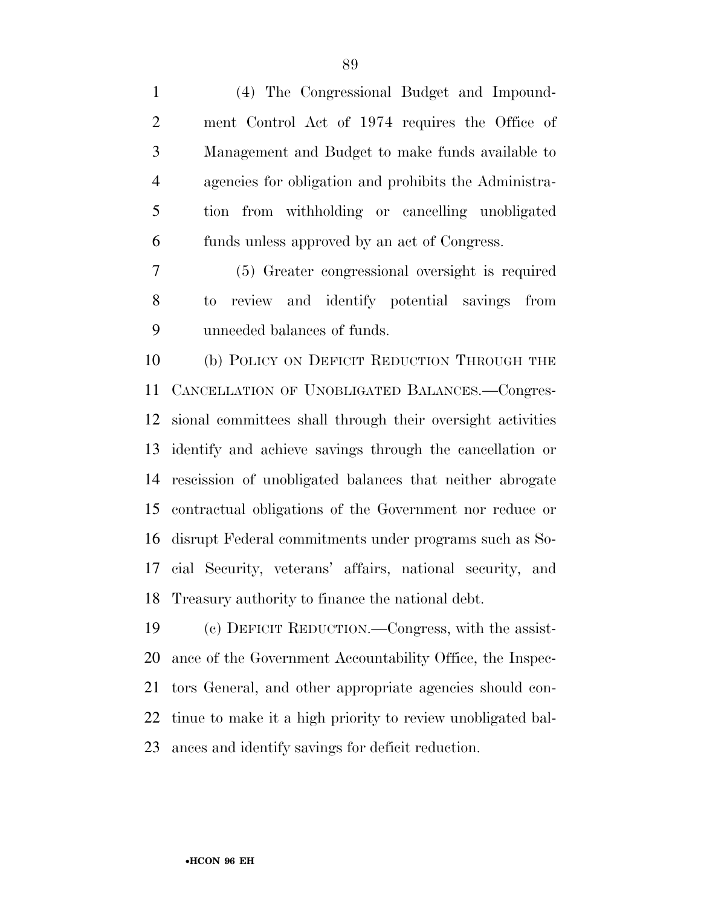(4) The Congressional Budget and Impoundment Control Act of 1974 requires the Office of Management and Budget to make funds available to agencies for obligation and prohibits the Administration from withholding or cancelling unobligated funds unless approved by an act of Congress.

(5) Greater congressional oversight is required to review and identify potential savings from unneeded balances of funds.

(b) POLICY ON DEFICIT REDUCTION THROUGH THE CANCELLATION OF UNOBLIGATED BALANCES.—Congressional committees shall through their oversight activities identify and achieve savings through the cancellation or rescission of unobligated balances that neither abrogate contractual obligations of the Government nor reduce or disrupt Federal commitments under programs such as Social Security, veterans' affairs, national security, and Treasury authority to finance the national debt.

(c) DEFICIT REDUCTION.—Congress, with the assistance of the Government Accountability Office, the Inspectors General, and other appropriate agencies should continue to make it a high priority to review unobligated balances and identify savings for deficit reduction.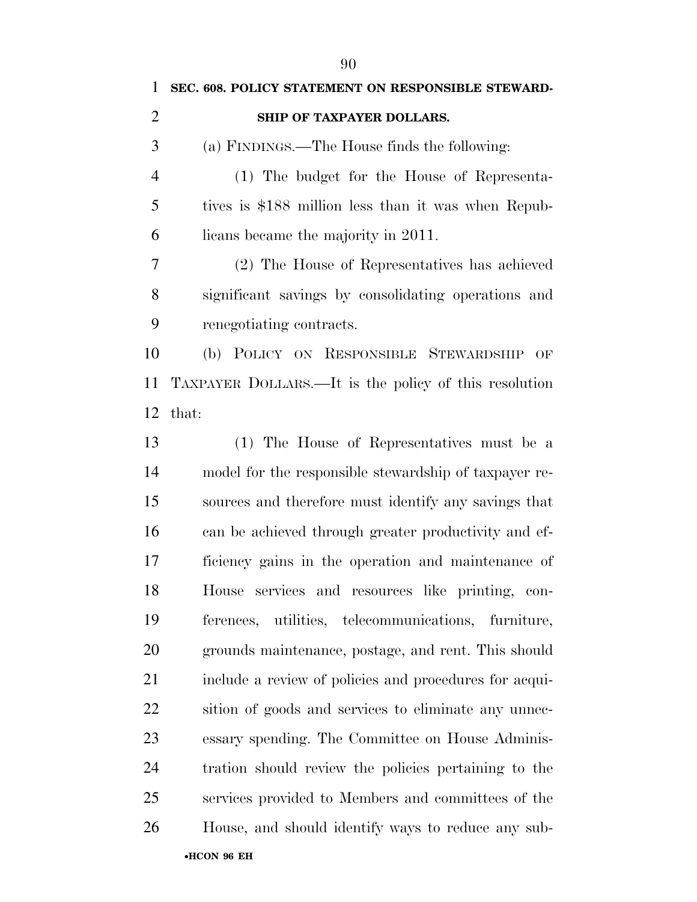## SEC. 608. POLICY STATEMENT ON RESPONSIBLE STEWARDSHIP OF TAXPAYER DOLLARS.

(a) FINDINGS.—The House finds the following:

(1) The budget for the House of Representatives is $188 million less than it was when Republicans became the majority in 2011.

(2) The House of Representatives has achieved significant savings by consolidating operations and renegotiating contracts.

(b) POLICY ON RESPONSIBLE STEWARDSHIP OF TAXPAYER DOLLARS.—It is the policy of this resolution that:

(1) The House of Representatives must be a model for the responsible stewardship of taxpayer resources and therefore must identify any savings that can be achieved through greater productivity and efficiency gains in the operation and maintenance of House services and resources like printing, conferences, utilities, telecommunications, furniture, grounds maintenance, postage, and rent. This should include a review of policies and procedures for acquisition of goods and services to eliminate any unnecessary spending. The Committee on House Administration should review the policies pertaining to the services provided to Members and committees of the House, and should identify ways to reduce any sub-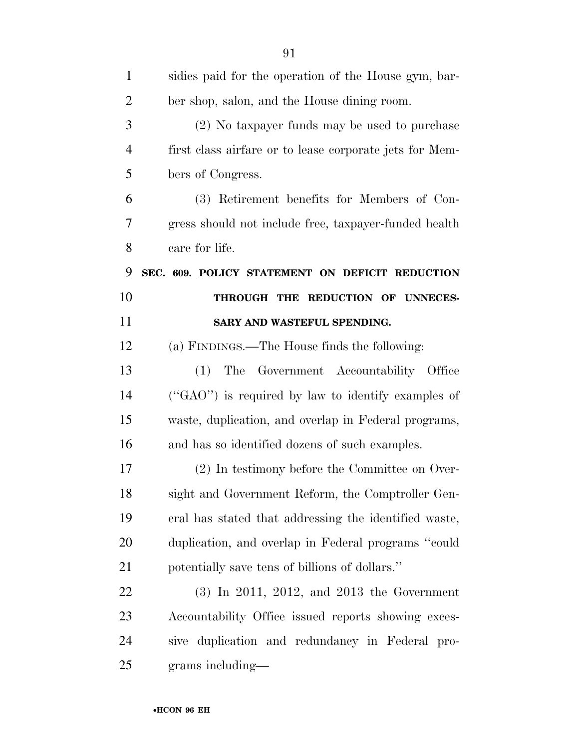sidies paid for the operation of the House gym, barber shop, salon, and the House dining room.

(2) No taxpayer funds may be used to purchase first class airfare or to lease corporate jets for Members of Congress.

(3) Retirement benefits for Members of Congress should not include free, taxpayer-funded health care for life.

## SEC. 609. POLICY STATEMENT ON DEFICIT REDUCTION THROUGH THE REDUCTION OF UNNECESSARY AND WASTEFUL SPENDING.

(a) FINDINGS.—The House finds the following:

(1) The Government Accountability Office (''GAO'') is required by law to identify examples of waste, duplication, and overlap in Federal programs, and has so identified dozens of such examples.

(2) In testimony before the Committee on Oversight and Government Reform, the Comptroller General has stated that addressing the identified waste, duplication, and overlap in Federal programs ''could potentially save tens of billions of dollars.''

(3) In 2011, 2012, and 2013 the Government Accountability Office issued reports showing excessive duplication and redundancy in Federal programs including—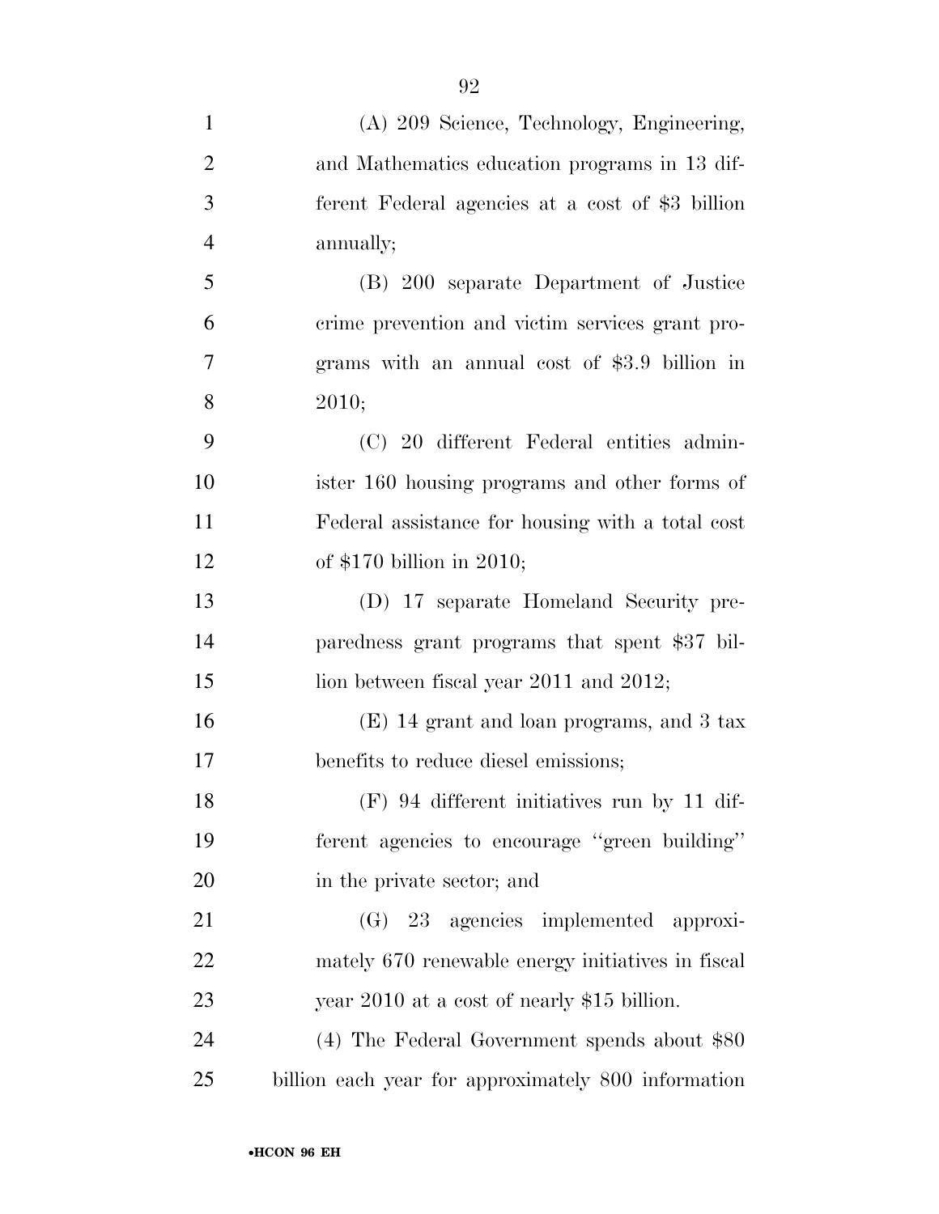(A) 209 Science, Technology, Engineering, and Mathematics education programs in 13 different Federal agencies at a cost of $3 billion annually;

(B) 200 separate Department of Justice crime prevention and victim services grant programs with an annual cost of $3.9 billion in 2010;

(C) 20 different Federal entities administer 160 housing programs and other forms of Federal assistance for housing with a total cost of $170 billion in 2010;

(D) 17 separate Homeland Security preparedness grant programs that spent $37 billion between fiscal year 2011 and 2012;

(E) 14 grant and loan programs, and 3 tax benefits to reduce diesel emissions;

(F) 94 different initiatives run by 11 different agencies to encourage "green building" in the private sector; and

(G) 23 agencies implemented approximately 670 renewable energy initiatives in fiscal year 2010 at a cost of nearly $15 billion.

(4) The Federal Government spends about $80 billion each year for approximately 800 information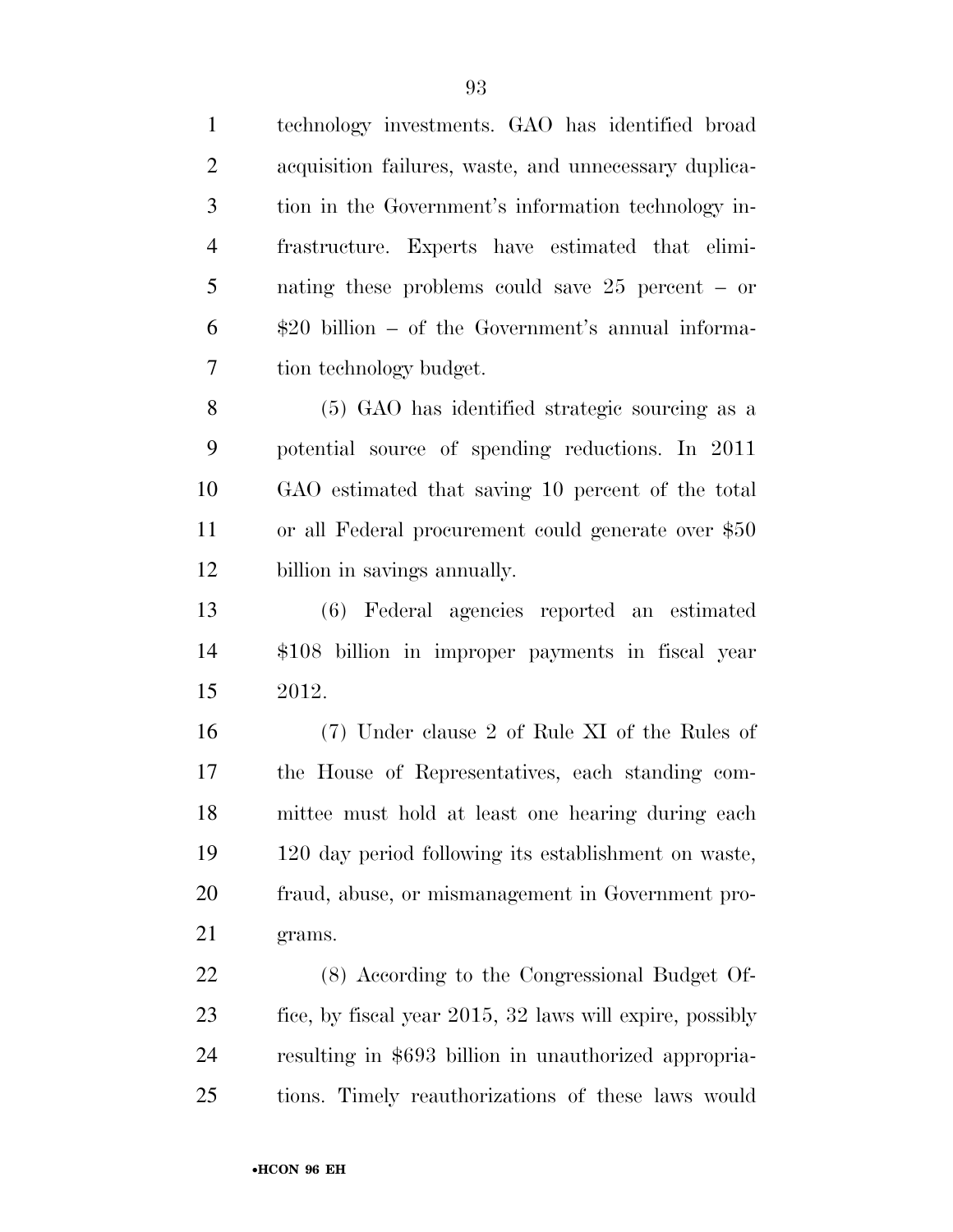technology investments. GAO has identified broad acquisition failures, waste, and unnecessary duplication in the Government's information technology infrastructure. Experts have estimated that eliminating these problems could save 25 percent – or $20 billion – of the Government's annual information technology budget.

(5) GAO has identified strategic sourcing as a potential source of spending reductions. In 2011 GAO estimated that saving 10 percent of the total or all Federal procurement could generate over $50 billion in savings annually.

(6) Federal agencies reported an estimated $108 billion in improper payments in fiscal year 2012.

(7) Under clause 2 of Rule XI of the Rules of the House of Representatives, each standing committee must hold at least one hearing during each 120 day period following its establishment on waste, fraud, abuse, or mismanagement in Government programs.

(8) According to the Congressional Budget Office, by fiscal year 2015, 32 laws will expire, possibly resulting in $693 billion in unauthorized appropriations. Timely reauthorizations of these laws would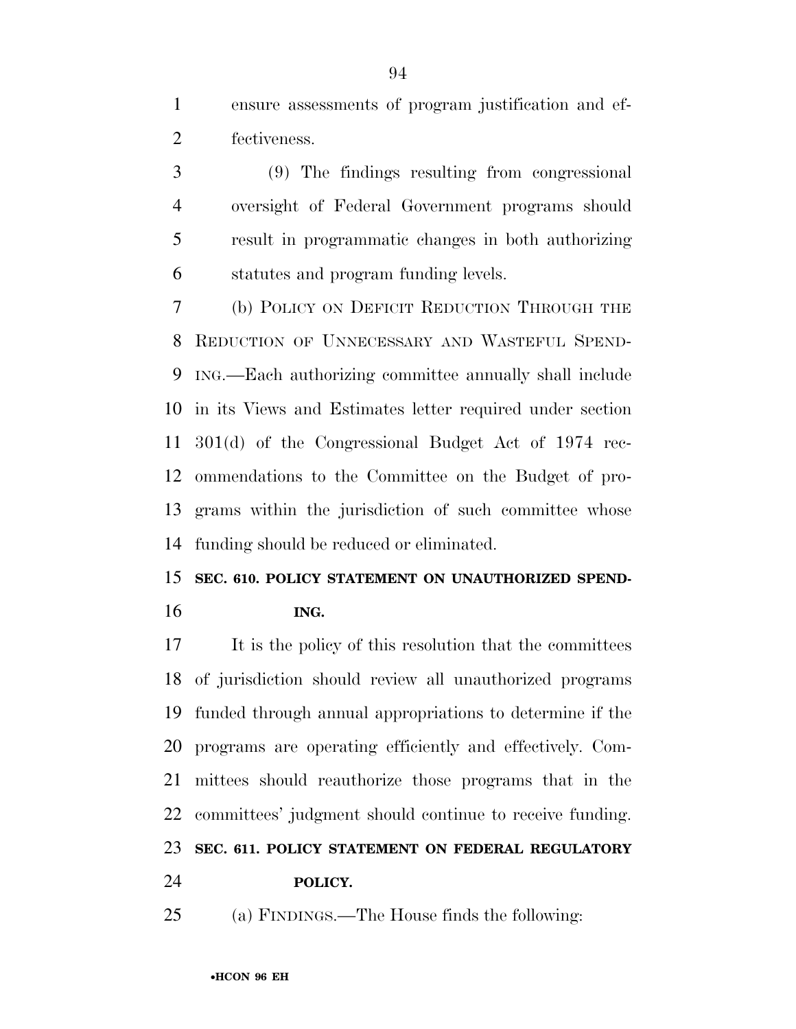ensure assessments of program justification and effectiveness.

(9) The findings resulting from congressional oversight of Federal Government programs should result in programmatic changes in both authorizing statutes and program funding levels.

(b) POLICY ON DEFICIT REDUCTION THROUGH THE REDUCTION OF UNNECESSARY AND WASTEFUL SPENDING.—Each authorizing committee annually shall include in its Views and Estimates letter required under section 301(d) of the Congressional Budget Act of 1974 recommendations to the Committee on the Budget of programs within the jurisdiction of such committee whose funding should be reduced or eliminated.

**SEC. 610. POLICY STATEMENT ON UNAUTHORIZED SPENDING.**

It is the policy of this resolution that the committees of jurisdiction should review all unauthorized programs funded through annual appropriations to determine if the programs are operating efficiently and effectively. Committees should reauthorize those programs that in the committees' judgment should continue to receive funding.

**SEC. 611. POLICY STATEMENT ON FEDERAL REGULATORY POLICY.**

(a) FINDINGS.—The House finds the following: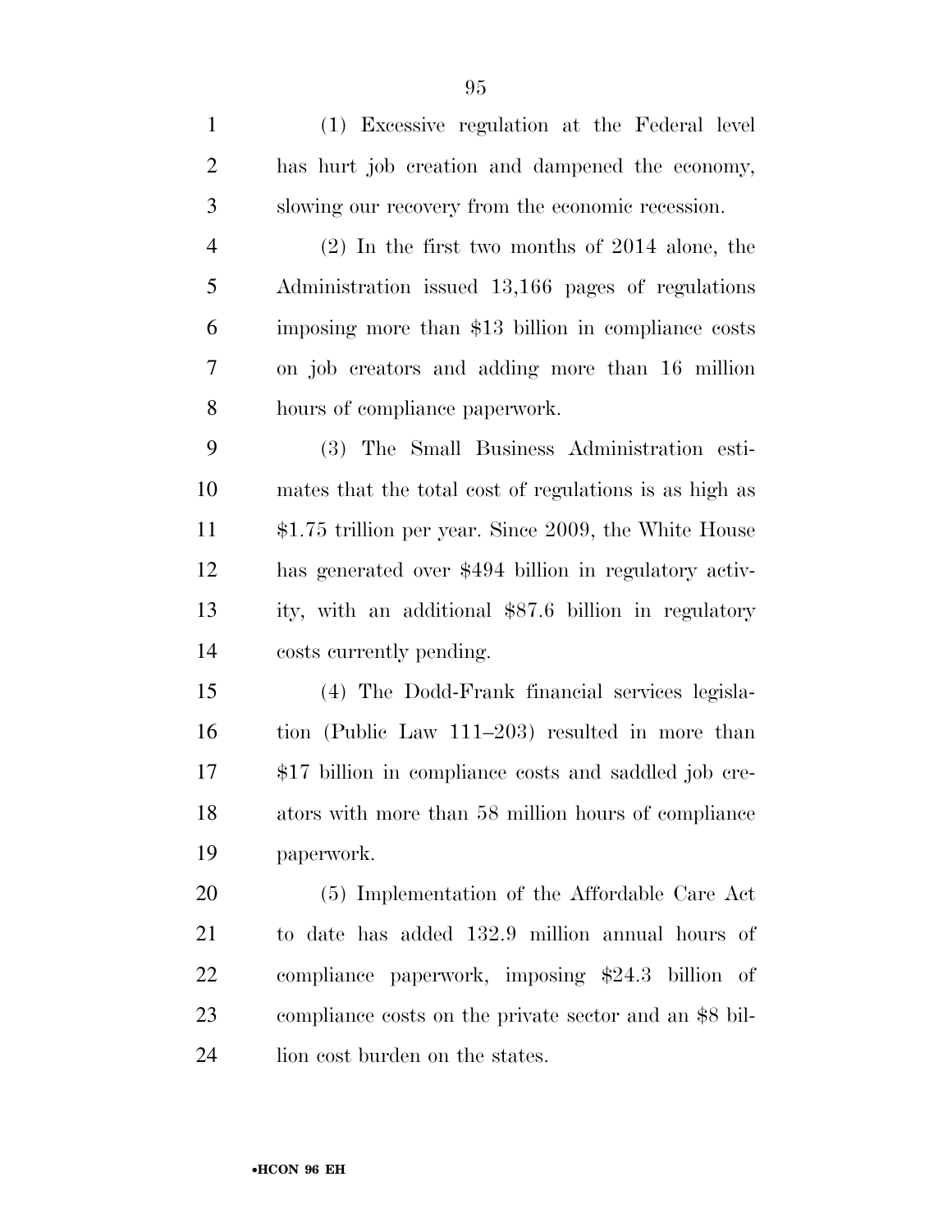(1) Excessive regulation at the Federal level has hurt job creation and dampened the economy, slowing our recovery from the economic recession.

(2) In the first two months of 2014 alone, the Administration issued 13,166 pages of regulations imposing more than $13 billion in compliance costs on job creators and adding more than 16 million hours of compliance paperwork.

(3) The Small Business Administration estimates that the total cost of regulations is as high as $1.75 trillion per year. Since 2009, the White House has generated over $494 billion in regulatory activity, with an additional $87.6 billion in regulatory costs currently pending.

(4) The Dodd-Frank financial services legislation (Public Law 111–203) resulted in more than $17 billion in compliance costs and saddled job creators with more than 58 million hours of compliance paperwork.

(5) Implementation of the Affordable Care Act to date has added 132.9 million annual hours of compliance paperwork, imposing $24.3 billion of compliance costs on the private sector and an $8 billion cost burden on the states.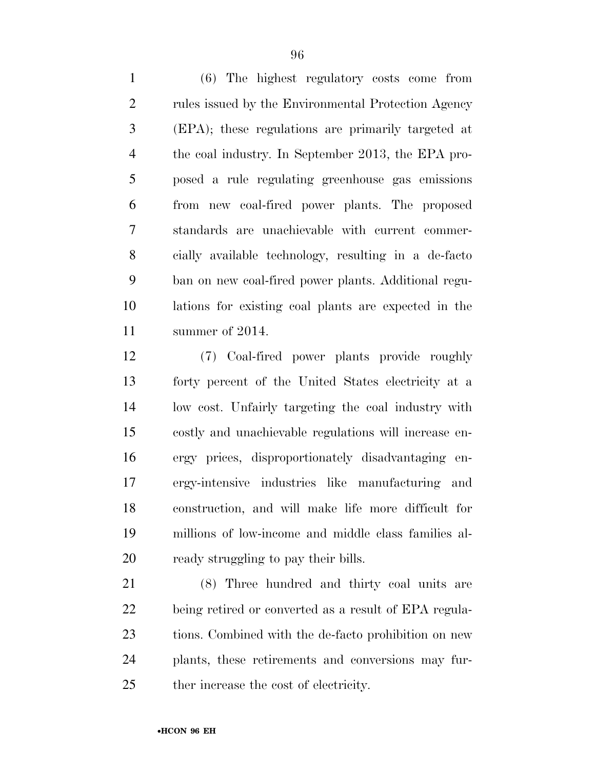(6) The highest regulatory costs come from rules issued by the Environmental Protection Agency (EPA); these regulations are primarily targeted at the coal industry. In September 2013, the EPA proposed a rule regulating greenhouse gas emissions from new coal-fired power plants. The proposed standards are unachievable with current commercially available technology, resulting in a de-facto ban on new coal-fired power plants. Additional regulations for existing coal plants are expected in the summer of 2014.

(7) Coal-fired power plants provide roughly forty percent of the United States electricity at a low cost. Unfairly targeting the coal industry with costly and unachievable regulations will increase energy prices, disproportionately disadvantaging energy-intensive industries like manufacturing and construction, and will make life more difficult for millions of low-income and middle class families already struggling to pay their bills.

(8) Three hundred and thirty coal units are being retired or converted as a result of EPA regulations. Combined with the de-facto prohibition on new plants, these retirements and conversions may further increase the cost of electricity.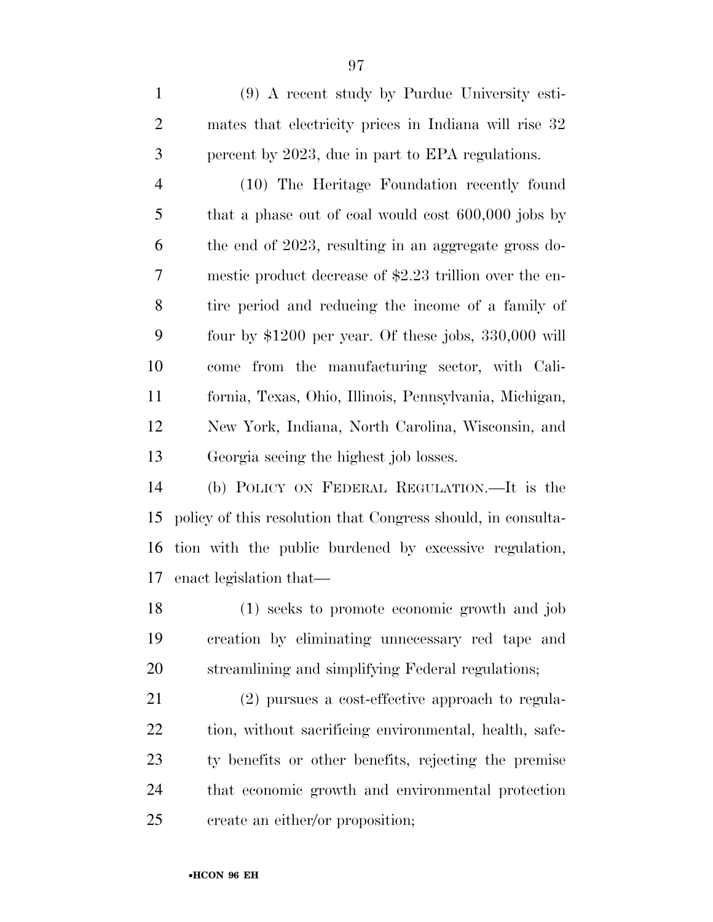(9) A recent study by Purdue University estimates that electricity prices in Indiana will rise 32 percent by 2023, due in part to EPA regulations.

(10) The Heritage Foundation recently found that a phase out of coal would cost 600,000 jobs by the end of 2023, resulting in an aggregate gross domestic product decrease of $2.23 trillion over the entire period and reducing the income of a family of four by $1200 per year. Of these jobs, 330,000 will come from the manufacturing sector, with California, Texas, Ohio, Illinois, Pennsylvania, Michigan, New York, Indiana, North Carolina, Wisconsin, and Georgia seeing the highest job losses.

(b) POLICY ON FEDERAL REGULATION.—It is the policy of this resolution that Congress should, in consultation with the public burdened by excessive regulation, enact legislation that—

(1) seeks to promote economic growth and job creation by eliminating unnecessary red tape and streamlining and simplifying Federal regulations;

(2) pursues a cost-effective approach to regulation, without sacrificing environmental, health, safety benefits or other benefits, rejecting the premise that economic growth and environmental protection create an either/or proposition;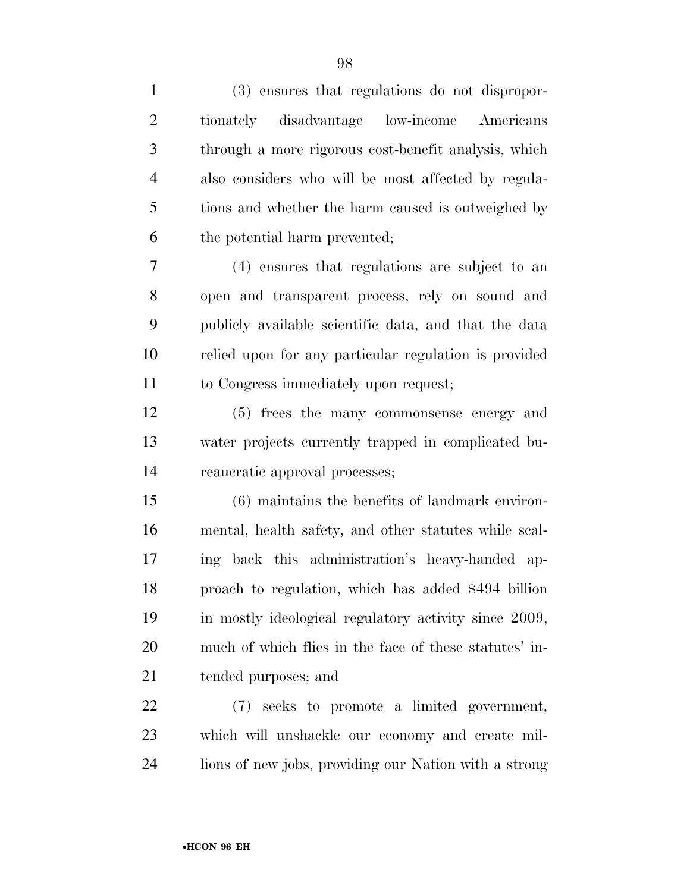(3) ensures that regulations do not disproportionately disadvantage low-income Americans through a more rigorous cost-benefit analysis, which also considers who will be most affected by regulations and whether the harm caused is outweighed by the potential harm prevented;

(4) ensures that regulations are subject to an open and transparent process, rely on sound and publicly available scientific data, and that the data relied upon for any particular regulation is provided to Congress immediately upon request;

(5) frees the many commonsense energy and water projects currently trapped in complicated bureaucratic approval processes;

(6) maintains the benefits of landmark environmental, health safety, and other statutes while scaling back this administration's heavy-handed approach to regulation, which has added $494 billion in mostly ideological regulatory activity since 2009, much of which flies in the face of these statutes' intended purposes; and

(7) seeks to promote a limited government, which will unshackle our economy and create millions of new jobs, providing our Nation with a strong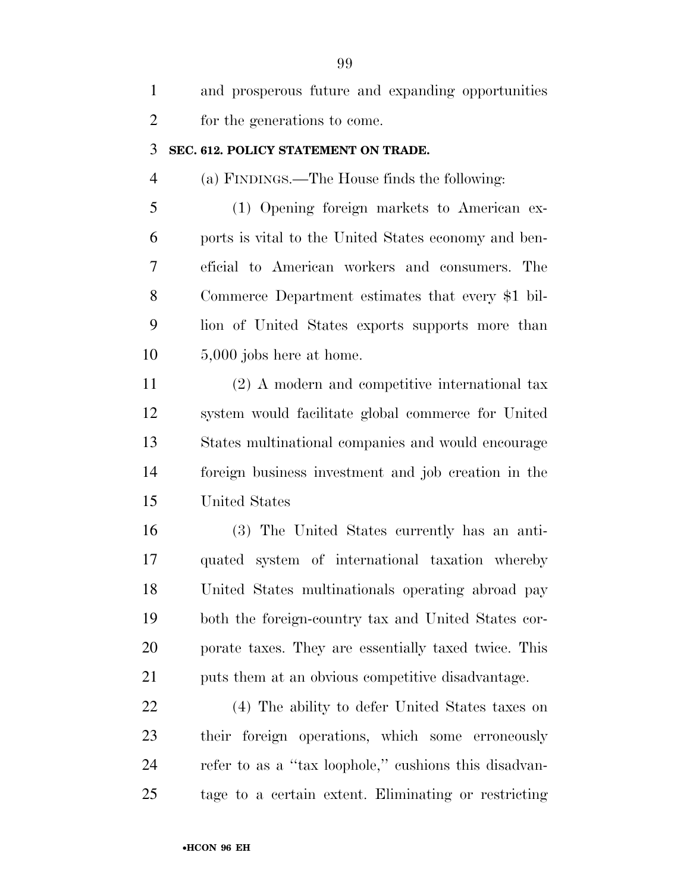and prosperous future and expanding opportunities for the generations to come.

**SEC. 612. POLICY STATEMENT ON TRADE.**

(a) FINDINGS.—The House finds the following:

(1) Opening foreign markets to American exports is vital to the United States economy and beneficial to American workers and consumers. The Commerce Department estimates that every $1 billion of United States exports supports more than 5,000 jobs here at home.

(2) A modern and competitive international tax system would facilitate global commerce for United States multinational companies and would encourage foreign business investment and job creation in the United States

(3) The United States currently has an antiquated system of international taxation whereby United States multinationals operating abroad pay both the foreign-country tax and United States corporate taxes. They are essentially taxed twice. This puts them at an obvious competitive disadvantage.

(4) The ability to defer United States taxes on their foreign operations, which some erroneously refer to as a ''tax loophole,'' cushions this disadvantage to a certain extent. Eliminating or restricting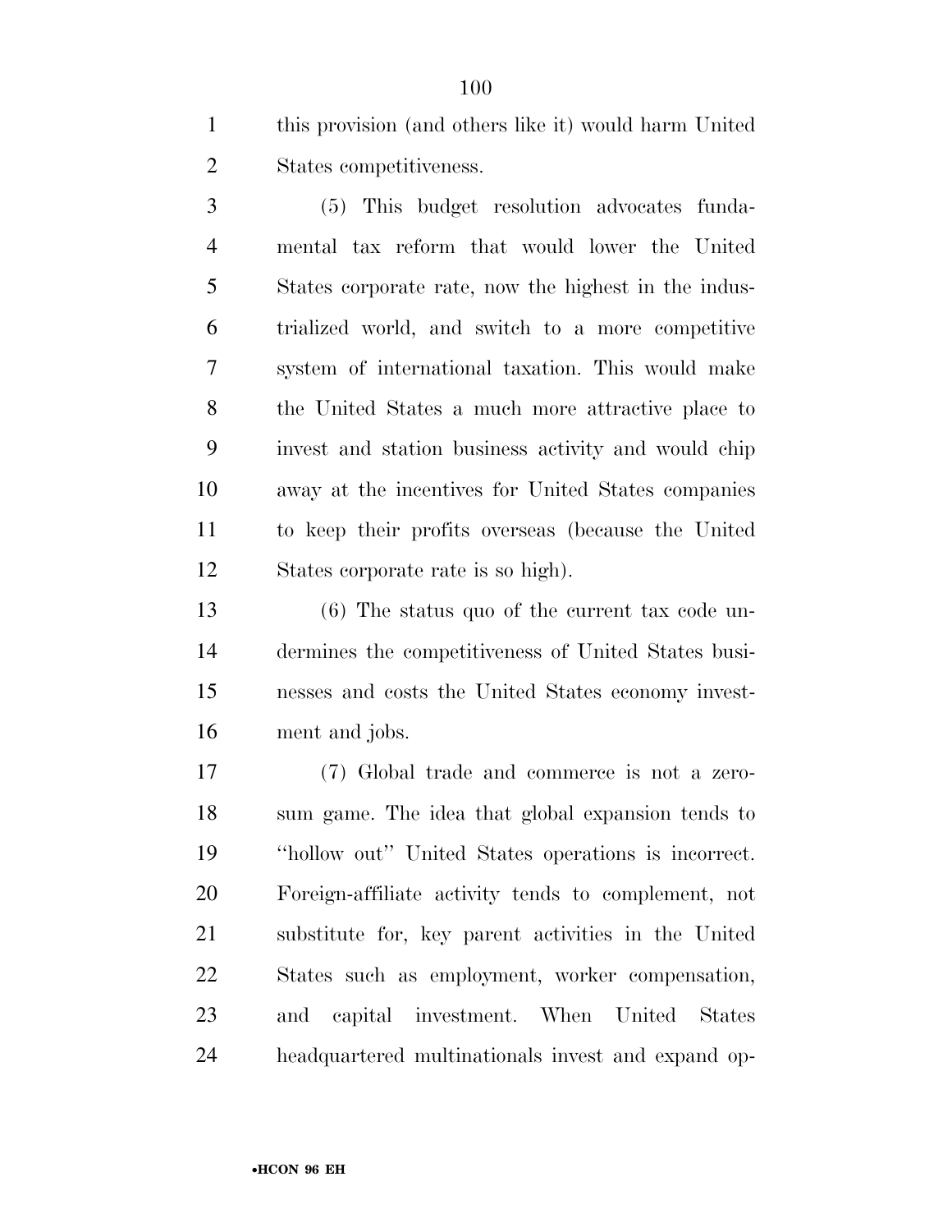this provision (and others like it) would harm United States competitiveness.

(5) This budget resolution advocates fundamental tax reform that would lower the United States corporate rate, now the highest in the industrialized world, and switch to a more competitive system of international taxation. This would make the United States a much more attractive place to invest and station business activity and would chip away at the incentives for United States companies to keep their profits overseas (because the United States corporate rate is so high).

(6) The status quo of the current tax code undermines the competitiveness of United States businesses and costs the United States economy investment and jobs.

(7) Global trade and commerce is not a zero-sum game. The idea that global expansion tends to ''hollow out'' United States operations is incorrect. Foreign-affiliate activity tends to complement, not substitute for, key parent activities in the United States such as employment, worker compensation, and capital investment. When United States headquartered multinationals invest and expand op-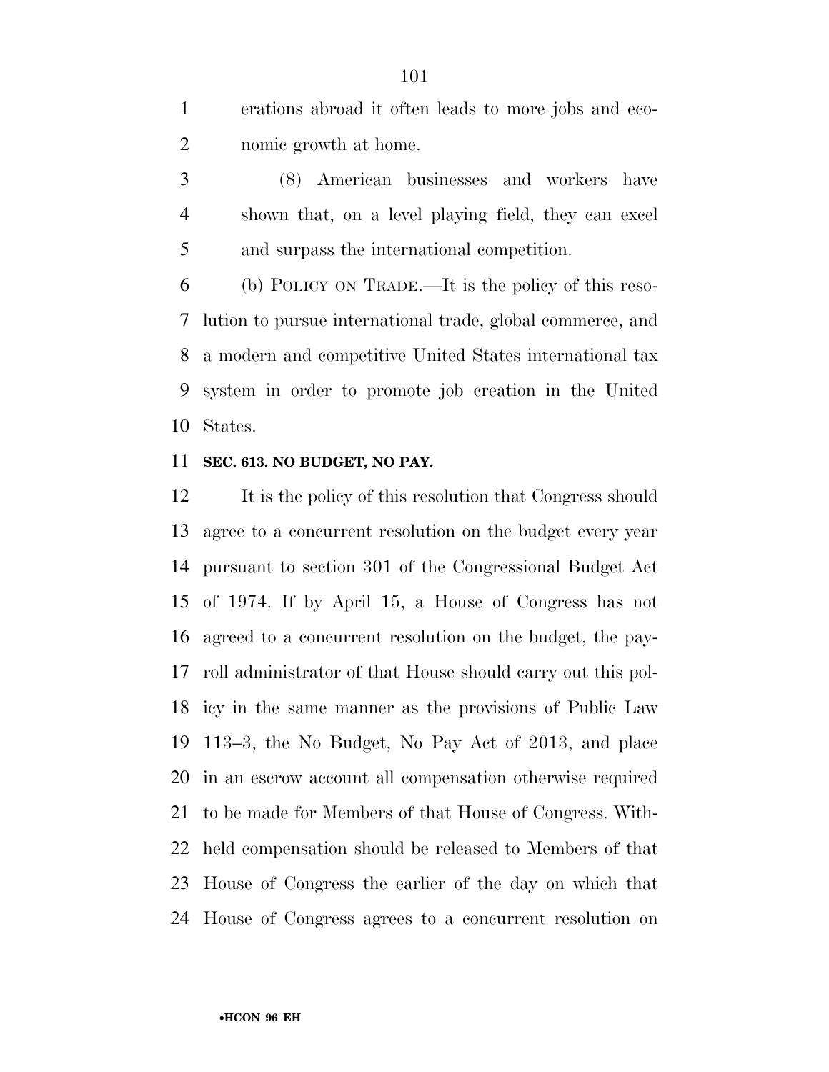erations abroad it often leads to more jobs and economic growth at home.

(8) American businesses and workers have shown that, on a level playing field, they can excel and surpass the international competition.

(b) POLICY ON TRADE.—It is the policy of this resolution to pursue international trade, global commerce, and a modern and competitive United States international tax system in order to promote job creation in the United States.

**SEC. 613. NO BUDGET, NO PAY.**

It is the policy of this resolution that Congress should agree to a concurrent resolution on the budget every year pursuant to section 301 of the Congressional Budget Act of 1974. If by April 15, a House of Congress has not agreed to a concurrent resolution on the budget, the payroll administrator of that House should carry out this policy in the same manner as the provisions of Public Law 113–3, the No Budget, No Pay Act of 2013, and place in an escrow account all compensation otherwise required to be made for Members of that House of Congress. Withheld compensation should be released to Members of that House of Congress the earlier of the day on which that House of Congress agrees to a concurrent resolution on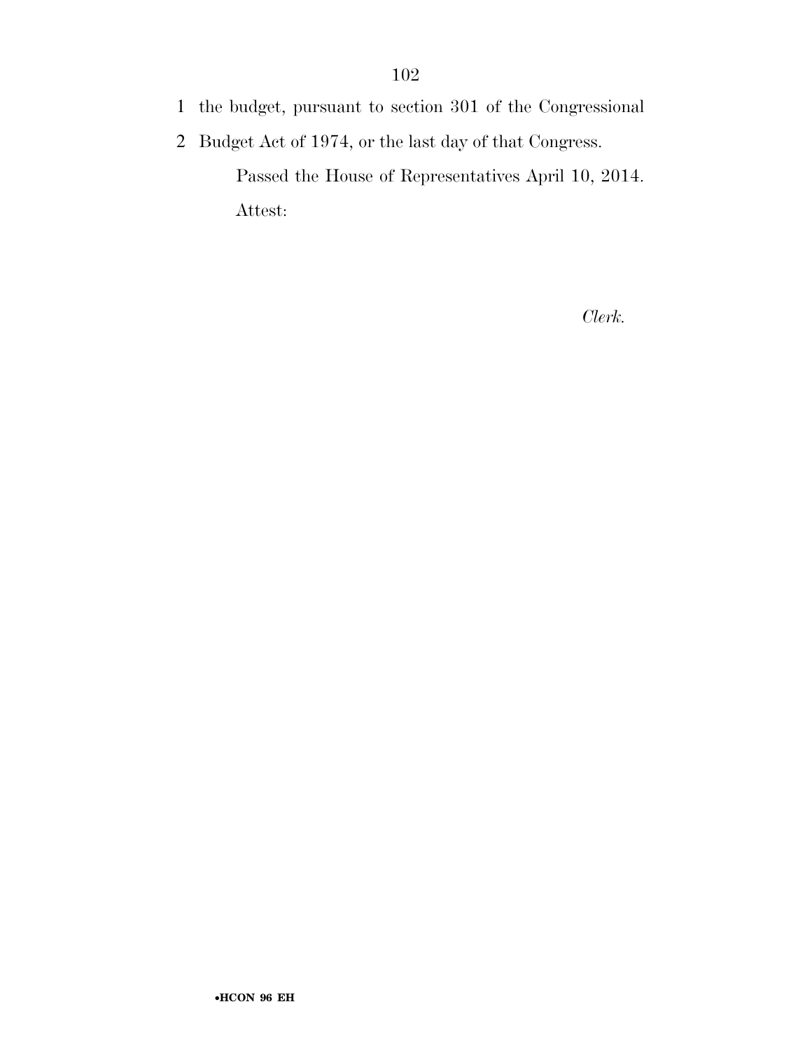the budget, pursuant to section 301 of the Congressional Budget Act of 1974, or the last day of that Congress.

Passed the House of Representatives April 10, 2014.

Attest:

*Clerk.*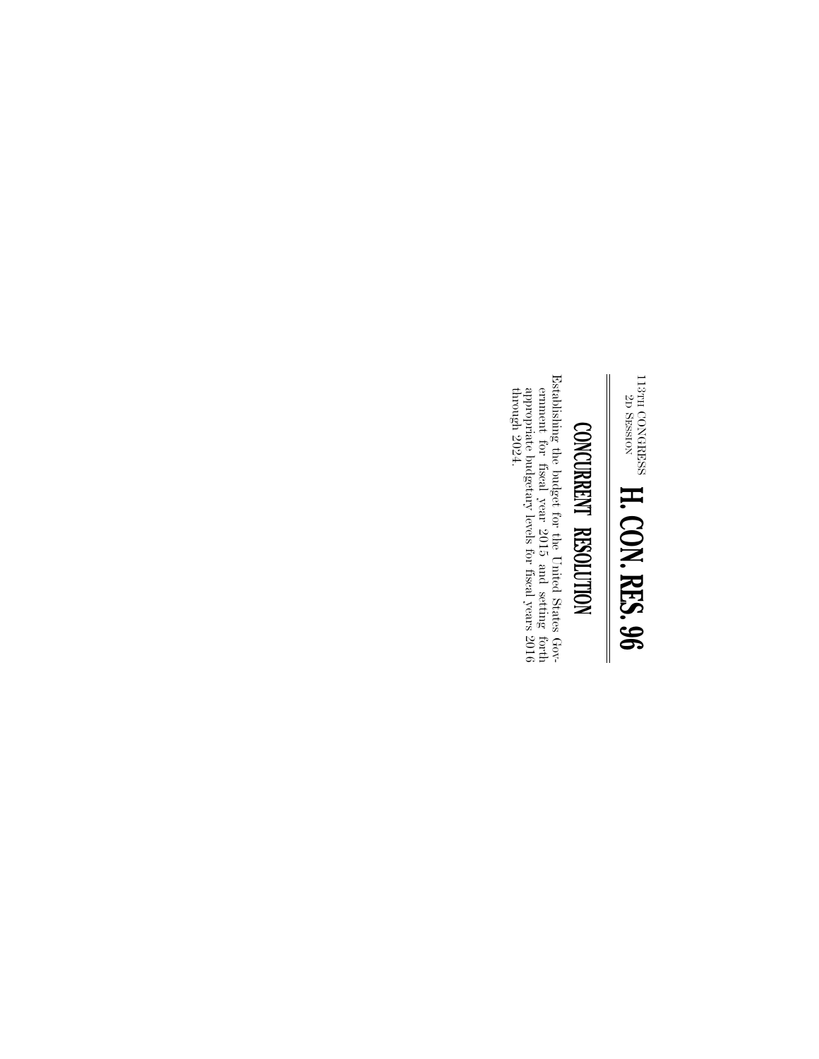113TH CONGRESS
2D SESSION

# H. CON. RES. 96

## CONCURRENT RESOLUTION

Establishing the budget for the United States Government for fiscal year 2015 and setting forth appropriate budgetary levels for fiscal years 2016 through 2024.